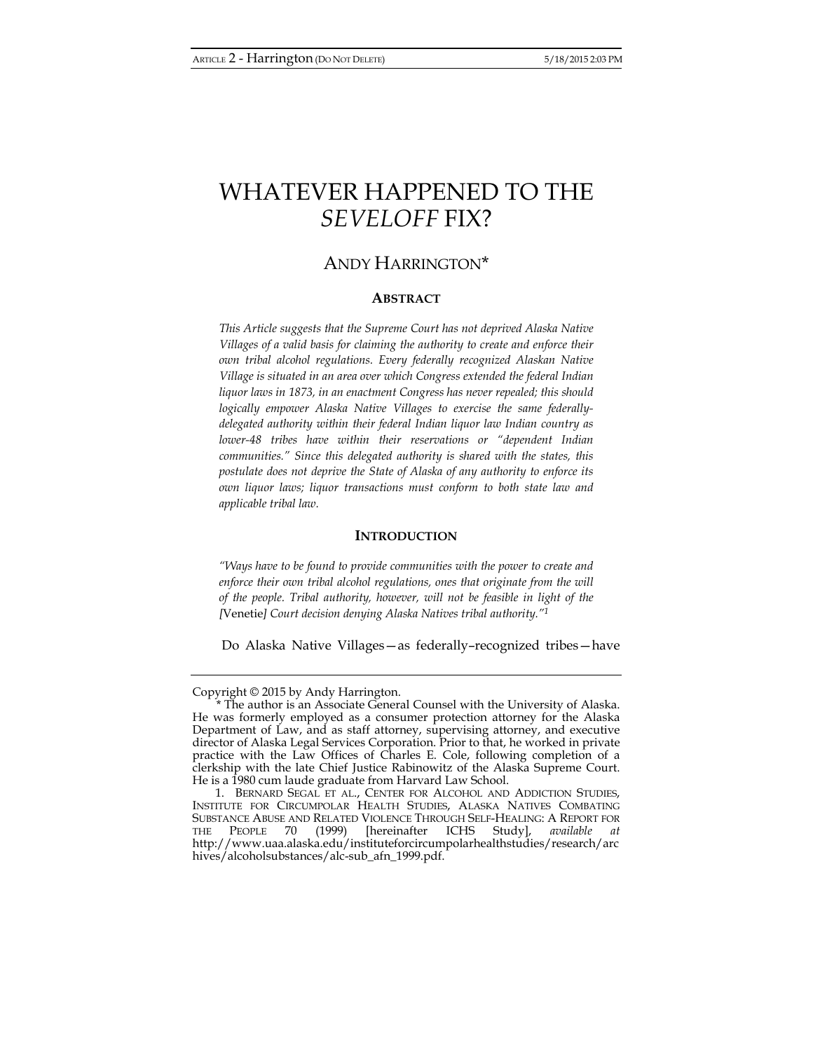# WHATEVER HAPPENED TO THE *SEVELOFF* FIX?

## ANDY HARRINGTON*

### ABSTRACT

*This Article suggests that the Supreme Court has not deprived Alaska Native Villages of a valid basis for claiming the authority to create and enforce their own tribal alcohol regulations. Every federally recognized Alaskan Native Village is situated in an area over which Congress extended the federal Indian liquor laws in 1873, in an enactment Congress has never repealed; this should logically empower Alaska Native Villages to exercise the same federally-delegated authority within their federal Indian liquor law Indian country as lower-48 tribes have within their reservations or "dependent Indian communities." Since this delegated authority is shared with the states, this postulate does not deprive the State of Alaska of any authority to enforce its own liquor laws; liquor transactions must conform to both state law and applicable tribal law.*

### INTRODUCTION

*"Ways have to be found to provide communities with the power to create and enforce their own tribal alcohol regulations, ones that originate from the will of the people. Tribal authority, however, will not be feasible in light of the [*Venetie*] Court decision denying Alaska Natives tribal authority."*[1]

Do Alaska Native Villages—as federally–recognized tribes—have

---

Copyright © 2015 by Andy Harrington.

\* The author is an Associate General Counsel with the University of Alaska. He was formerly employed as a consumer protection attorney for the Alaska Department of Law, and as staff attorney, supervising attorney, and executive director of Alaska Legal Services Corporation. Prior to that, he worked in private practice with the Law Offices of Charles E. Cole, following completion of a clerkship with the late Chief Justice Rabinowitz of the Alaska Supreme Court. He is a 1980 cum laude graduate from Harvard Law School.

1. BERNARD SEGAL ET AL., CENTER FOR ALCOHOL AND ADDICTION STUDIES, INSTITUTE FOR CIRCUMPOLAR HEALTH STUDIES, ALASKA NATIVES COMBATING SUBSTANCE ABUSE AND RELATED VIOLENCE THROUGH SELF-HEALING: A REPORT FOR THE PEOPLE 70 (1999) [hereinafter ICHS Study], *available at* http://www.uaa.alaska.edu/instituteforcircumpolarhealthstudies/research/archives/alcoholsubstances/alc-sub_afn_1999.pdf.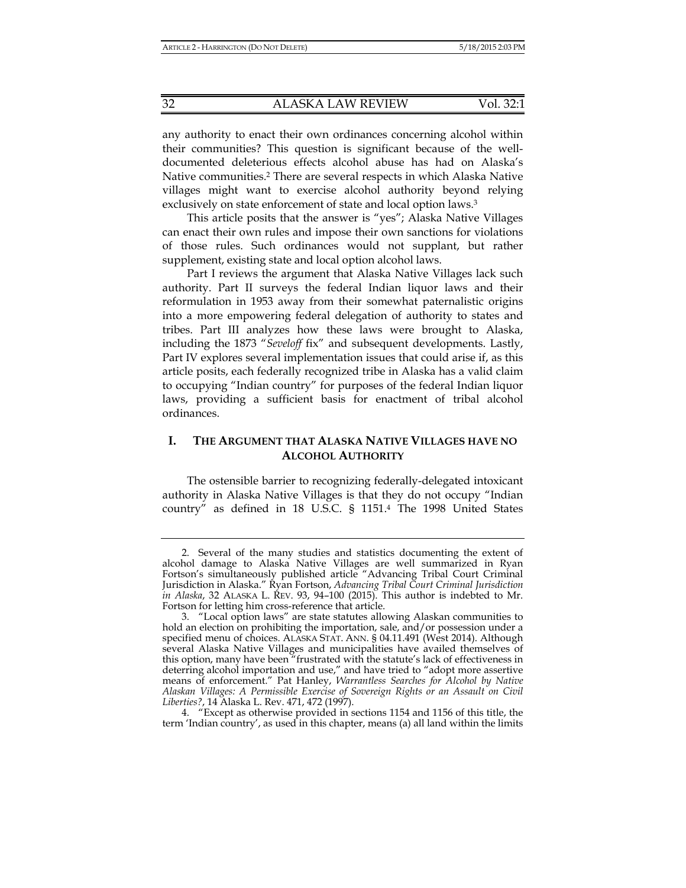any authority to enact their own ordinances concerning alcohol within their communities? This question is significant because of the well-documented deleterious effects alcohol abuse has had on Alaska's Native communities.[2] There are several respects in which Alaska Native villages might want to exercise alcohol authority beyond relying exclusively on state enforcement of state and local option laws.[3]

This article posits that the answer is "yes"; Alaska Native Villages can enact their own rules and impose their own sanctions for violations of those rules. Such ordinances would not supplant, but rather supplement, existing state and local option alcohol laws.

Part I reviews the argument that Alaska Native Villages lack such authority. Part II surveys the federal Indian liquor laws and their reformulation in 1953 away from their somewhat paternalistic origins into a more empowering federal delegation of authority to states and tribes. Part III analyzes how these laws were brought to Alaska, including the 1873 "*Seveloff* fix" and subsequent developments. Lastly, Part IV explores several implementation issues that could arise if, as this article posits, each federally recognized tribe in Alaska has a valid claim to occupying "Indian country" for purposes of the federal Indian liquor laws, providing a sufficient basis for enactment of tribal alcohol ordinances.

## I. THE ARGUMENT THAT ALASKA NATIVE VILLAGES HAVE NO ALCOHOL AUTHORITY

The ostensible barrier to recognizing federally-delegated intoxicant authority in Alaska Native Villages is that they do not occupy "Indian country" as defined in 18 U.S.C. § 1151.[4] The 1998 United States

---

2. Several of the many studies and statistics documenting the extent of alcohol damage to Alaska Native Villages are well summarized in Ryan Fortson's simultaneously published article "Advancing Tribal Court Criminal Jurisdiction in Alaska." Ryan Fortson, *Advancing Tribal Court Criminal Jurisdiction in Alaska*, 32 ALASKA L. REV. 93, 94–100 (2015). This author is indebted to Mr. Fortson for letting him cross-reference that article.

3. "Local option laws" are state statutes allowing Alaskan communities to hold an election on prohibiting the importation, sale, and/or possession under a specified menu of choices. ALASKA STAT. ANN. § 04.11.491 (West 2014). Although several Alaska Native Villages and municipalities have availed themselves of this option, many have been "frustrated with the statute's lack of effectiveness in deterring alcohol importation and use," and have tried to "adopt more assertive means of enforcement." Pat Hanley, *Warrantless Searches for Alcohol by Native Alaskan Villages: A Permissible Exercise of Sovereign Rights or an Assault on Civil Liberties?*, 14 Alaska L. Rev. 471, 472 (1997).

4. "Except as otherwise provided in sections 1154 and 1156 of this title, the term 'Indian country', as used in this chapter, means (a) all land within the limits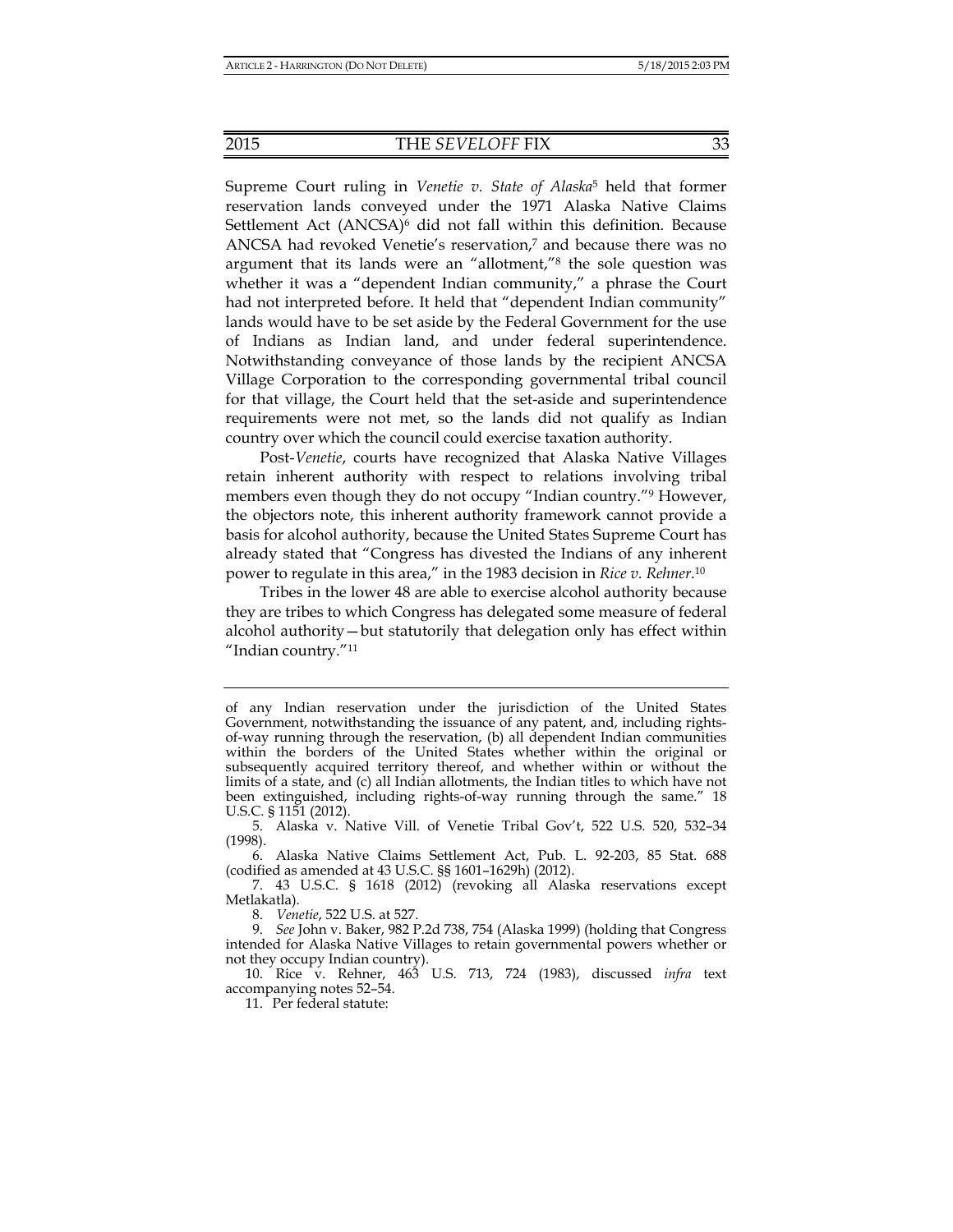Supreme Court ruling in *Venetie v. State of Alaska*[5] held that former reservation lands conveyed under the 1971 Alaska Native Claims Settlement Act (ANCSA)[6] did not fall within this definition. Because ANCSA had revoked Venetie's reservation,[7] and because there was no argument that its lands were an "allotment,"[8] the sole question was whether it was a "dependent Indian community," a phrase the Court had not interpreted before. It held that "dependent Indian community" lands would have to be set aside by the Federal Government for the use of Indians as Indian land, and under federal superintendence. Notwithstanding conveyance of those lands by the recipient ANCSA Village Corporation to the corresponding governmental tribal council for that village, the Court held that the set-aside and superintendence requirements were not met, so the lands did not qualify as Indian country over which the council could exercise taxation authority.

Post-*Venetie*, courts have recognized that Alaska Native Villages retain inherent authority with respect to relations involving tribal members even though they do not occupy "Indian country."[9] However, the objectors note, this inherent authority framework cannot provide a basis for alcohol authority, because the United States Supreme Court has already stated that "Congress has divested the Indians of any inherent power to regulate in this area," in the 1983 decision in *Rice v. Rehner*.[10]

Tribes in the lower 48 are able to exercise alcohol authority because they are tribes to which Congress has delegated some measure of federal alcohol authority—but statutorily that delegation only has effect within "Indian country."[11]

---

of any Indian reservation under the jurisdiction of the United States Government, notwithstanding the issuance of any patent, and, including rights-of-way running through the reservation, (b) all dependent Indian communities within the borders of the United States whether within the original or subsequently acquired territory thereof, and whether within or without the limits of a state, and (c) all Indian allotments, the Indian titles to which have not been extinguished, including rights-of-way running through the same." 18 U.S.C. § 1151 (2012).

5. Alaska v. Native Vill. of Venetie Tribal Gov't, 522 U.S. 520, 532–34 (1998).

6. Alaska Native Claims Settlement Act, Pub. L. 92-203, 85 Stat. 688 (codified as amended at 43 U.S.C. §§ 1601–1629h) (2012).

7. 43 U.S.C. § 1618 (2012) (revoking all Alaska reservations except Metlakatla).

8. *Venetie*, 522 U.S. at 527.

9. *See* John v. Baker, 982 P.2d 738, 754 (Alaska 1999) (holding that Congress intended for Alaska Native Villages to retain governmental powers whether or not they occupy Indian country).

10. Rice v. Rehner, 463 U.S. 713, 724 (1983), discussed *infra* text accompanying notes 52–54.

11. Per federal statute: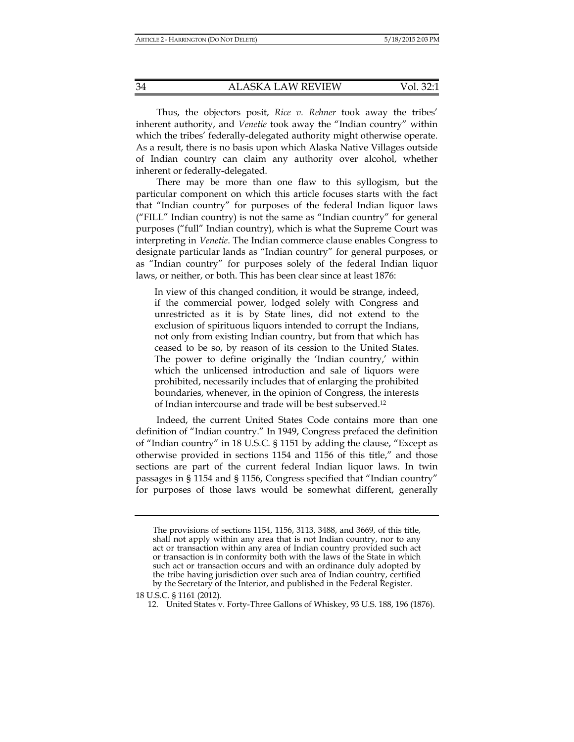Thus, the objectors posit, *Rice v. Rehner* took away the tribes' inherent authority, and *Venetie* took away the "Indian country" within which the tribes' federally-delegated authority might otherwise operate. As a result, there is no basis upon which Alaska Native Villages outside of Indian country can claim any authority over alcohol, whether inherent or federally-delegated.

There may be more than one flaw to this syllogism, but the particular component on which this article focuses starts with the fact that "Indian country" for purposes of the federal Indian liquor laws ("FILL" Indian country) is not the same as "Indian country" for general purposes ("full" Indian country), which is what the Supreme Court was interpreting in *Venetie*. The Indian commerce clause enables Congress to designate particular lands as "Indian country" for general purposes, or as "Indian country" for purposes solely of the federal Indian liquor laws, or neither, or both. This has been clear since at least 1876:

> In view of this changed condition, it would be strange, indeed, if the commercial power, lodged solely with Congress and unrestricted as it is by State lines, did not extend to the exclusion of spirituous liquors intended to corrupt the Indians, not only from existing Indian country, but from that which has ceased to be so, by reason of its cession to the United States. The power to define originally the 'Indian country,' within which the unlicensed introduction and sale of liquors were prohibited, necessarily includes that of enlarging the prohibited boundaries, whenever, in the opinion of Congress, the interests of Indian intercourse and trade will be best subserved.[12]

Indeed, the current United States Code contains more than one definition of "Indian country." In 1949, Congress prefaced the definition of "Indian country" in 18 U.S.C. § 1151 by adding the clause, "Except as otherwise provided in sections 1154 and 1156 of this title," and those sections are part of the current federal Indian liquor laws. In twin passages in § 1154 and § 1156, Congress specified that "Indian country" for purposes of those laws would be somewhat different, generally

---

> The provisions of sections 1154, 1156, 3113, 3488, and 3669, of this title, shall not apply within any area that is not Indian country, nor to any act or transaction within any area of Indian country provided such act or transaction is in conformity both with the laws of the State in which such act or transaction occurs and with an ordinance duly adopted by the tribe having jurisdiction over such area of Indian country, certified by the Secretary of the Interior, and published in the Federal Register.

18 U.S.C. § 1161 (2012).

12. United States v. Forty-Three Gallons of Whiskey, 93 U.S. 188, 196 (1876).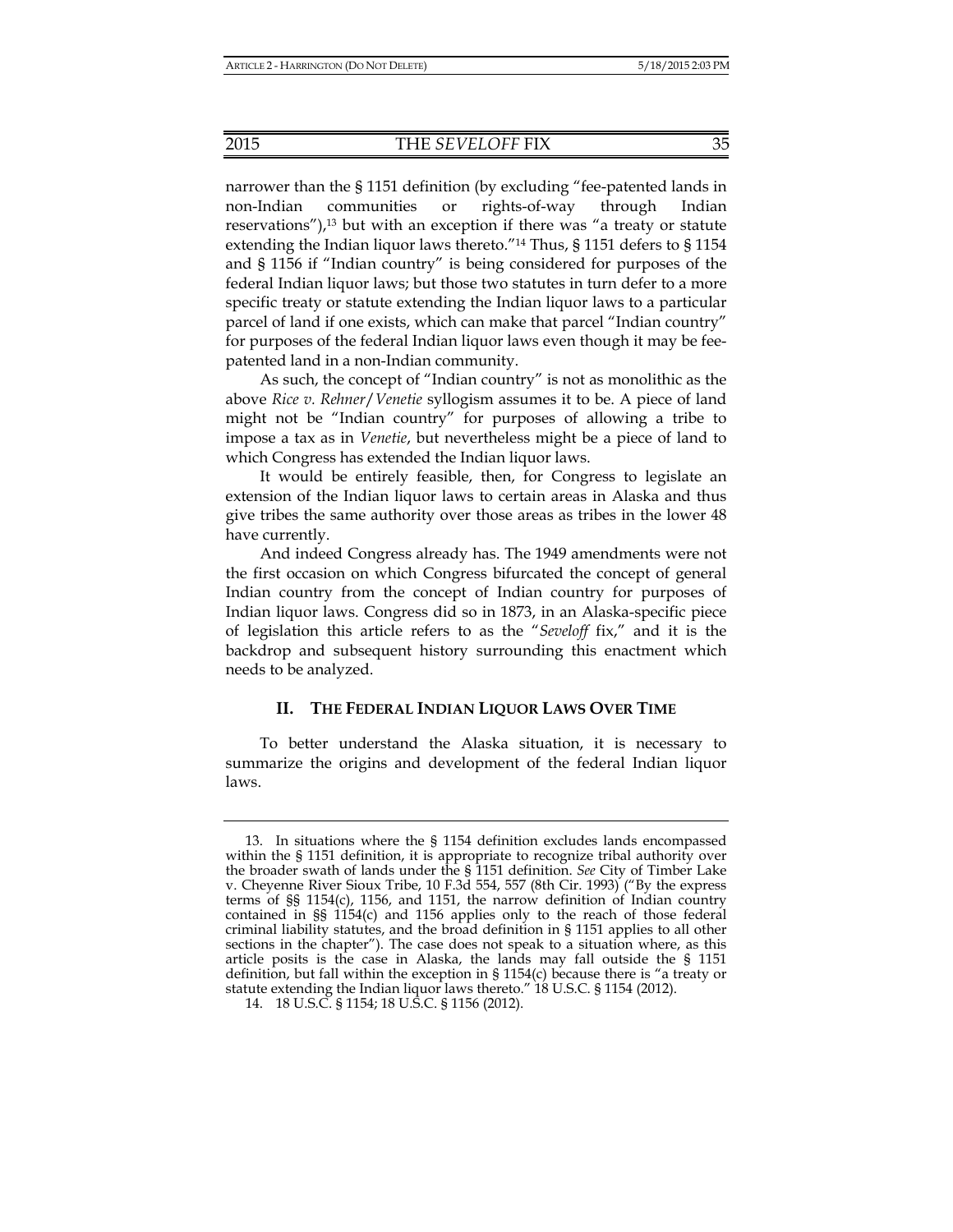narrower than the § 1151 definition (by excluding "fee-patented lands in non-Indian communities or rights-of-way through Indian reservations"),[13] but with an exception if there was "a treaty or statute extending the Indian liquor laws thereto."[14] Thus, § 1151 defers to § 1154 and § 1156 if "Indian country" is being considered for purposes of the federal Indian liquor laws; but those two statutes in turn defer to a more specific treaty or statute extending the Indian liquor laws to a particular parcel of land if one exists, which can make that parcel "Indian country" for purposes of the federal Indian liquor laws even though it may be fee-patented land in a non-Indian community.

As such, the concept of "Indian country" is not as monolithic as the above *Rice v. Rehner*/*Venetie* syllogism assumes it to be. A piece of land might not be "Indian country" for purposes of allowing a tribe to impose a tax as in *Venetie*, but nevertheless might be a piece of land to which Congress has extended the Indian liquor laws.

It would be entirely feasible, then, for Congress to legislate an extension of the Indian liquor laws to certain areas in Alaska and thus give tribes the same authority over those areas as tribes in the lower 48 have currently.

And indeed Congress already has. The 1949 amendments were not the first occasion on which Congress bifurcated the concept of general Indian country from the concept of Indian country for purposes of Indian liquor laws. Congress did so in 1873, in an Alaska-specific piece of legislation this article refers to as the "*Seveloff* fix," and it is the backdrop and subsequent history surrounding this enactment which needs to be analyzed.

## II. THE FEDERAL INDIAN LIQUOR LAWS OVER TIME

To better understand the Alaska situation, it is necessary to summarize the origins and development of the federal Indian liquor laws.

---

13. In situations where the § 1154 definition excludes lands encompassed within the § 1151 definition, it is appropriate to recognize tribal authority over the broader swath of lands under the § 1151 definition. *See* City of Timber Lake v. Cheyenne River Sioux Tribe, 10 F.3d 554, 557 (8th Cir. 1993) ("By the express terms of §§ 1154(c), 1156, and 1151, the narrow definition of Indian country contained in §§ 1154(c) and 1156 applies only to the reach of those federal criminal liability statutes, and the broad definition in § 1151 applies to all other sections in the chapter"). The case does not speak to a situation where, as this article posits is the case in Alaska, the lands may fall outside the § 1151 definition, but fall within the exception in § 1154(c) because there is "a treaty or statute extending the Indian liquor laws thereto." 18 U.S.C. § 1154 (2012).

14. 18 U.S.C. § 1154; 18 U.S.C. § 1156 (2012).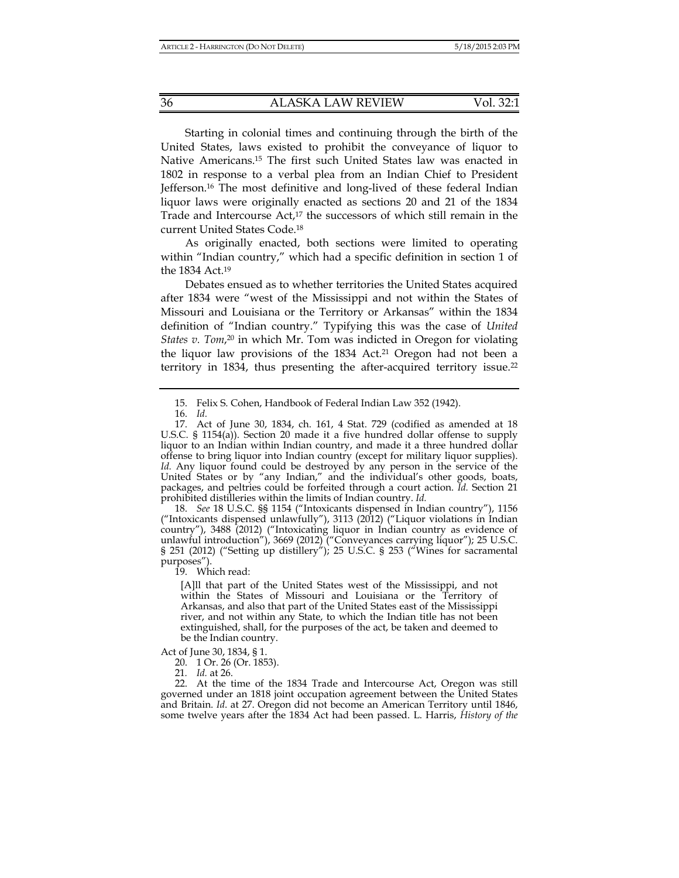Starting in colonial times and continuing through the birth of the United States, laws existed to prohibit the conveyance of liquor to Native Americans.[15] The first such United States law was enacted in 1802 in response to a verbal plea from an Indian Chief to President Jefferson.[16] The most definitive and long-lived of these federal Indian liquor laws were originally enacted as sections 20 and 21 of the 1834 Trade and Intercourse Act,[17] the successors of which still remain in the current United States Code.[18]

As originally enacted, both sections were limited to operating within "Indian country," which had a specific definition in section 1 of the 1834 Act.[19]

Debates ensued as to whether territories the United States acquired after 1834 were "west of the Mississippi and not within the States of Missouri and Louisiana or the Territory or Arkansas" within the 1834 definition of "Indian country." Typifying this was the case of *United States v. Tom*,[20] in which Mr. Tom was indicted in Oregon for violating the liquor law provisions of the 1834 Act.[21] Oregon had not been a territory in 1834, thus presenting the after-acquired territory issue.[22]

---

15. Felix S. Cohen, Handbook of Federal Indian Law 352 (1942).

16. *Id.*

17. Act of June 30, 1834, ch. 161, 4 Stat. 729 (codified as amended at 18 U.S.C. § 1154(a)). Section 20 made it a five hundred dollar offense to supply liquor to an Indian within Indian country, and made it a three hundred dollar offense to bring liquor into Indian country (except for military liquor supplies). *Id.* Any liquor found could be destroyed by any person in the service of the United States or by "any Indian," and the individual's other goods, boats, packages, and peltries could be forfeited through a court action. *Id.* Section 21 prohibited distilleries within the limits of Indian country. *Id.*

18. *See* 18 U.S.C. §§ 1154 ("Intoxicants dispensed in Indian country"), 1156 ("Intoxicants dispensed unlawfully"), 3113 (2012) ("Liquor violations in Indian country"), 3488 (2012) ("Intoxicating liquor in Indian country as evidence of unlawful introduction"), 3669 (2012) ("Conveyances carrying liquor"); 25 U.S.C. § 251 (2012) ("Setting up distillery"); 25 U.S.C. § 253 ("Wines for sacramental purposes").

19. Which read:

> [A]ll that part of the United States west of the Mississippi, and not within the States of Missouri and Louisiana or the Territory of Arkansas, and also that part of the United States east of the Mississippi river, and not within any State, to which the Indian title has not been extinguished, shall, for the purposes of the act, be taken and deemed to be the Indian country.

Act of June 30, 1834, § 1.

20. 1 Or. 26 (Or. 1853).

21. *Id.* at 26.

22. At the time of the 1834 Trade and Intercourse Act, Oregon was still governed under an 1818 joint occupation agreement between the United States and Britain. *Id.* at 27. Oregon did not become an American Territory until 1846, some twelve years after the 1834 Act had been passed. L. Harris, *History of the*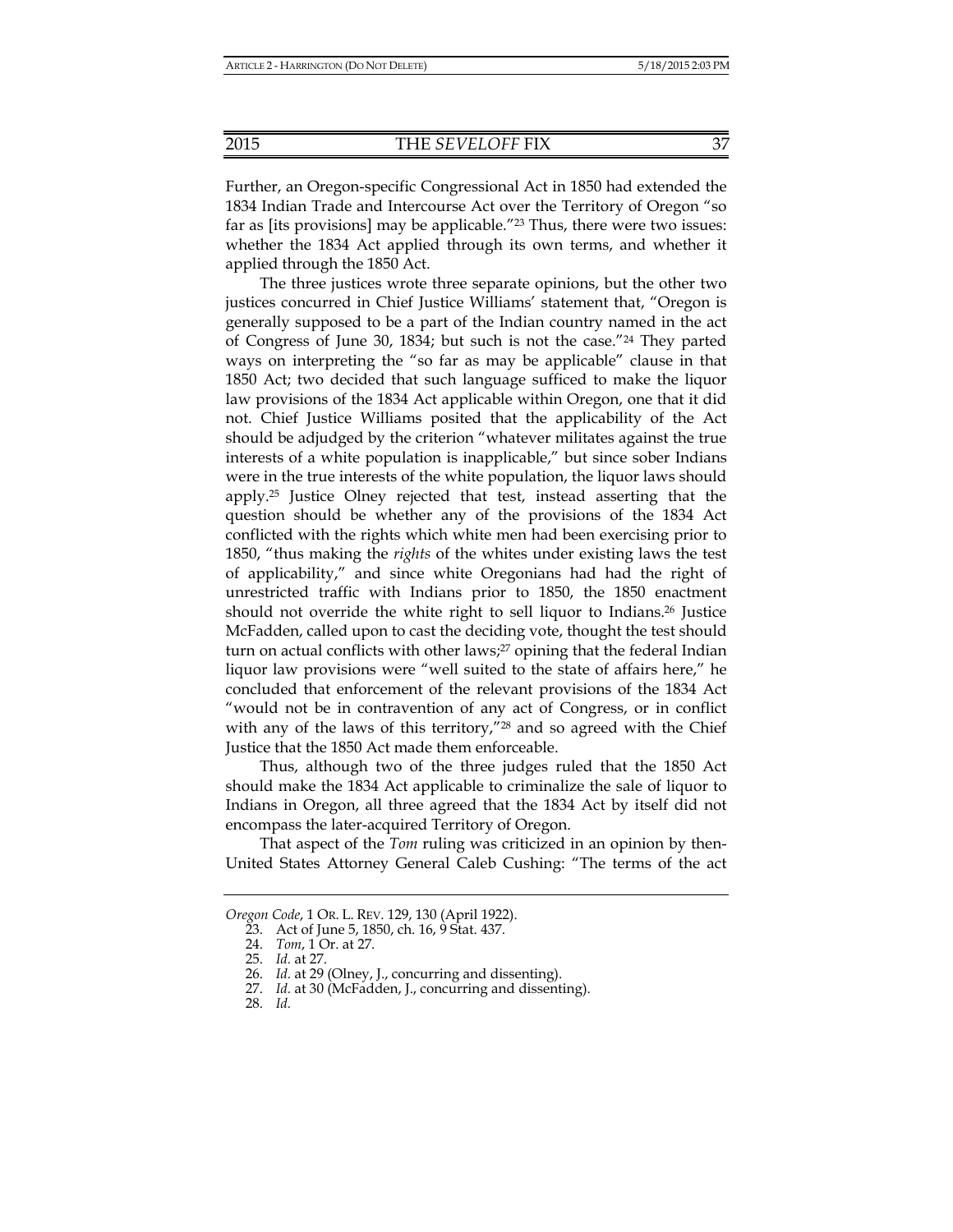Further, an Oregon-specific Congressional Act in 1850 had extended the 1834 Indian Trade and Intercourse Act over the Territory of Oregon "so far as [its provisions] may be applicable."[23] Thus, there were two issues: whether the 1834 Act applied through its own terms, and whether it applied through the 1850 Act.

The three justices wrote three separate opinions, but the other two justices concurred in Chief Justice Williams' statement that, "Oregon is generally supposed to be a part of the Indian country named in the act of Congress of June 30, 1834; but such is not the case."[24] They parted ways on interpreting the "so far as may be applicable" clause in that 1850 Act; two decided that such language sufficed to make the liquor law provisions of the 1834 Act applicable within Oregon, one that it did not. Chief Justice Williams posited that the applicability of the Act should be adjudged by the criterion "whatever militates against the true interests of a white population is inapplicable," but since sober Indians were in the true interests of the white population, the liquor laws should apply.[25] Justice Olney rejected that test, instead asserting that the question should be whether any of the provisions of the 1834 Act conflicted with the rights which white men had been exercising prior to 1850, "thus making the *rights* of the whites under existing laws the test of applicability," and since white Oregonians had had the right of unrestricted traffic with Indians prior to 1850, the 1850 enactment should not override the white right to sell liquor to Indians.[26] Justice McFadden, called upon to cast the deciding vote, thought the test should turn on actual conflicts with other laws;[27] opining that the federal Indian liquor law provisions were "well suited to the state of affairs here," he concluded that enforcement of the relevant provisions of the 1834 Act "would not be in contravention of any act of Congress, or in conflict with any of the laws of this territory,"[28] and so agreed with the Chief Justice that the 1850 Act made them enforceable.

Thus, although two of the three judges ruled that the 1850 Act should make the 1834 Act applicable to criminalize the sale of liquor to Indians in Oregon, all three agreed that the 1834 Act by itself did not encompass the later-acquired Territory of Oregon.

That aspect of the *Tom* ruling was criticized in an opinion by then-United States Attorney General Caleb Cushing: "The terms of the act

---

*Oregon Code*, 1 OR. L. REV. 129, 130 (April 1922).

23. Act of June 5, 1850, ch. 16, 9 Stat. 437.

24. *Tom*, 1 Or. at 27.

25. *Id.* at 27.

26. *Id.* at 29 (Olney, J., concurring and dissenting).

27. *Id.* at 30 (McFadden, J., concurring and dissenting).

28. *Id.*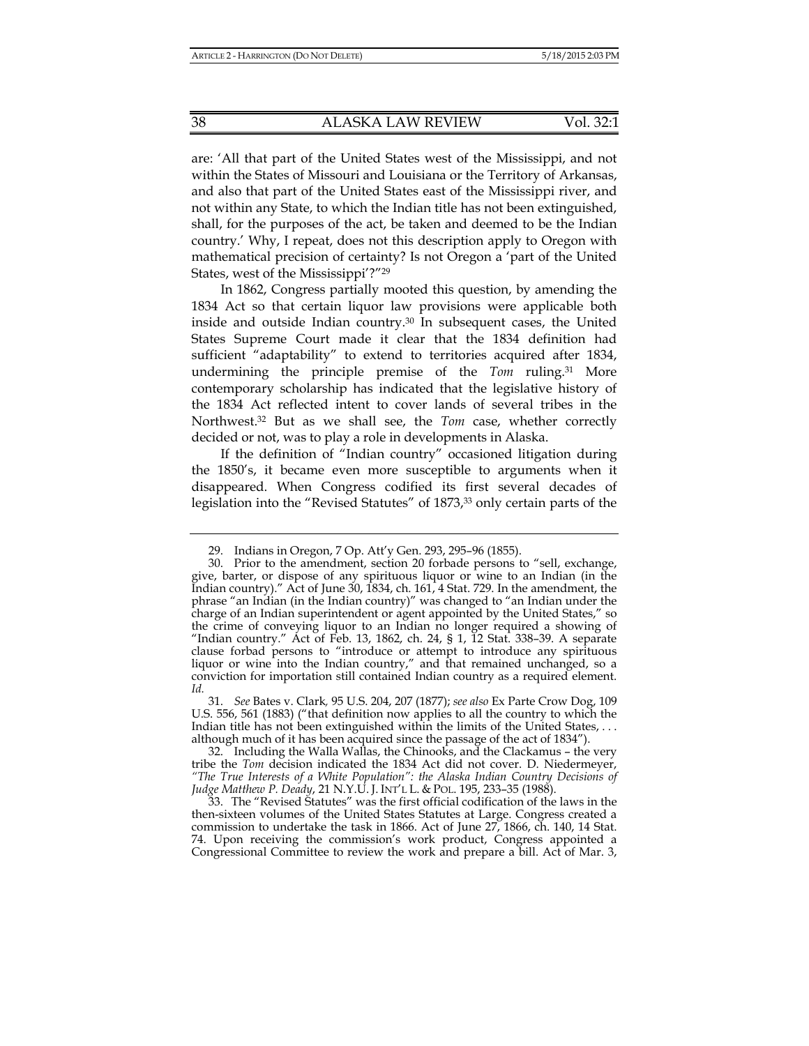are: 'All that part of the United States west of the Mississippi, and not within the States of Missouri and Louisiana or the Territory of Arkansas, and also that part of the United States east of the Mississippi river, and not within any State, to which the Indian title has not been extinguished, shall, for the purposes of the act, be taken and deemed to be the Indian country.' Why, I repeat, does not this description apply to Oregon with mathematical precision of certainty? Is not Oregon a 'part of the United States, west of the Mississippi'?"[29]

In 1862, Congress partially mooted this question, by amending the 1834 Act so that certain liquor law provisions were applicable both inside and outside Indian country.[30] In subsequent cases, the United States Supreme Court made it clear that the 1834 definition had sufficient "adaptability" to extend to territories acquired after 1834, undermining the principle premise of the *Tom* ruling.[31] More contemporary scholarship has indicated that the legislative history of the 1834 Act reflected intent to cover lands of several tribes in the Northwest.[32] But as we shall see, the *Tom* case, whether correctly decided or not, was to play a role in developments in Alaska.

If the definition of "Indian country" occasioned litigation during the 1850's, it became even more susceptible to arguments when it disappeared. When Congress codified its first several decades of legislation into the "Revised Statutes" of 1873,[33] only certain parts of the

---

29. Indians in Oregon, 7 Op. Att'y Gen. 293, 295–96 (1855).

30. Prior to the amendment, section 20 forbade persons to "sell, exchange, give, barter, or dispose of any spirituous liquor or wine to an Indian (in the Indian country)." Act of June 30, 1834, ch. 161, 4 Stat. 729. In the amendment, the phrase "an Indian (in the Indian country)" was changed to "an Indian under the charge of an Indian superintendent or agent appointed by the United States," so the crime of conveying liquor to an Indian no longer required a showing of "Indian country." Act of Feb. 13, 1862, ch. 24, § 1, 12 Stat. 338–39. A separate clause forbad persons to "introduce or attempt to introduce any spirituous liquor or wine into the Indian country," and that remained unchanged, so a conviction for importation still contained Indian country as a required element. *Id.*

31. *See* Bates v. Clark, 95 U.S. 204, 207 (1877); *see also* Ex Parte Crow Dog, 109 U.S. 556, 561 (1883) ("that definition now applies to all the country to which the Indian title has not been extinguished within the limits of the United States, . . . although much of it has been acquired since the passage of the act of 1834").

32. Including the Walla Wallas, the Chinooks, and the Clackamus – the very tribe the *Tom* decision indicated the 1834 Act did not cover. D. Niedermeyer, *"The True Interests of a White Population": the Alaska Indian Country Decisions of Judge Matthew P. Deady*, 21 N.Y.U. J. INT'L L. & POL. 195, 233–35 (1988).

33. The "Revised Statutes" was the first official codification of the laws in the then-sixteen volumes of the United States Statutes at Large. Congress created a commission to undertake the task in 1866. Act of June 27, 1866, ch. 140, 14 Stat. 74. Upon receiving the commission's work product, Congress appointed a Congressional Committee to review the work and prepare a bill. Act of Mar. 3,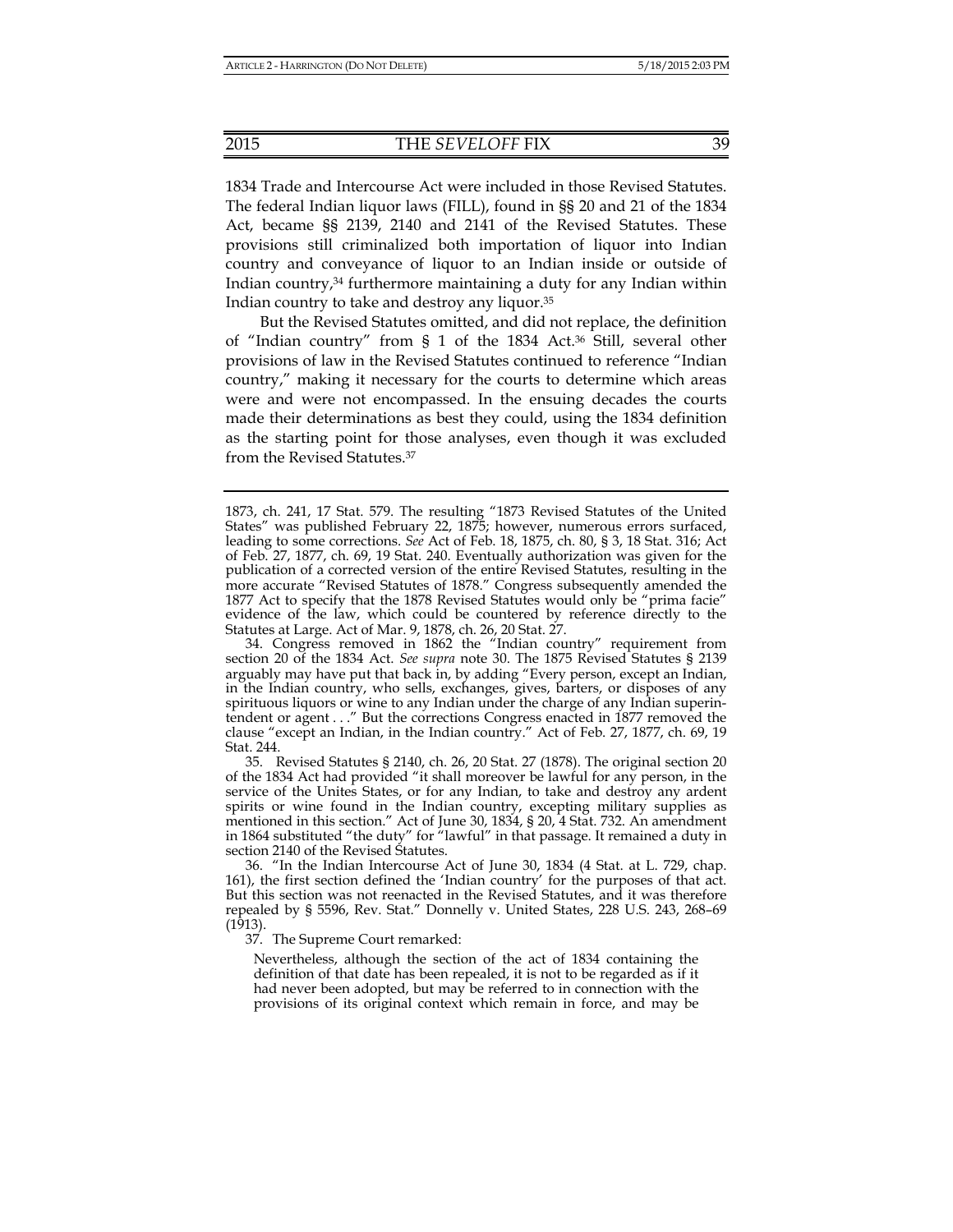1834 Trade and Intercourse Act were included in those Revised Statutes. The federal Indian liquor laws (FILL), found in §§ 20 and 21 of the 1834 Act, became §§ 2139, 2140 and 2141 of the Revised Statutes. These provisions still criminalized both importation of liquor into Indian country and conveyance of liquor to an Indian inside or outside of Indian country,[34] furthermore maintaining a duty for any Indian within Indian country to take and destroy any liquor.[35]

But the Revised Statutes omitted, and did not replace, the definition of "Indian country" from § 1 of the 1834 Act.[36] Still, several other provisions of law in the Revised Statutes continued to reference "Indian country," making it necessary for the courts to determine which areas were and were not encompassed. In the ensuing decades the courts made their determinations as best they could, using the 1834 definition as the starting point for those analyses, even though it was excluded from the Revised Statutes.[37]

---

1873, ch. 241, 17 Stat. 579. The resulting "1873 Revised Statutes of the United States" was published February 22, 1875; however, numerous errors surfaced, leading to some corrections. *See* Act of Feb. 18, 1875, ch. 80, § 3, 18 Stat. 316; Act of Feb. 27, 1877, ch. 69, 19 Stat. 240. Eventually authorization was given for the publication of a corrected version of the entire Revised Statutes, resulting in the more accurate "Revised Statutes of 1878." Congress subsequently amended the 1877 Act to specify that the 1878 Revised Statutes would only be "prima facie" evidence of the law, which could be countered by reference directly to the Statutes at Large. Act of Mar. 9, 1878, ch. 26, 20 Stat. 27.

34. Congress removed in 1862 the "Indian country" requirement from section 20 of the 1834 Act. *See supra* note 30. The 1875 Revised Statutes § 2139 arguably may have put that back in, by adding "Every person, except an Indian, in the Indian country, who sells, exchanges, gives, barters, or disposes of any spirituous liquors or wine to any Indian under the charge of any Indian superintendent or agent . . ." But the corrections Congress enacted in 1877 removed the clause "except an Indian, in the Indian country." Act of Feb. 27, 1877, ch. 69, 19 Stat. 244.

35. Revised Statutes § 2140, ch. 26, 20 Stat. 27 (1878). The original section 20 of the 1834 Act had provided "it shall moreover be lawful for any person, in the service of the Unites States, or for any Indian, to take and destroy any ardent spirits or wine found in the Indian country, excepting military supplies as mentioned in this section." Act of June 30, 1834, § 20, 4 Stat. 732. An amendment in 1864 substituted "the duty" for "lawful" in that passage. It remained a duty in section 2140 of the Revised Statutes.

36. "In the Indian Intercourse Act of June 30, 1834 (4 Stat. at L. 729, chap. 161), the first section defined the 'Indian country' for the purposes of that act. But this section was not reenacted in the Revised Statutes, and it was therefore repealed by § 5596, Rev. Stat." Donnelly v. United States, 228 U.S. 243, 268–69 (1913).

37. The Supreme Court remarked:

> Nevertheless, although the section of the act of 1834 containing the definition of that date has been repealed, it is not to be regarded as if it had never been adopted, but may be referred to in connection with the provisions of its original context which remain in force, and may be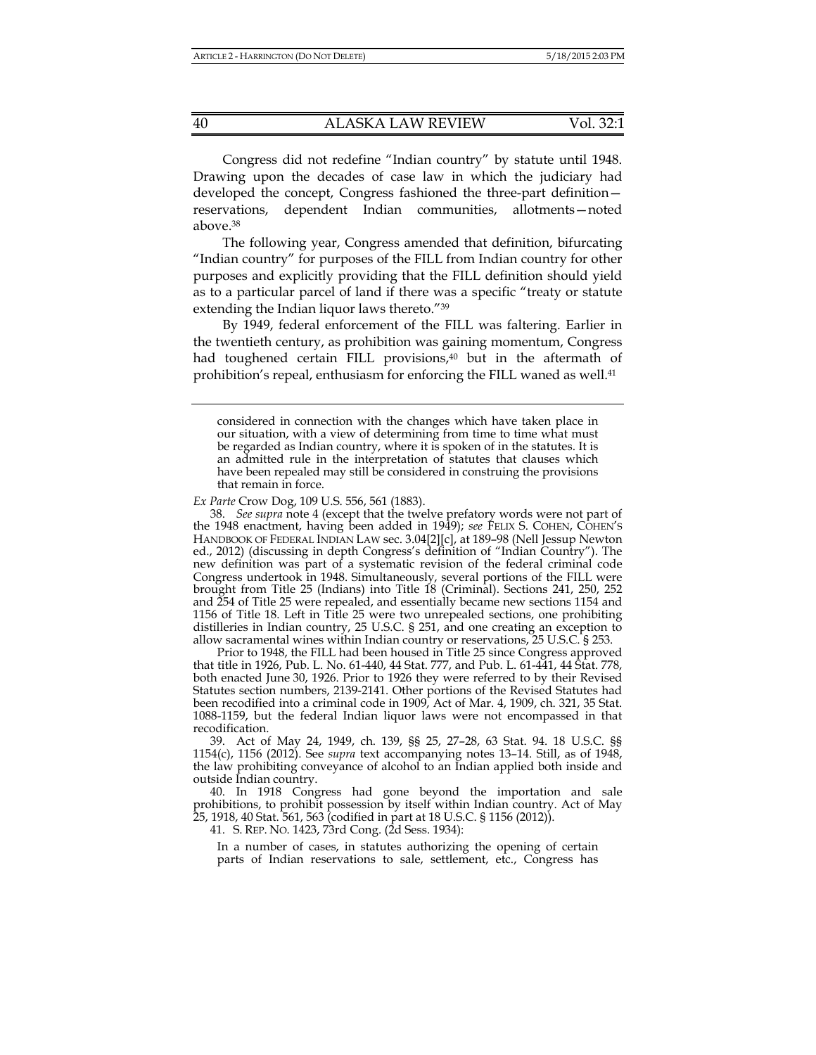Congress did not redefine "Indian country" by statute until 1948. Drawing upon the decades of case law in which the judiciary had developed the concept, Congress fashioned the three-part definition—reservations, dependent Indian communities, allotments—noted above.[38]

The following year, Congress amended that definition, bifurcating "Indian country" for purposes of the FILL from Indian country for other purposes and explicitly providing that the FILL definition should yield as to a particular parcel of land if there was a specific "treaty or statute extending the Indian liquor laws thereto."[39]

By 1949, federal enforcement of the FILL was faltering. Earlier in the twentieth century, as prohibition was gaining momentum, Congress had toughened certain FILL provisions,[40] but in the aftermath of prohibition's repeal, enthusiasm for enforcing the FILL waned as well.[41]

---

> considered in connection with the changes which have taken place in our situation, with a view of determining from time to time what must be regarded as Indian country, where it is spoken of in the statutes. It is an admitted rule in the interpretation of statutes that clauses which have been repealed may still be considered in construing the provisions that remain in force.

*Ex Parte* Crow Dog, 109 U.S. 556, 561 (1883).

38. *See supra* note 4 (except that the twelve prefatory words were not part of the 1948 enactment, having been added in 1949); *see* FELIX S. COHEN, COHEN'S HANDBOOK OF FEDERAL INDIAN LAW sec. 3.04[2][c], at 189–98 (Nell Jessup Newton ed., 2012) (discussing in depth Congress's definition of "Indian Country"). The new definition was part of a systematic revision of the federal criminal code Congress undertook in 1948. Simultaneously, several portions of the FILL were brought from Title 25 (Indians) into Title 18 (Criminal). Sections 241, 250, 252 and 254 of Title 25 were repealed, and essentially became new sections 1154 and 1156 of Title 18. Left in Title 25 were two unrepealed sections, one prohibiting distilleries in Indian country, 25 U.S.C. § 251, and one creating an exception to allow sacramental wines within Indian country or reservations, 25 U.S.C. § 253.

Prior to 1948, the FILL had been housed in Title 25 since Congress approved that title in 1926, Pub. L. No. 61-440, 44 Stat. 777, and Pub. L. 61-441, 44 Stat. 778, both enacted June 30, 1926. Prior to 1926 they were referred to by their Revised Statutes section numbers, 2139-2141. Other portions of the Revised Statutes had been recodified into a criminal code in 1909, Act of Mar. 4, 1909, ch. 321, 35 Stat. 1088-1159, but the federal Indian liquor laws were not encompassed in that recodification.

39. Act of May 24, 1949, ch. 139, §§ 25, 27–28, 63 Stat. 94. 18 U.S.C. §§ 1154(c), 1156 (2012). See *supra* text accompanying notes 13–14. Still, as of 1948, the law prohibiting conveyance of alcohol to an Indian applied both inside and outside Indian country.

40. In 1918 Congress had gone beyond the importation and sale prohibitions, to prohibit possession by itself within Indian country. Act of May 25, 1918, 40 Stat. 561, 563 (codified in part at 18 U.S.C. § 1156 (2012)).

41. S. REP. NO. 1423, 73rd Cong. (2d Sess. 1934):

> In a number of cases, in statutes authorizing the opening of certain parts of Indian reservations to sale, settlement, etc., Congress has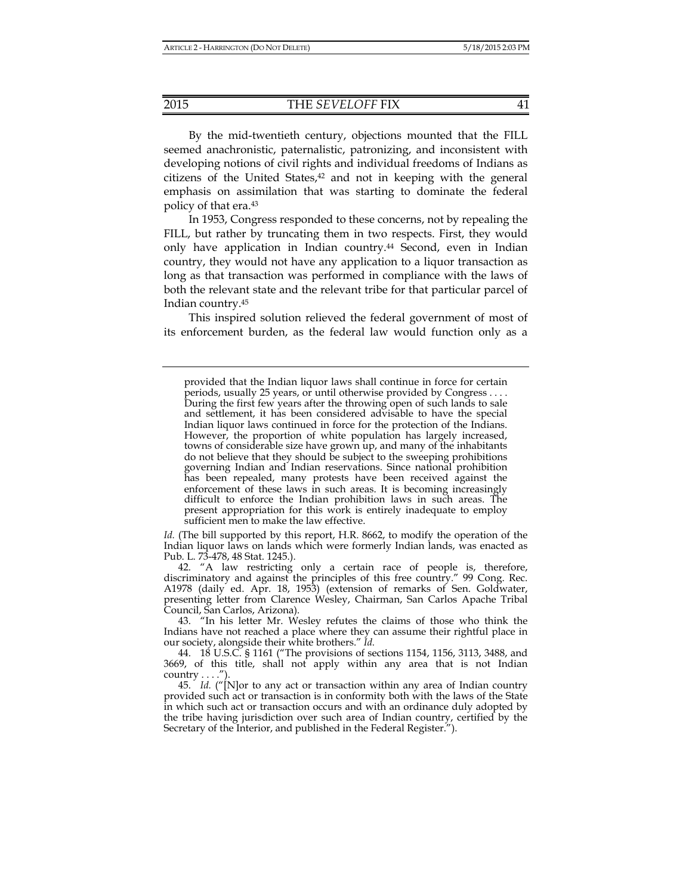By the mid-twentieth century, objections mounted that the FILL seemed anachronistic, paternalistic, patronizing, and inconsistent with developing notions of civil rights and individual freedoms of Indians as citizens of the United States,[42] and not in keeping with the general emphasis on assimilation that was starting to dominate the federal policy of that era.[43]

In 1953, Congress responded to these concerns, not by repealing the FILL, but rather by truncating them in two respects. First, they would only have application in Indian country.[44] Second, even in Indian country, they would not have any application to a liquor transaction as long as that transaction was performed in compliance with the laws of both the relevant state and the relevant tribe for that particular parcel of Indian country.[45]

This inspired solution relieved the federal government of most of its enforcement burden, as the federal law would function only as a

---

> provided that the Indian liquor laws shall continue in force for certain periods, usually 25 years, or until otherwise provided by Congress . . . . During the first few years after the throwing open of such lands to sale and settlement, it has been considered advisable to have the special Indian liquor laws continued in force for the protection of the Indians. However, the proportion of white population has largely increased, towns of considerable size have grown up, and many of the inhabitants do not believe that they should be subject to the sweeping prohibitions governing Indian and Indian reservations. Since national prohibition has been repealed, many protests have been received against the enforcement of these laws in such areas. It is becoming increasingly difficult to enforce the Indian prohibition laws in such areas. The present appropriation for this work is entirely inadequate to employ sufficient men to make the law effective.

*Id.* (The bill supported by this report, H.R. 8662, to modify the operation of the Indian liquor laws on lands which were formerly Indian lands, was enacted as Pub. L. 73-478, 48 Stat. 1245.).

42. "A law restricting only a certain race of people is, therefore, discriminatory and against the principles of this free country." 99 Cong. Rec. A1978 (daily ed. Apr. 18, 1953) (extension of remarks of Sen. Goldwater, presenting letter from Clarence Wesley, Chairman, San Carlos Apache Tribal Council, San Carlos, Arizona).

43. "In his letter Mr. Wesley refutes the claims of those who think the Indians have not reached a place where they can assume their rightful place in our society, alongside their white brothers." *Id.*

44. 18 U.S.C. § 1161 ("The provisions of sections 1154, 1156, 3113, 3488, and 3669, of this title, shall not apply within any area that is not Indian country . . . .").

45. *Id.* ("[N]or to any act or transaction within any area of Indian country provided such act or transaction is in conformity both with the laws of the State in which such act or transaction occurs and with an ordinance duly adopted by the tribe having jurisdiction over such area of Indian country, certified by the Secretary of the Interior, and published in the Federal Register.").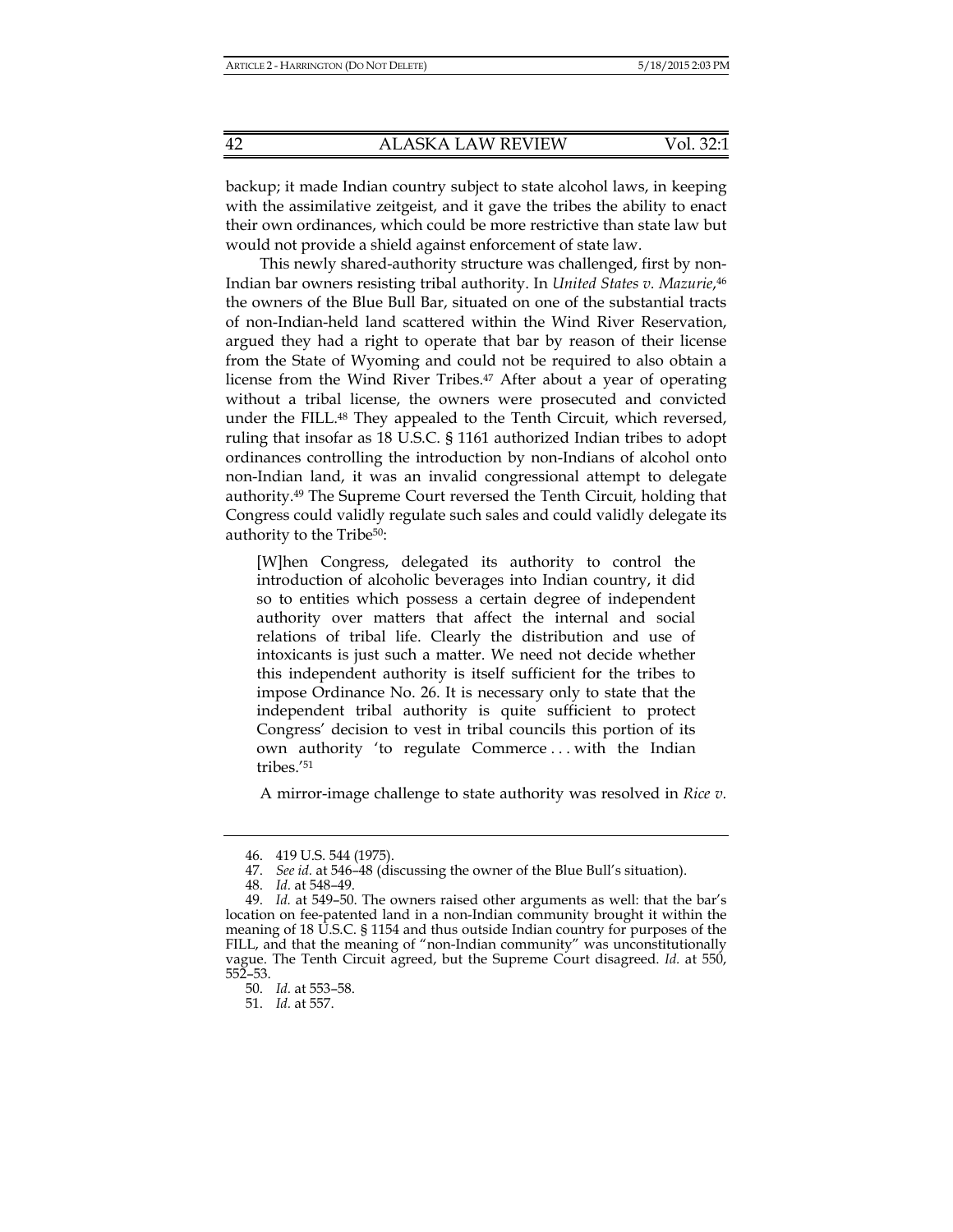backup; it made Indian country subject to state alcohol laws, in keeping with the assimilative zeitgeist, and it gave the tribes the ability to enact their own ordinances, which could be more restrictive than state law but would not provide a shield against enforcement of state law.

This newly shared-authority structure was challenged, first by non-Indian bar owners resisting tribal authority. In *United States v. Mazurie*,[46] the owners of the Blue Bull Bar, situated on one of the substantial tracts of non-Indian-held land scattered within the Wind River Reservation, argued they had a right to operate that bar by reason of their license from the State of Wyoming and could not be required to also obtain a license from the Wind River Tribes.[47] After about a year of operating without a tribal license, the owners were prosecuted and convicted under the FILL.[48] They appealed to the Tenth Circuit, which reversed, ruling that insofar as 18 U.S.C. § 1161 authorized Indian tribes to adopt ordinances controlling the introduction by non-Indians of alcohol onto non-Indian land, it was an invalid congressional attempt to delegate authority.[49] The Supreme Court reversed the Tenth Circuit, holding that Congress could validly regulate such sales and could validly delegate its authority to the Tribe[50]:

> [W]hen Congress, delegated its authority to control the introduction of alcoholic beverages into Indian country, it did so to entities which possess a certain degree of independent authority over matters that affect the internal and social relations of tribal life. Clearly the distribution and use of intoxicants is just such a matter. We need not decide whether this independent authority is itself sufficient for the tribes to impose Ordinance No. 26. It is necessary only to state that the independent tribal authority is quite sufficient to protect Congress' decision to vest in tribal councils this portion of its own authority 'to regulate Commerce . . . with the Indian tribes.'[51]

A mirror-image challenge to state authority was resolved in *Rice v.*

---

46. 419 U.S. 544 (1975).

47. *See id.* at 546–48 (discussing the owner of the Blue Bull's situation).

48. *Id.* at 548–49.

49. *Id.* at 549–50. The owners raised other arguments as well: that the bar's location on fee-patented land in a non-Indian community brought it within the meaning of 18 U.S.C. § 1154 and thus outside Indian country for purposes of the FILL, and that the meaning of "non-Indian community" was unconstitutionally vague. The Tenth Circuit agreed, but the Supreme Court disagreed. *Id.* at 550, 552–53.

50. *Id.* at 553–58.

51. *Id.* at 557.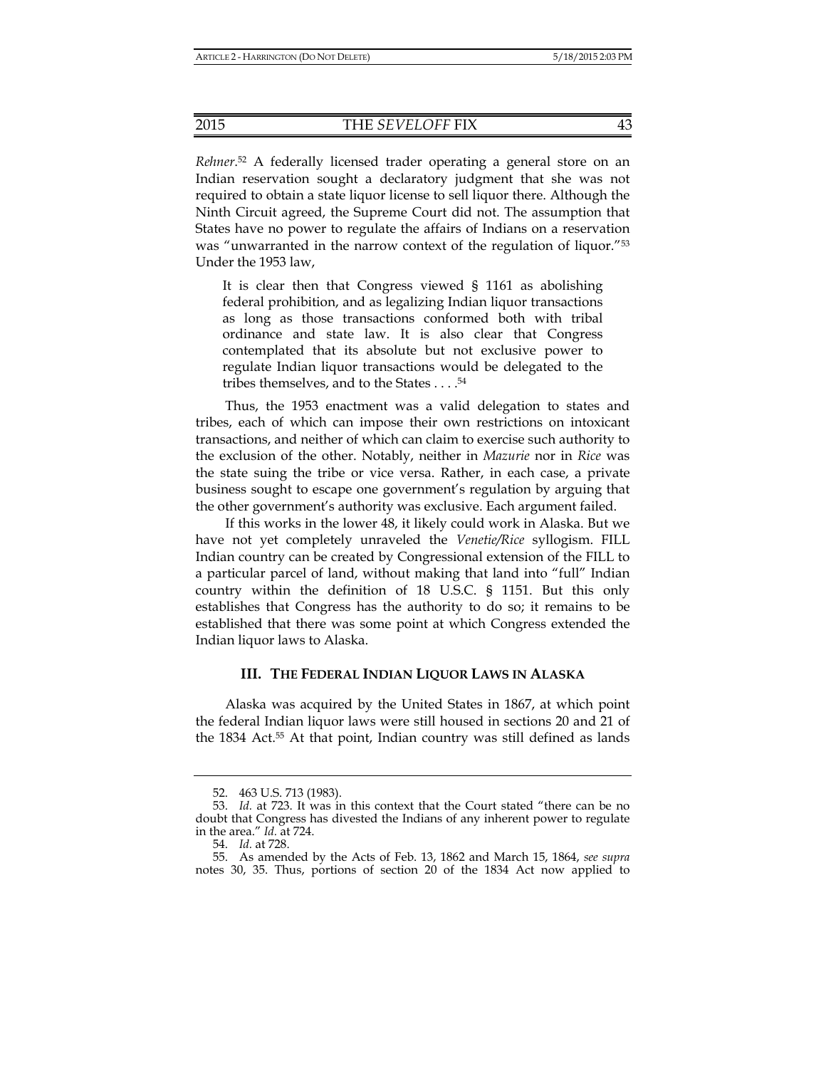*Rehner*.[52] A federally licensed trader operating a general store on an Indian reservation sought a declaratory judgment that she was not required to obtain a state liquor license to sell liquor there. Although the Ninth Circuit agreed, the Supreme Court did not. The assumption that States have no power to regulate the affairs of Indians on a reservation was "unwarranted in the narrow context of the regulation of liquor."[53] Under the 1953 law,

> It is clear then that Congress viewed § 1161 as abolishing federal prohibition, and as legalizing Indian liquor transactions as long as those transactions conformed both with tribal ordinance and state law. It is also clear that Congress contemplated that its absolute but not exclusive power to regulate Indian liquor transactions would be delegated to the tribes themselves, and to the States . . . .[54]

Thus, the 1953 enactment was a valid delegation to states and tribes, each of which can impose their own restrictions on intoxicant transactions, and neither of which can claim to exercise such authority to the exclusion of the other. Notably, neither in *Mazurie* nor in *Rice* was the state suing the tribe or vice versa. Rather, in each case, a private business sought to escape one government's regulation by arguing that the other government's authority was exclusive. Each argument failed.

If this works in the lower 48, it likely could work in Alaska. But we have not yet completely unraveled the *Venetie/Rice* syllogism. FILL Indian country can be created by Congressional extension of the FILL to a particular parcel of land, without making that land into "full" Indian country within the definition of 18 U.S.C. § 1151. But this only establishes that Congress has the authority to do so; it remains to be established that there was some point at which Congress extended the Indian liquor laws to Alaska.

## III. THE FEDERAL INDIAN LIQUOR LAWS IN ALASKA

Alaska was acquired by the United States in 1867, at which point the federal Indian liquor laws were still housed in sections 20 and 21 of the 1834 Act.[55] At that point, Indian country was still defined as lands

---

52. 463 U.S. 713 (1983).

53. *Id.* at 723. It was in this context that the Court stated "there can be no doubt that Congress has divested the Indians of any inherent power to regulate in the area." *Id.* at 724.

54. *Id.* at 728.

55. As amended by the Acts of Feb. 13, 1862 and March 15, 1864, *see supra* notes 30, 35. Thus, portions of section 20 of the 1834 Act now applied to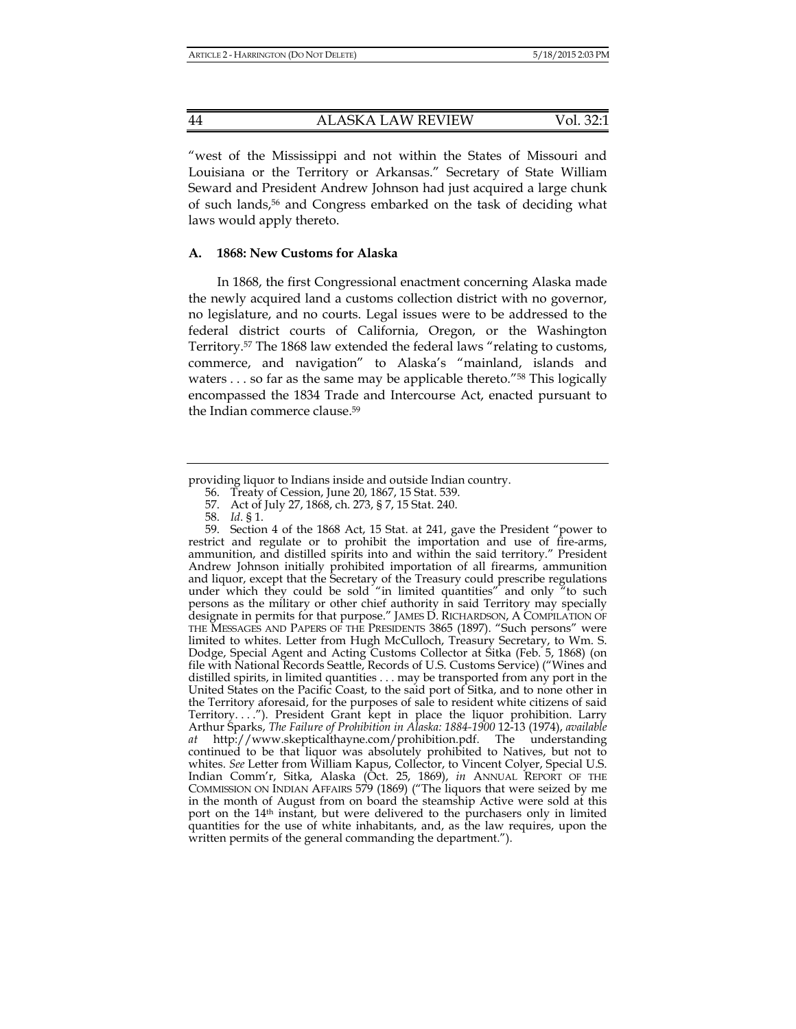"west of the Mississippi and not within the States of Missouri and Louisiana or the Territory or Arkansas." Secretary of State William Seward and President Andrew Johnson had just acquired a large chunk of such lands,[56] and Congress embarked on the task of deciding what laws would apply thereto.

### A. 1868: New Customs for Alaska

In 1868, the first Congressional enactment concerning Alaska made the newly acquired land a customs collection district with no governor, no legislature, and no courts. Legal issues were to be addressed to the federal district courts of California, Oregon, or the Washington Territory.[57] The 1868 law extended the federal laws "relating to customs, commerce, and navigation" to Alaska's "mainland, islands and waters . . . so far as the same may be applicable thereto."[58] This logically encompassed the 1834 Trade and Intercourse Act, enacted pursuant to the Indian commerce clause.[59]

---

providing liquor to Indians inside and outside Indian country.

56. Treaty of Cession, June 20, 1867, 15 Stat. 539.

57. Act of July 27, 1868, ch. 273, § 7, 15 Stat. 240.

58. *Id*. § 1.

59. Section 4 of the 1868 Act, 15 Stat. at 241, gave the President "power to restrict and regulate or to prohibit the importation and use of fire-arms, ammunition, and distilled spirits into and within the said territory." President Andrew Johnson initially prohibited importation of all firearms, ammunition and liquor, except that the Secretary of the Treasury could prescribe regulations under which they could be sold "in limited quantities" and only "to such persons as the military or other chief authority in said Territory may specially designate in permits for that purpose." JAMES D. RICHARDSON, A COMPILATION OF THE MESSAGES AND PAPERS OF THE PRESIDENTS 3865 (1897). "Such persons" were limited to whites. Letter from Hugh McCulloch, Treasury Secretary, to Wm. S. Dodge, Special Agent and Acting Customs Collector at Sitka (Feb. 5, 1868) (on file with National Records Seattle, Records of U.S. Customs Service) ("Wines and distilled spirits, in limited quantities . . . may be transported from any port in the United States on the Pacific Coast, to the said port of Sitka, and to none other in the Territory aforesaid, for the purposes of sale to resident white citizens of said Territory. . . ."). President Grant kept in place the liquor prohibition. Larry Arthur Sparks, *The Failure of Prohibition in Alaska: 1884-1900* 12-13 (1974), *available at* http://www.skepticalthayne.com/prohibition.pdf. The understanding continued to be that liquor was absolutely prohibited to Natives, but not to whites. *See* Letter from William Kapus, Collector, to Vincent Colyer, Special U.S. Indian Comm'r, Sitka, Alaska (Oct. 25, 1869), *in* ANNUAL REPORT OF THE COMMISSION ON INDIAN AFFAIRS 579 (1869) ("The liquors that were seized by me in the month of August from on board the steamship Active were sold at this port on the 14th instant, but were delivered to the purchasers only in limited quantities for the use of white inhabitants, and, as the law requires, upon the written permits of the general commanding the department.").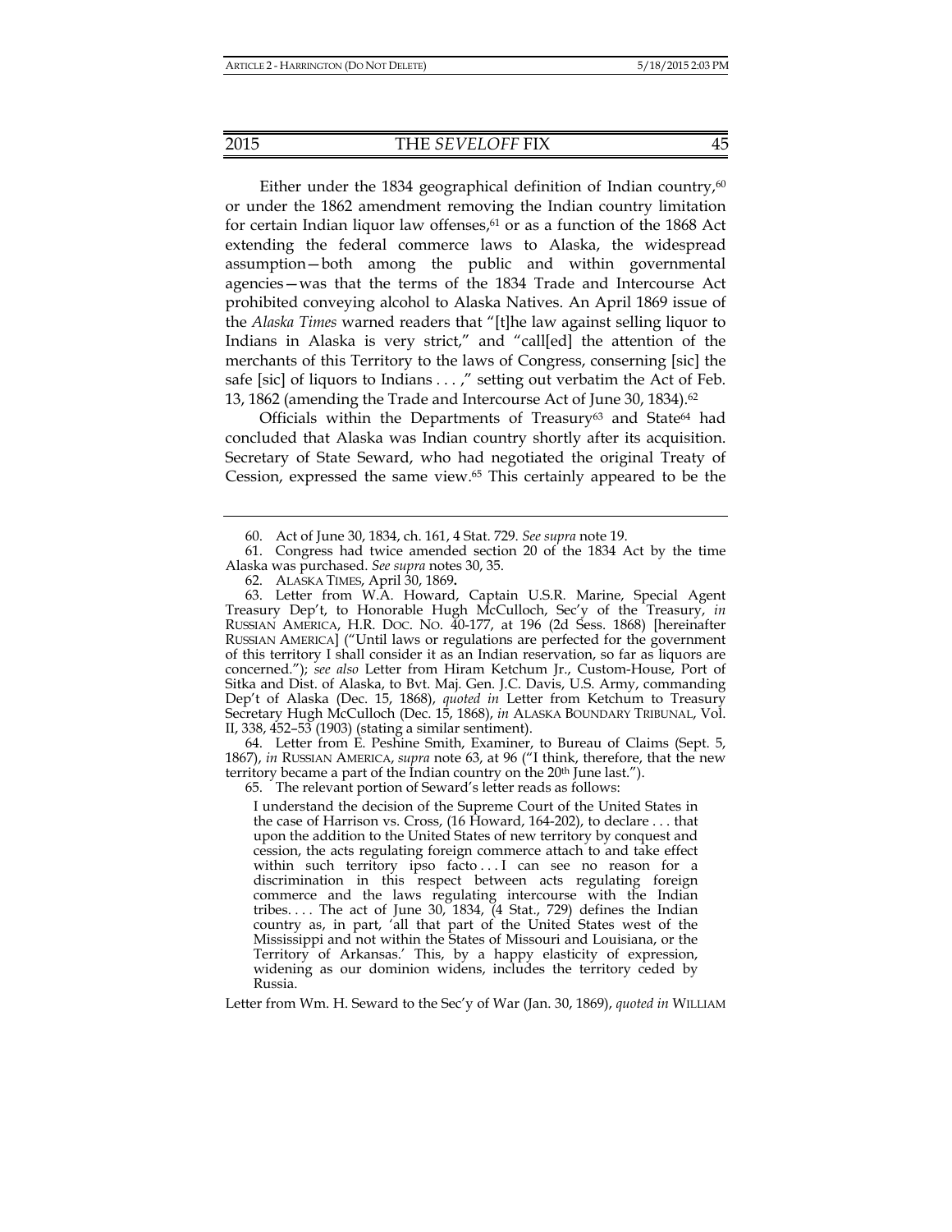Either under the 1834 geographical definition of Indian country,[60] or under the 1862 amendment removing the Indian country limitation for certain Indian liquor law offenses,[61] or as a function of the 1868 Act extending the federal commerce laws to Alaska, the widespread assumption—both among the public and within governmental agencies—was that the terms of the 1834 Trade and Intercourse Act prohibited conveying alcohol to Alaska Natives. An April 1869 issue of the *Alaska Times* warned readers that "[t]he law against selling liquor to Indians in Alaska is very strict," and "call[ed] the attention of the merchants of this Territory to the laws of Congress, conserning [sic] the safe [sic] of liquors to Indians . . . ," setting out verbatim the Act of Feb. 13, 1862 (amending the Trade and Intercourse Act of June 30, 1834).[62]

Officials within the Departments of Treasury[63] and State[64] had concluded that Alaska was Indian country shortly after its acquisition. Secretary of State Seward, who had negotiated the original Treaty of Cession, expressed the same view.[65] This certainly appeared to be the

---

60. Act of June 30, 1834, ch. 161, 4 Stat. 729. *See supra* note 19.

61. Congress had twice amended section 20 of the 1834 Act by the time Alaska was purchased. *See supra* notes 30, 35.

62. ALASKA TIMES, April 30, 1869**.**

63. Letter from W.A. Howard, Captain U.S.R. Marine, Special Agent Treasury Dep't, to Honorable Hugh McCulloch, Sec'y of the Treasury, *in* RUSSIAN AMERICA, H.R. DOC. NO. 40-177, at 196 (2d Sess. 1868) [hereinafter RUSSIAN AMERICA] ("Until laws or regulations are perfected for the government of this territory I shall consider it as an Indian reservation, so far as liquors are concerned."); *see also* Letter from Hiram Ketchum Jr., Custom-House, Port of Sitka and Dist. of Alaska, to Bvt. Maj. Gen. J.C. Davis, U.S. Army, commanding Dep't of Alaska (Dec. 15, 1868), *quoted in* Letter from Ketchum to Treasury Secretary Hugh McCulloch (Dec. 15, 1868), *in* ALASKA BOUNDARY TRIBUNAL, Vol. II, 338, 452–53 (1903) (stating a similar sentiment).

64. Letter from E. Peshine Smith, Examiner, to Bureau of Claims (Sept. 5, 1867), *in* RUSSIAN AMERICA, *supra* note 63, at 96 ("I think, therefore, that the new territory became a part of the Indian country on the 20th June last.").

65. The relevant portion of Seward's letter reads as follows:

> I understand the decision of the Supreme Court of the United States in the case of Harrison vs. Cross, (16 Howard, 164-202), to declare . . . that upon the addition to the United States of new territory by conquest and cession, the acts regulating foreign commerce attach to and take effect within such territory ipso facto . . . I can see no reason for a discrimination in this respect between acts regulating foreign commerce and the laws regulating intercourse with the Indian tribes. . . . The act of June 30, 1834, (4 Stat., 729) defines the Indian country as, in part, 'all that part of the United States west of the Mississippi and not within the States of Missouri and Louisiana, or the Territory of Arkansas.' This, by a happy elasticity of expression, widening as our dominion widens, includes the territory ceded by Russia.

Letter from Wm. H. Seward to the Sec'y of War (Jan. 30, 1869), *quoted in* WILLIAM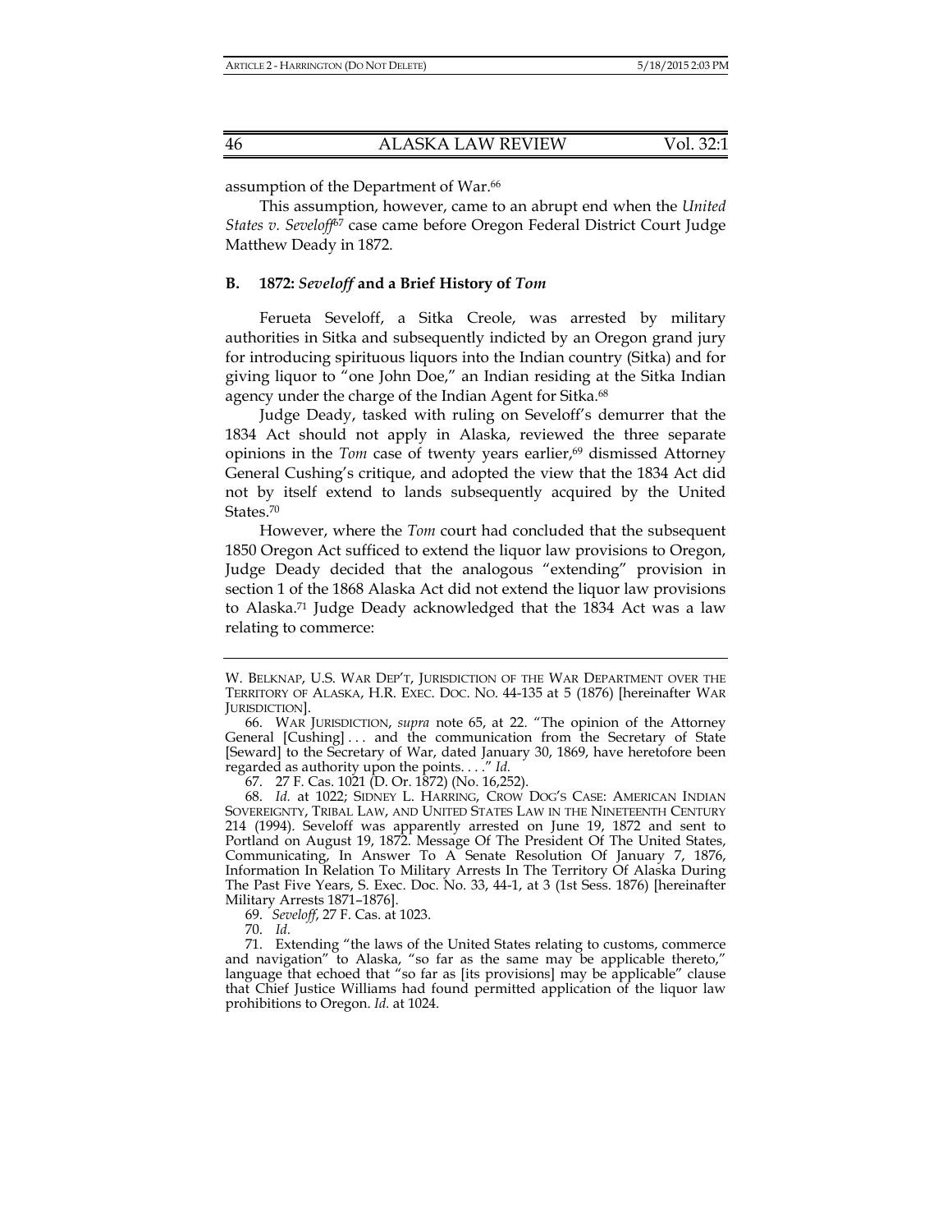assumption of the Department of War.[66]

This assumption, however, came to an abrupt end when the *United States v. Seveloff*[67] case came before Oregon Federal District Court Judge Matthew Deady in 1872.

### B. 1872: *Seveloff* and a Brief History of *Tom*

Ferueta Seveloff, a Sitka Creole, was arrested by military authorities in Sitka and subsequently indicted by an Oregon grand jury for introducing spirituous liquors into the Indian country (Sitka) and for giving liquor to "one John Doe," an Indian residing at the Sitka Indian agency under the charge of the Indian Agent for Sitka.[68]

Judge Deady, tasked with ruling on Seveloff's demurrer that the 1834 Act should not apply in Alaska, reviewed the three separate opinions in the *Tom* case of twenty years earlier,[69] dismissed Attorney General Cushing's critique, and adopted the view that the 1834 Act did not by itself extend to lands subsequently acquired by the United States.[70]

However, where the *Tom* court had concluded that the subsequent 1850 Oregon Act sufficed to extend the liquor law provisions to Oregon, Judge Deady decided that the analogous "extending" provision in section 1 of the 1868 Alaska Act did not extend the liquor law provisions to Alaska.[71] Judge Deady acknowledged that the 1834 Act was a law relating to commerce:

---

W. BELKNAP, U.S. WAR DEP'T, JURISDICTION OF THE WAR DEPARTMENT OVER THE TERRITORY OF ALASKA, H.R. EXEC. DOC. NO. 44-135 at 5 (1876) [hereinafter WAR JURISDICTION].

66. WAR JURISDICTION, *supra* note 65, at 22. "The opinion of the Attorney General [Cushing] . . . and the communication from the Secretary of State [Seward] to the Secretary of War, dated January 30, 1869, have heretofore been regarded as authority upon the points. . . ." *Id.*

67. 27 F. Cas. 1021 (D. Or. 1872) (No. 16,252).

68. *Id.* at 1022; SIDNEY L. HARRING, CROW DOG'S CASE: AMERICAN INDIAN SOVEREIGNTY, TRIBAL LAW, AND UNITED STATES LAW IN THE NINETEENTH CENTURY 214 (1994). Seveloff was apparently arrested on June 19, 1872 and sent to Portland on August 19, 1872. Message Of The President Of The United States, Communicating, In Answer To A Senate Resolution Of January 7, 1876, Information In Relation To Military Arrests In The Territory Of Alaska During The Past Five Years, S. Exec. Doc. No. 33, 44-1, at 3 (1st Sess. 1876) [hereinafter Military Arrests 1871–1876].

69. *Seveloff*, 27 F. Cas. at 1023.

70. *Id.*

71. Extending "the laws of the United States relating to customs, commerce and navigation" to Alaska, "so far as the same may be applicable thereto," language that echoed that "so far as [its provisions] may be applicable" clause that Chief Justice Williams had found permitted application of the liquor law prohibitions to Oregon. *Id.* at 1024.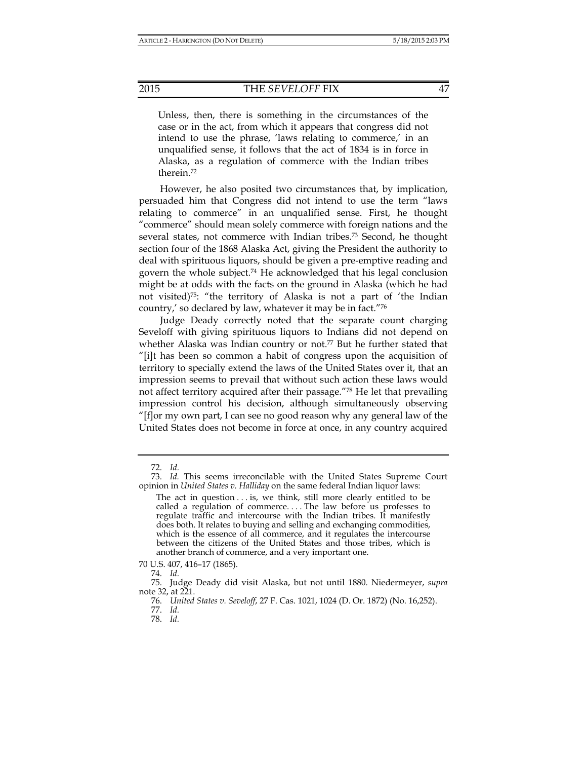> Unless, then, there is something in the circumstances of the case or in the act, from which it appears that congress did not intend to use the phrase, 'laws relating to commerce,' in an unqualified sense, it follows that the act of 1834 is in force in Alaska, as a regulation of commerce with the Indian tribes therein.[72]

However, he also posited two circumstances that, by implication, persuaded him that Congress did not intend to use the term "laws relating to commerce" in an unqualified sense. First, he thought "commerce" should mean solely commerce with foreign nations and the several states, not commerce with Indian tribes.[73] Second, he thought section four of the 1868 Alaska Act, giving the President the authority to deal with spirituous liquors, should be given a pre-emptive reading and govern the whole subject.[74] He acknowledged that his legal conclusion might be at odds with the facts on the ground in Alaska (which he had not visited)[75]: "the territory of Alaska is not a part of 'the Indian country,' so declared by law, whatever it may be in fact."[76]

Judge Deady correctly noted that the separate count charging Seveloff with giving spirituous liquors to Indians did not depend on whether Alaska was Indian country or not.[77] But he further stated that "[i]t has been so common a habit of congress upon the acquisition of territory to specially extend the laws of the United States over it, that an impression seems to prevail that without such action these laws would not affect territory acquired after their passage."[78] He let that prevailing impression control his decision, although simultaneously observing "[f]or my own part, I can see no good reason why any general law of the United States does not become in force at once, in any country acquired

---

72. *Id.*

73. *Id.* This seems irreconcilable with the United States Supreme Court opinion in *United States v. Halliday* on the same federal Indian liquor laws:

> The act in question . . . is, we think, still more clearly entitled to be called a regulation of commerce. . . . The law before us professes to regulate traffic and intercourse with the Indian tribes. It manifestly does both. It relates to buying and selling and exchanging commodities, which is the essence of all commerce, and it regulates the intercourse between the citizens of the United States and those tribes, which is another branch of commerce, and a very important one.

70 U.S. 407, 416–17 (1865).

74. *Id.*

75. Judge Deady did visit Alaska, but not until 1880. Niedermeyer, *supra* note 32, at 221.

76. *United States v. Seveloff*, 27 F. Cas. 1021, 1024 (D. Or. 1872) (No. 16,252).

77. *Id.*

78. *Id.*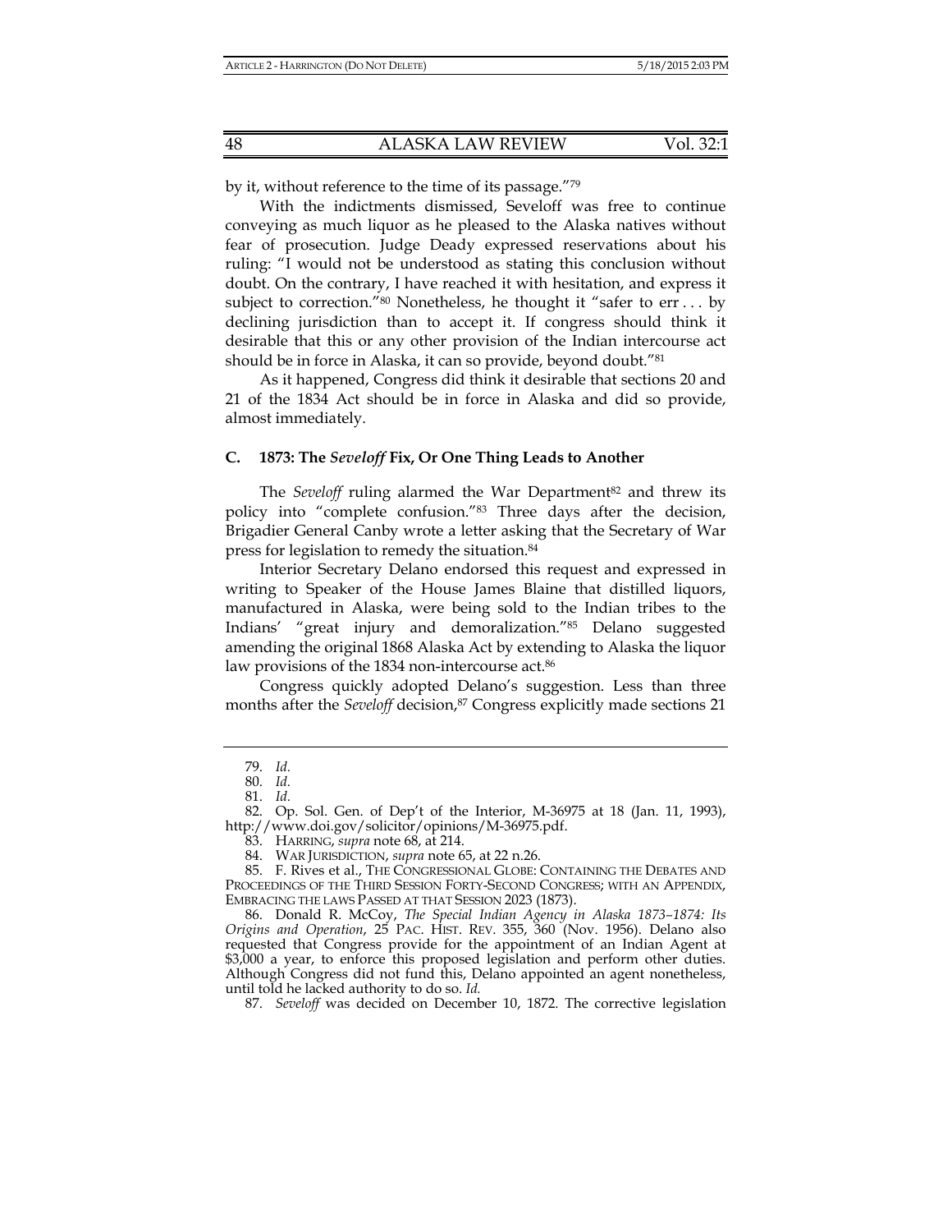by it, without reference to the time of its passage."[79]

With the indictments dismissed, Seveloff was free to continue conveying as much liquor as he pleased to the Alaska natives without fear of prosecution. Judge Deady expressed reservations about his ruling: "I would not be understood as stating this conclusion without doubt. On the contrary, I have reached it with hesitation, and express it subject to correction."[80] Nonetheless, he thought it "safer to err . . . by declining jurisdiction than to accept it. If congress should think it desirable that this or any other provision of the Indian intercourse act should be in force in Alaska, it can so provide, beyond doubt."[81]

As it happened, Congress did think it desirable that sections 20 and 21 of the 1834 Act should be in force in Alaska and did so provide, almost immediately.

### C. 1873: The *Seveloff* Fix, Or One Thing Leads to Another

The *Seveloff* ruling alarmed the War Department[82] and threw its policy into "complete confusion."[83] Three days after the decision, Brigadier General Canby wrote a letter asking that the Secretary of War press for legislation to remedy the situation.[84]

Interior Secretary Delano endorsed this request and expressed in writing to Speaker of the House James Blaine that distilled liquors, manufactured in Alaska, were being sold to the Indian tribes to the Indians' "great injury and demoralization."[85] Delano suggested amending the original 1868 Alaska Act by extending to Alaska the liquor law provisions of the 1834 non-intercourse act.[86]

Congress quickly adopted Delano's suggestion. Less than three months after the *Seveloff* decision,[87] Congress explicitly made sections 21

---

79. *Id.*

80. *Id.*

81. *Id.*

82. Op. Sol. Gen. of Dep't of the Interior, M-36975 at 18 (Jan. 11, 1993), http://www.doi.gov/solicitor/opinions/M-36975.pdf.

83. HARRING, *supra* note 68, at 214.

84. WAR JURISDICTION, *supra* note 65, at 22 n.26.

85. F. Rives et al., THE CONGRESSIONAL GLOBE: CONTAINING THE DEBATES AND PROCEEDINGS OF THE THIRD SESSION FORTY-SECOND CONGRESS; WITH AN APPENDIX, EMBRACING THE LAWS PASSED AT THAT SESSION 2023 (1873).

86. Donald R. McCoy, *The Special Indian Agency in Alaska 1873–1874: Its Origins and Operation*, 25 PAC. HIST. REV. 355, 360 (Nov. 1956). Delano also requested that Congress provide for the appointment of an Indian Agent at $3,000 a year, to enforce this proposed legislation and perform other duties. Although Congress did not fund this, Delano appointed an agent nonetheless, until told he lacked authority to do so. *Id.*

87. *Seveloff* was decided on December 10, 1872. The corrective legislation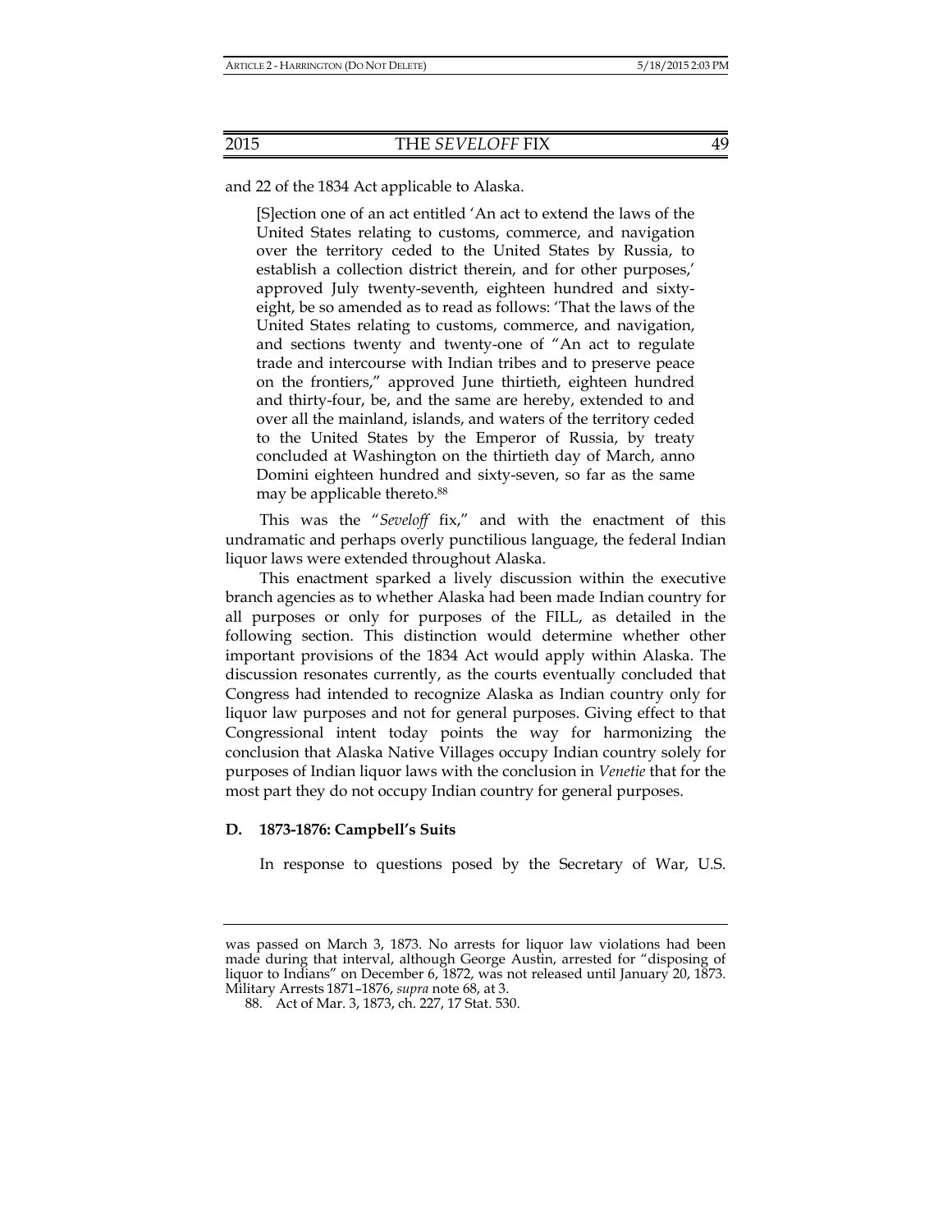and 22 of the 1834 Act applicable to Alaska.

> [S]ection one of an act entitled 'An act to extend the laws of the United States relating to customs, commerce, and navigation over the territory ceded to the United States by Russia, to establish a collection district therein, and for other purposes,' approved July twenty-seventh, eighteen hundred and sixty-eight, be so amended as to read as follows: 'That the laws of the United States relating to customs, commerce, and navigation, and sections twenty and twenty-one of "An act to regulate trade and intercourse with Indian tribes and to preserve peace on the frontiers," approved June thirtieth, eighteen hundred and thirty-four, be, and the same are hereby, extended to and over all the mainland, islands, and waters of the territory ceded to the United States by the Emperor of Russia, by treaty concluded at Washington on the thirtieth day of March, anno Domini eighteen hundred and sixty-seven, so far as the same may be applicable thereto.[88]

This was the "*Seveloff* fix," and with the enactment of this undramatic and perhaps overly punctilious language, the federal Indian liquor laws were extended throughout Alaska.

This enactment sparked a lively discussion within the executive branch agencies as to whether Alaska had been made Indian country for all purposes or only for purposes of the FILL, as detailed in the following section. This distinction would determine whether other important provisions of the 1834 Act would apply within Alaska. The discussion resonates currently, as the courts eventually concluded that Congress had intended to recognize Alaska as Indian country only for liquor law purposes and not for general purposes. Giving effect to that Congressional intent today points the way for harmonizing the conclusion that Alaska Native Villages occupy Indian country solely for purposes of Indian liquor laws with the conclusion in *Venetie* that for the most part they do not occupy Indian country for general purposes.

### D. 1873-1876: Campbell's Suits

In response to questions posed by the Secretary of War, U.S.

---

was passed on March 3, 1873. No arrests for liquor law violations had been made during that interval, although George Austin, arrested for "disposing of liquor to Indians" on December 6, 1872, was not released until January 20, 1873. Military Arrests 1871–1876, *supra* note 68, at 3.

88. Act of Mar. 3, 1873, ch. 227, 17 Stat. 530.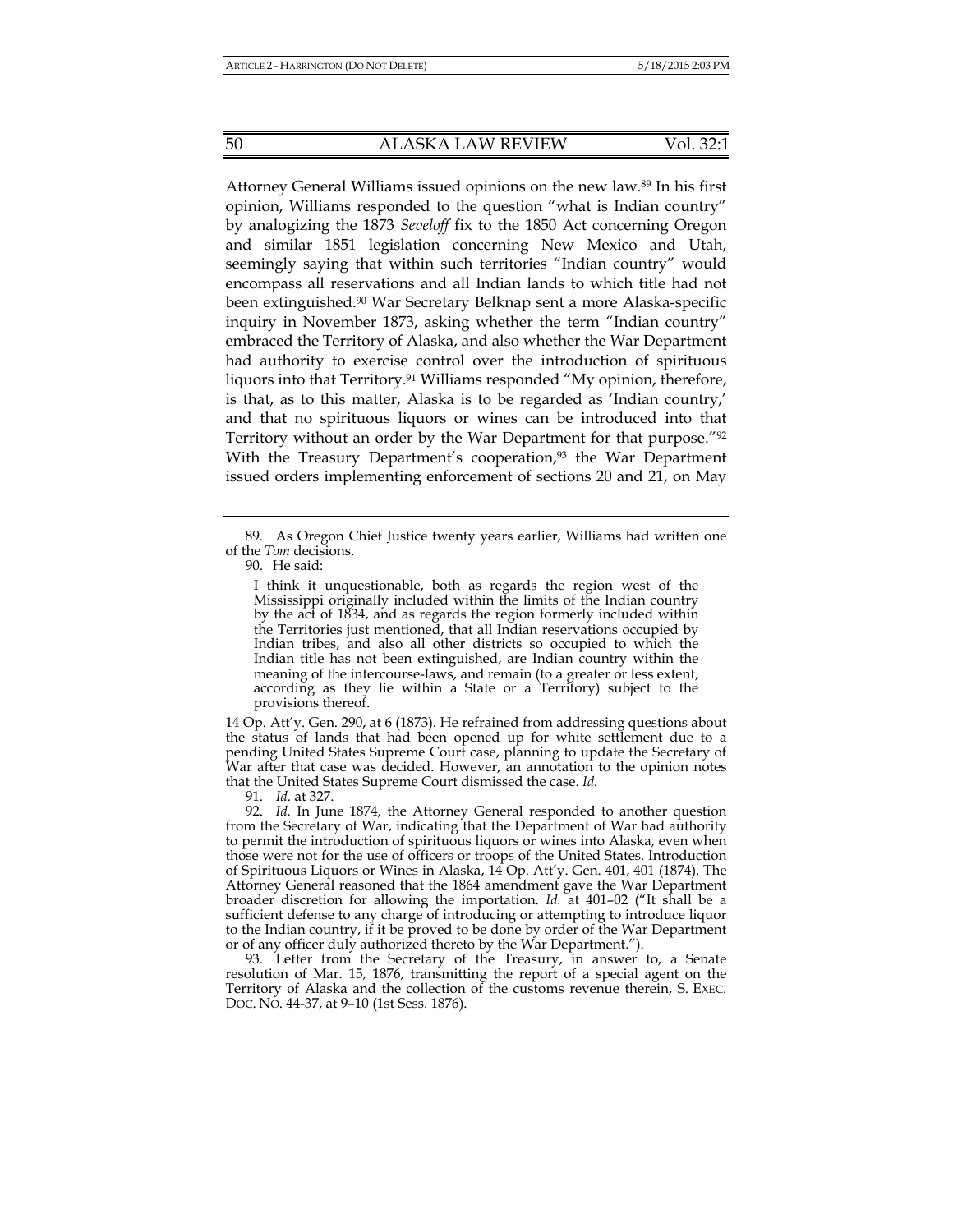Attorney General Williams issued opinions on the new law.[89] In his first opinion, Williams responded to the question "what is Indian country" by analogizing the 1873 *Seveloff* fix to the 1850 Act concerning Oregon and similar 1851 legislation concerning New Mexico and Utah, seemingly saying that within such territories "Indian country" would encompass all reservations and all Indian lands to which title had not been extinguished.[90] War Secretary Belknap sent a more Alaska-specific inquiry in November 1873, asking whether the term "Indian country" embraced the Territory of Alaska, and also whether the War Department had authority to exercise control over the introduction of spirituous liquors into that Territory.[91] Williams responded "My opinion, therefore, is that, as to this matter, Alaska is to be regarded as 'Indian country,' and that no spirituous liquors or wines can be introduced into that Territory without an order by the War Department for that purpose."[92] With the Treasury Department's cooperation,[93] the War Department issued orders implementing enforcement of sections 20 and 21, on May

---

89. As Oregon Chief Justice twenty years earlier, Williams had written one of the *Tom* decisions.

90. He said:

> I think it unquestionable, both as regards the region west of the Mississippi originally included within the limits of the Indian country by the act of 1834, and as regards the region formerly included within the Territories just mentioned, that all Indian reservations occupied by Indian tribes, and also all other districts so occupied to which the Indian title has not been extinguished, are Indian country within the meaning of the intercourse-laws, and remain (to a greater or less extent, according as they lie within a State or a Territory) subject to the provisions thereof.

14 Op. Att'y. Gen. 290, at 6 (1873). He refrained from addressing questions about the status of lands that had been opened up for white settlement due to a pending United States Supreme Court case, planning to update the Secretary of War after that case was decided. However, an annotation to the opinion notes that the United States Supreme Court dismissed the case. *Id.*

91. *Id.* at 327.

92. *Id.* In June 1874, the Attorney General responded to another question from the Secretary of War, indicating that the Department of War had authority to permit the introduction of spirituous liquors or wines into Alaska, even when those were not for the use of officers or troops of the United States. Introduction of Spirituous Liquors or Wines in Alaska, 14 Op. Att'y. Gen. 401, 401 (1874). The Attorney General reasoned that the 1864 amendment gave the War Department broader discretion for allowing the importation. *Id.* at 401–02 ("It shall be a sufficient defense to any charge of introducing or attempting to introduce liquor to the Indian country, if it be proved to be done by order of the War Department or of any officer duly authorized thereto by the War Department.").

93. Letter from the Secretary of the Treasury, in answer to, a Senate resolution of Mar. 15, 1876, transmitting the report of a special agent on the Territory of Alaska and the collection of the customs revenue therein, S. EXEC. DOC. NO. 44-37, at 9–10 (1st Sess. 1876).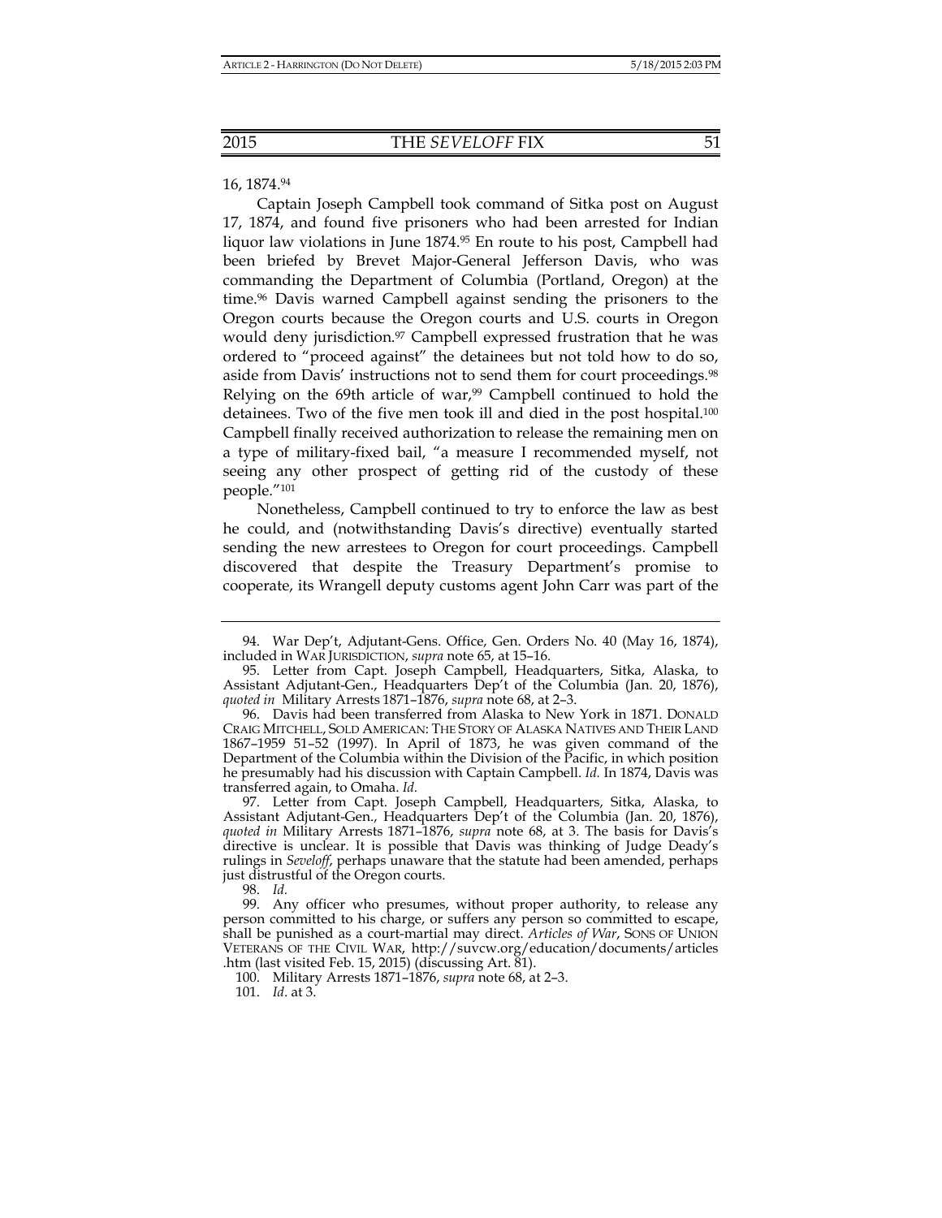16, 1874.[94]

Captain Joseph Campbell took command of Sitka post on August 17, 1874, and found five prisoners who had been arrested for Indian liquor law violations in June 1874.[95] En route to his post, Campbell had been briefed by Brevet Major-General Jefferson Davis, who was commanding the Department of Columbia (Portland, Oregon) at the time.[96] Davis warned Campbell against sending the prisoners to the Oregon courts because the Oregon courts and U.S. courts in Oregon would deny jurisdiction.[97] Campbell expressed frustration that he was ordered to "proceed against" the detainees but not told how to do so, aside from Davis' instructions not to send them for court proceedings.[98] Relying on the 69th article of war,[99] Campbell continued to hold the detainees. Two of the five men took ill and died in the post hospital.[100] Campbell finally received authorization to release the remaining men on a type of military-fixed bail, "a measure I recommended myself, not seeing any other prospect of getting rid of the custody of these people."[101]

Nonetheless, Campbell continued to try to enforce the law as best he could, and (notwithstanding Davis's directive) eventually started sending the new arrestees to Oregon for court proceedings. Campbell discovered that despite the Treasury Department's promise to cooperate, its Wrangell deputy customs agent John Carr was part of the

---

94. War Dep't, Adjutant-Gens. Office, Gen. Orders No. 40 (May 16, 1874), included in WAR JURISDICTION, *supra* note 65, at 15–16.

95. Letter from Capt. Joseph Campbell, Headquarters, Sitka, Alaska, to Assistant Adjutant-Gen., Headquarters Dep't of the Columbia (Jan. 20, 1876), *quoted in* Military Arrests 1871–1876, *supra* note 68, at 2–3.

96. Davis had been transferred from Alaska to New York in 1871. DONALD CRAIG MITCHELL, SOLD AMERICAN: THE STORY OF ALASKA NATIVES AND THEIR LAND 1867–1959 51–52 (1997). In April of 1873, he was given command of the Department of the Columbia within the Division of the Pacific, in which position he presumably had his discussion with Captain Campbell. *Id.* In 1874, Davis was transferred again, to Omaha. *Id.*

97. Letter from Capt. Joseph Campbell, Headquarters, Sitka, Alaska, to Assistant Adjutant-Gen., Headquarters Dep't of the Columbia (Jan. 20, 1876), *quoted in* Military Arrests 1871–1876, *supra* note 68, at 3. The basis for Davis's directive is unclear. It is possible that Davis was thinking of Judge Deady's rulings in *Seveloff*, perhaps unaware that the statute had been amended, perhaps just distrustful of the Oregon courts.

98. *Id.*

99. Any officer who presumes, without proper authority, to release any person committed to his charge, or suffers any person so committed to escape, shall be punished as a court-martial may direct. *Articles of War*, SONS OF UNION VETERANS OF THE CIVIL WAR, http://suvcw.org/education/documents/articles.htm (last visited Feb. 15, 2015) (discussing Art. 81).

100. Military Arrests 1871–1876, *supra* note 68, at 2–3.

101. *Id*. at 3.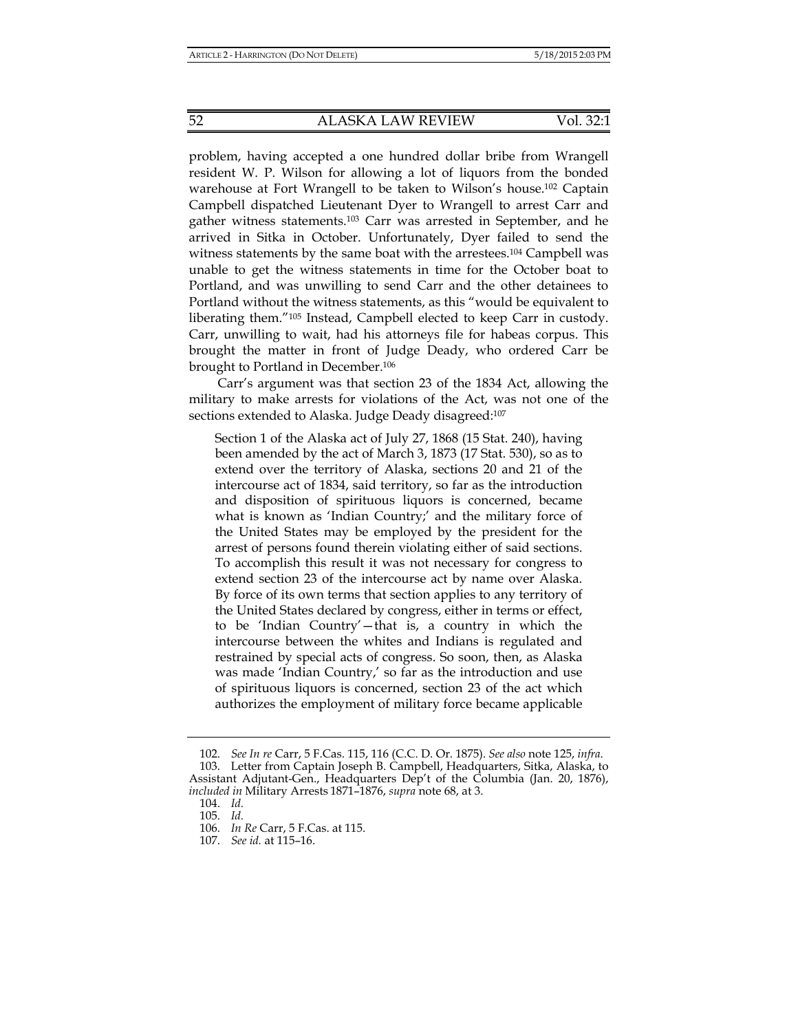problem, having accepted a one hundred dollar bribe from Wrangell resident W. P. Wilson for allowing a lot of liquors from the bonded warehouse at Fort Wrangell to be taken to Wilson's house.[102] Captain Campbell dispatched Lieutenant Dyer to Wrangell to arrest Carr and gather witness statements.[103] Carr was arrested in September, and he arrived in Sitka in October. Unfortunately, Dyer failed to send the witness statements by the same boat with the arrestees.[104] Campbell was unable to get the witness statements in time for the October boat to Portland, and was unwilling to send Carr and the other detainees to Portland without the witness statements, as this "would be equivalent to liberating them."[105] Instead, Campbell elected to keep Carr in custody. Carr, unwilling to wait, had his attorneys file for habeas corpus. This brought the matter in front of Judge Deady, who ordered Carr be brought to Portland in December.[106]

Carr's argument was that section 23 of the 1834 Act, allowing the military to make arrests for violations of the Act, was not one of the sections extended to Alaska. Judge Deady disagreed:[107]

> Section 1 of the Alaska act of July 27, 1868 (15 Stat. 240), having been amended by the act of March 3, 1873 (17 Stat. 530), so as to extend over the territory of Alaska, sections 20 and 21 of the intercourse act of 1834, said territory, so far as the introduction and disposition of spirituous liquors is concerned, became what is known as 'Indian Country;' and the military force of the United States may be employed by the president for the arrest of persons found therein violating either of said sections. To accomplish this result it was not necessary for congress to extend section 23 of the intercourse act by name over Alaska. By force of its own terms that section applies to any territory of the United States declared by congress, either in terms or effect, to be 'Indian Country'—that is, a country in which the intercourse between the whites and Indians is regulated and restrained by special acts of congress. So soon, then, as Alaska was made 'Indian Country,' so far as the introduction and use of spirituous liquors is concerned, section 23 of the act which authorizes the employment of military force became applicable

---

102. *See In re* Carr, 5 F.Cas. 115, 116 (C.C. D. Or. 1875). *See also* note 125, *infra*.

103. Letter from Captain Joseph B. Campbell, Headquarters, Sitka, Alaska, to Assistant Adjutant-Gen., Headquarters Dep't of the Columbia (Jan. 20, 1876), *included in* Military Arrests 1871–1876, *supra* note 68, at 3.

104. *Id.*

105. *Id.*

106. *In Re* Carr, 5 F.Cas. at 115.

107. *See id.* at 115–16.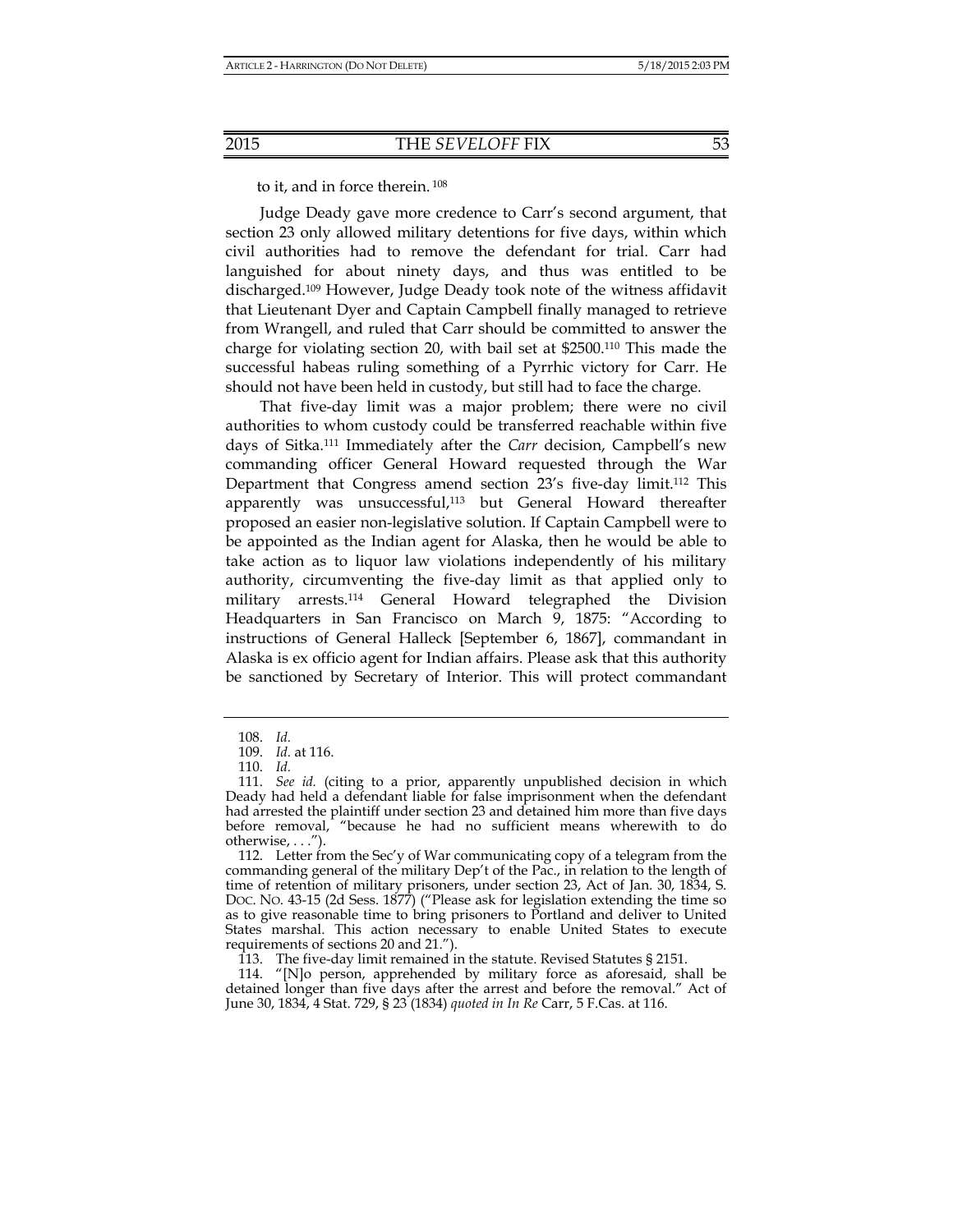to it, and in force therein.[108]

Judge Deady gave more credence to Carr's second argument, that section 23 only allowed military detentions for five days, within which civil authorities had to remove the defendant for trial. Carr had languished for about ninety days, and thus was entitled to be discharged.[109] However, Judge Deady took note of the witness affidavit that Lieutenant Dyer and Captain Campbell finally managed to retrieve from Wrangell, and ruled that Carr should be committed to answer the charge for violating section 20, with bail set at $2500.[110] This made the successful habeas ruling something of a Pyrrhic victory for Carr. He should not have been held in custody, but still had to face the charge.

That five-day limit was a major problem; there were no civil authorities to whom custody could be transferred reachable within five days of Sitka.[111] Immediately after the *Carr* decision, Campbell's new commanding officer General Howard requested through the War Department that Congress amend section 23's five-day limit.[112] This apparently was unsuccessful,[113] but General Howard thereafter proposed an easier non-legislative solution. If Captain Campbell were to be appointed as the Indian agent for Alaska, then he would be able to take action as to liquor law violations independently of his military authority, circumventing the five-day limit as that applied only to military arrests.[114] General Howard telegraphed the Division Headquarters in San Francisco on March 9, 1875: "According to instructions of General Halleck [September 6, 1867], commandant in Alaska is ex officio agent for Indian affairs. Please ask that this authority be sanctioned by Secretary of Interior. This will protect commandant

---

108. *Id.*

109. *Id.* at 116.

110. *Id.*

111. *See id.* (citing to a prior, apparently unpublished decision in which Deady had held a defendant liable for false imprisonment when the defendant had arrested the plaintiff under section 23 and detained him more than five days before removal, "because he had no sufficient means wherewith to do otherwise, . . .").

112. Letter from the Sec'y of War communicating copy of a telegram from the commanding general of the military Dep't of the Pac., in relation to the length of time of retention of military prisoners, under section 23, Act of Jan. 30, 1834, S. DOC. NO. 43-15 (2d Sess. 1877) ("Please ask for legislation extending the time so as to give reasonable time to bring prisoners to Portland and deliver to United States marshal. This action necessary to enable United States to execute requirements of sections 20 and 21.").

113. The five-day limit remained in the statute. Revised Statutes § 2151.

114. "[N]o person, apprehended by military force as aforesaid, shall be detained longer than five days after the arrest and before the removal." Act of June 30, 1834, 4 Stat. 729, § 23 (1834) *quoted in In Re* Carr, 5 F.Cas. at 116.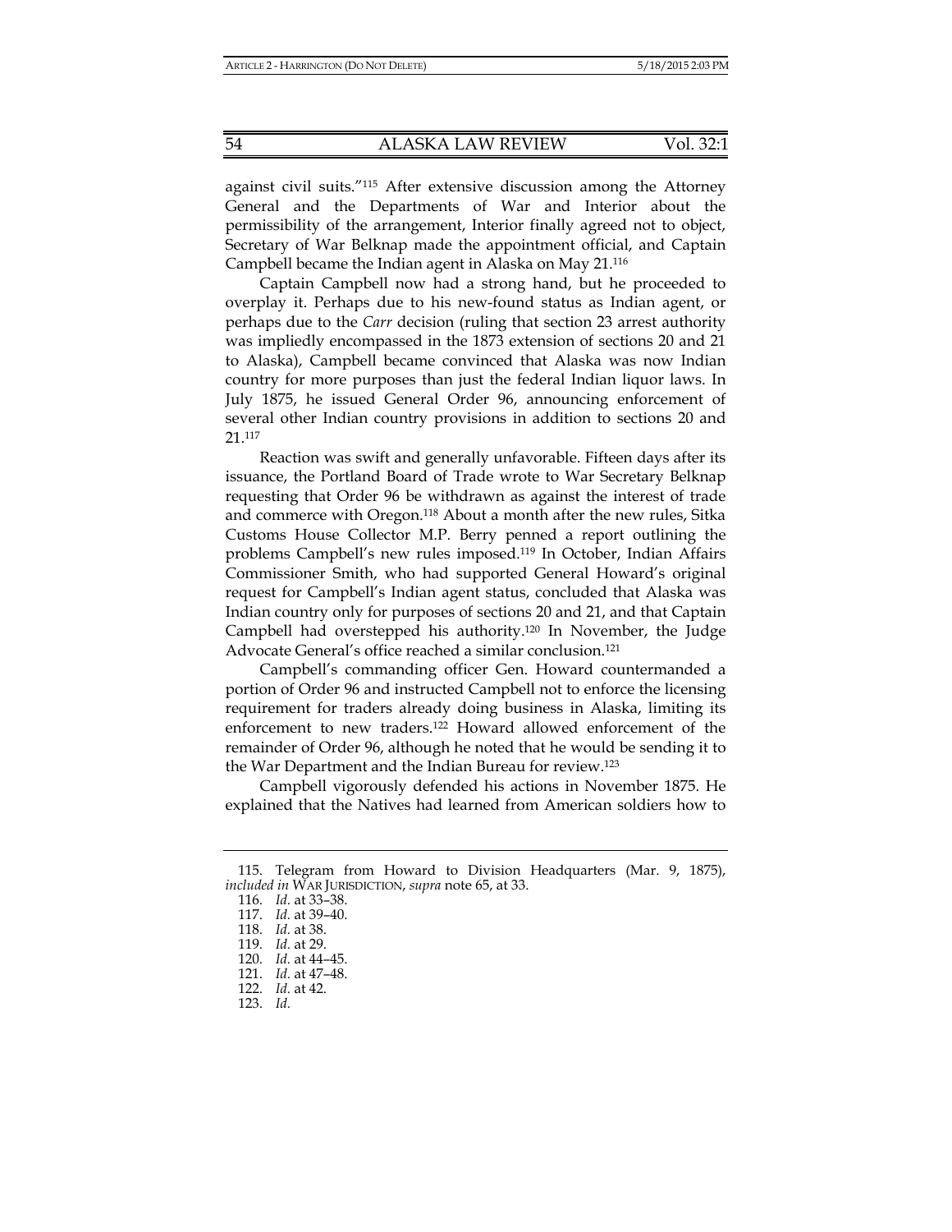against civil suits."[115] After extensive discussion among the Attorney General and the Departments of War and Interior about the permissibility of the arrangement, Interior finally agreed not to object, Secretary of War Belknap made the appointment official, and Captain Campbell became the Indian agent in Alaska on May 21.[116]

Captain Campbell now had a strong hand, but he proceeded to overplay it. Perhaps due to his new-found status as Indian agent, or perhaps due to the *Carr* decision (ruling that section 23 arrest authority was impliedly encompassed in the 1873 extension of sections 20 and 21 to Alaska), Campbell became convinced that Alaska was now Indian country for more purposes than just the federal Indian liquor laws. In July 1875, he issued General Order 96, announcing enforcement of several other Indian country provisions in addition to sections 20 and 21.[117]

Reaction was swift and generally unfavorable. Fifteen days after its issuance, the Portland Board of Trade wrote to War Secretary Belknap requesting that Order 96 be withdrawn as against the interest of trade and commerce with Oregon.[118] About a month after the new rules, Sitka Customs House Collector M.P. Berry penned a report outlining the problems Campbell's new rules imposed.[119] In October, Indian Affairs Commissioner Smith, who had supported General Howard's original request for Campbell's Indian agent status, concluded that Alaska was Indian country only for purposes of sections 20 and 21, and that Captain Campbell had overstepped his authority.[120] In November, the Judge Advocate General's office reached a similar conclusion.[121]

Campbell's commanding officer Gen. Howard countermanded a portion of Order 96 and instructed Campbell not to enforce the licensing requirement for traders already doing business in Alaska, limiting its enforcement to new traders.[122] Howard allowed enforcement of the remainder of Order 96, although he noted that he would be sending it to the War Department and the Indian Bureau for review.[123]

Campbell vigorously defended his actions in November 1875. He explained that the Natives had learned from American soldiers how to

---

115. Telegram from Howard to Division Headquarters (Mar. 9, 1875), *included in* WAR JURISDICTION, *supra* note 65, at 33.

116. *Id.* at 33–38.

117. *Id.* at 39–40.

118. *Id.* at 38.

119. *Id.* at 29.

120. *Id.* at 44–45.

121. *Id.* at 47–48.

122. *Id.* at 42.

123. *Id.*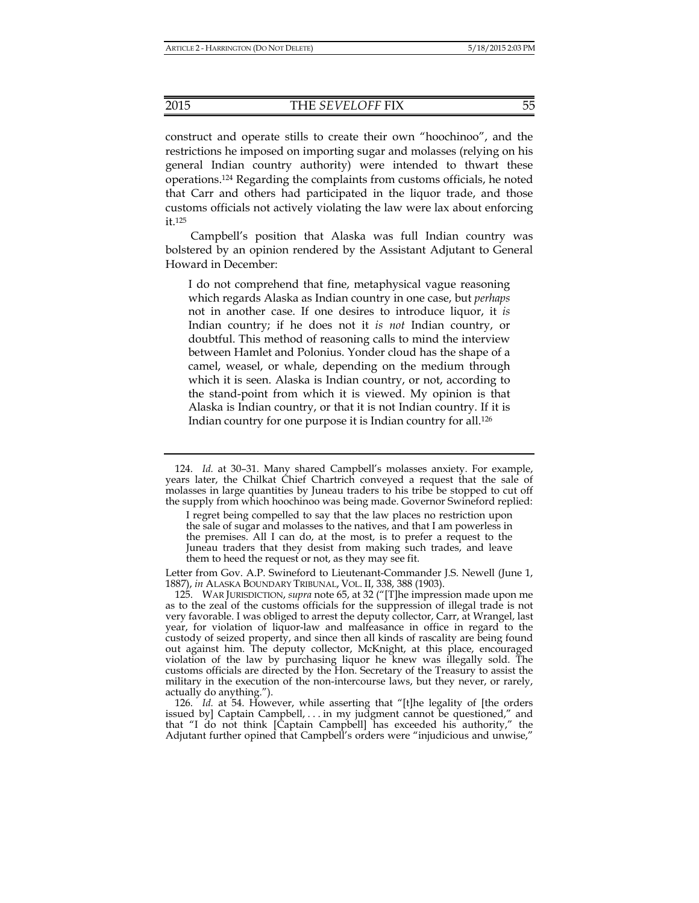construct and operate stills to create their own "hoochinoo", and the restrictions he imposed on importing sugar and molasses (relying on his general Indian country authority) were intended to thwart these operations.[124] Regarding the complaints from customs officials, he noted that Carr and others had participated in the liquor trade, and those customs officials not actively violating the law were lax about enforcing it.[125]

Campbell's position that Alaska was full Indian country was bolstered by an opinion rendered by the Assistant Adjutant to General Howard in December:

> I do not comprehend that fine, metaphysical vague reasoning which regards Alaska as Indian country in one case, but *perhaps* not in another case. If one desires to introduce liquor, it *is* Indian country; if he does not it *is not* Indian country, or doubtful. This method of reasoning calls to mind the interview between Hamlet and Polonius. Yonder cloud has the shape of a camel, weasel, or whale, depending on the medium through which it is seen. Alaska is Indian country, or not, according to the stand-point from which it is viewed. My opinion is that Alaska is Indian country, or that it is not Indian country. If it is Indian country for one purpose it is Indian country for all.[126]

---

124. *Id.* at 30–31. Many shared Campbell's molasses anxiety. For example, years later, the Chilkat Chief Chartrich conveyed a request that the sale of molasses in large quantities by Juneau traders to his tribe be stopped to cut off the supply from which hoochinoo was being made. Governor Swineford replied:

> I regret being compelled to say that the law places no restriction upon the sale of sugar and molasses to the natives, and that I am powerless in the premises. All I can do, at the most, is to prefer a request to the Juneau traders that they desist from making such trades, and leave them to heed the request or not, as they may see fit.

Letter from Gov. A.P. Swineford to Lieutenant-Commander J.S. Newell (June 1, 1887), *in* ALASKA BOUNDARY TRIBUNAL, VOL. II, 338, 388 (1903).

125. WAR JURISDICTION, *supra* note 65, at 32 ("[T]he impression made upon me as to the zeal of the customs officials for the suppression of illegal trade is not very favorable. I was obliged to arrest the deputy collector, Carr, at Wrangel, last year, for violation of liquor-law and malfeasance in office in regard to the custody of seized property, and since then all kinds of rascality are being found out against him. The deputy collector, McKnight, at this place, encouraged violation of the law by purchasing liquor he knew was illegally sold. The customs officials are directed by the Hon. Secretary of the Treasury to assist the military in the execution of the non-intercourse laws, but they never, or rarely, actually do anything.").

126. *Id.* at 54. However, while asserting that "[t]he legality of [the orders issued by] Captain Campbell, . . . in my judgment cannot be questioned," and that "I do not think [Captain Campbell] has exceeded his authority," the Adjutant further opined that Campbell's orders were "injudicious and unwise,"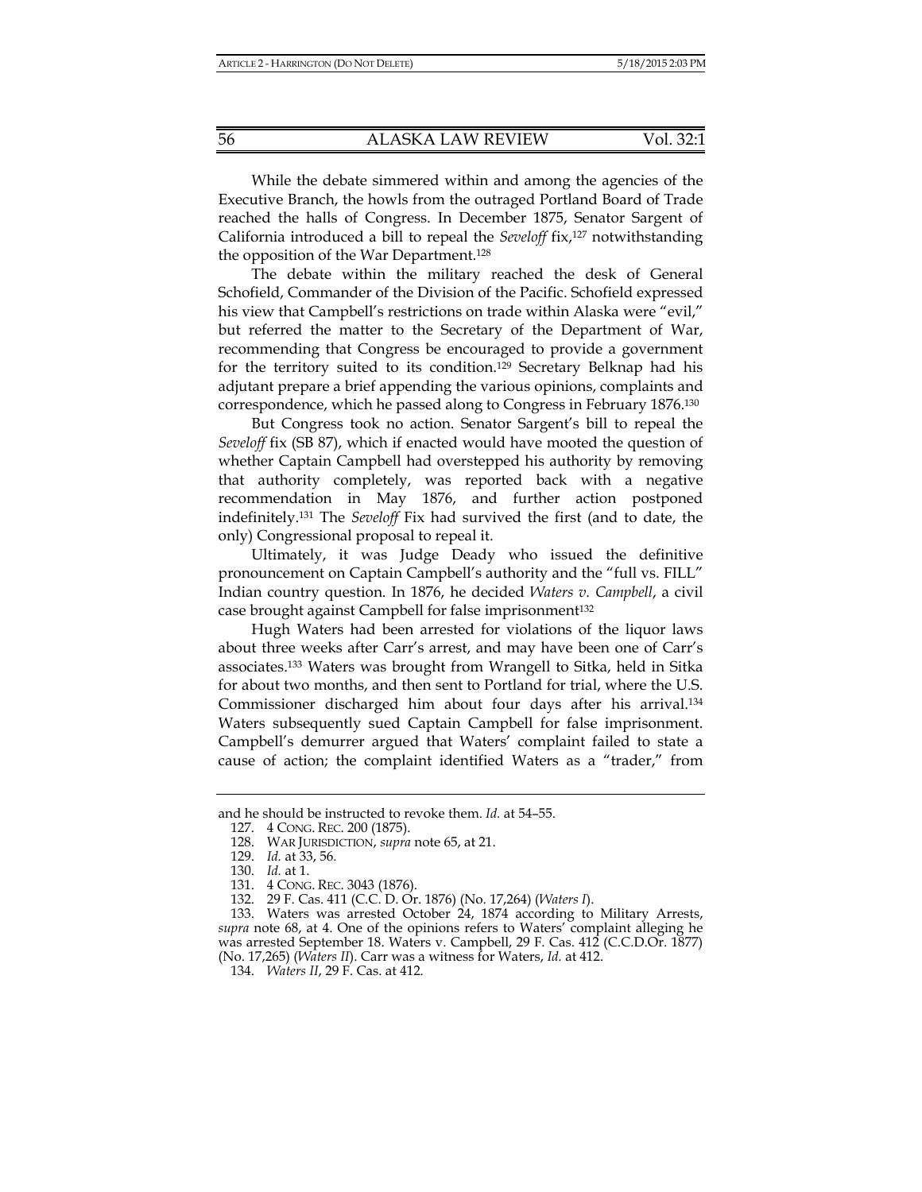While the debate simmered within and among the agencies of the Executive Branch, the howls from the outraged Portland Board of Trade reached the halls of Congress. In December 1875, Senator Sargent of California introduced a bill to repeal the *Seveloff* fix,[127] notwithstanding the opposition of the War Department.[128]

The debate within the military reached the desk of General Schofield, Commander of the Division of the Pacific. Schofield expressed his view that Campbell's restrictions on trade within Alaska were "evil," but referred the matter to the Secretary of the Department of War, recommending that Congress be encouraged to provide a government for the territory suited to its condition.[129] Secretary Belknap had his adjutant prepare a brief appending the various opinions, complaints and correspondence, which he passed along to Congress in February 1876.[130]

But Congress took no action. Senator Sargent's bill to repeal the *Seveloff* fix (SB 87), which if enacted would have mooted the question of whether Captain Campbell had overstepped his authority by removing that authority completely, was reported back with a negative recommendation in May 1876, and further action postponed indefinitely.[131] The *Seveloff* Fix had survived the first (and to date, the only) Congressional proposal to repeal it.

Ultimately, it was Judge Deady who issued the definitive pronouncement on Captain Campbell's authority and the "full vs. FILL" Indian country question. In 1876, he decided *Waters v. Campbell*, a civil case brought against Campbell for false imprisonment[132]

Hugh Waters had been arrested for violations of the liquor laws about three weeks after Carr's arrest, and may have been one of Carr's associates.[133] Waters was brought from Wrangell to Sitka, held in Sitka for about two months, and then sent to Portland for trial, where the U.S. Commissioner discharged him about four days after his arrival.[134] Waters subsequently sued Captain Campbell for false imprisonment. Campbell's demurrer argued that Waters' complaint failed to state a cause of action; the complaint identified Waters as a "trader," from

---

and he should be instructed to revoke them. *Id.* at 54–55.

127. 4 CONG. REC. 200 (1875).

128. WAR JURISDICTION, *supra* note 65, at 21.

129. *Id.* at 33, 56.

130. *Id.* at 1.

131. 4 CONG. REC. 3043 (1876).

132. 29 F. Cas. 411 (C.C. D. Or. 1876) (No. 17,264) (*Waters I*).

133. Waters was arrested October 24, 1874 according to Military Arrests, *supra* note 68, at 4. One of the opinions refers to Waters' complaint alleging he was arrested September 18. Waters v. Campbell, 29 F. Cas. 412 (C.C.D.Or. 1877) (No. 17,265) (*Waters II*). Carr was a witness for Waters, *Id.* at 412.

134. *Waters II*, 29 F. Cas. at 412.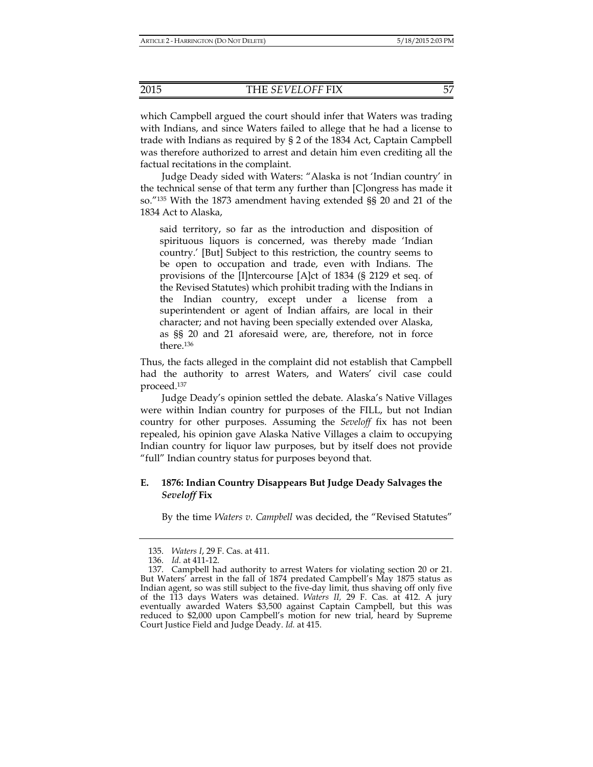which Campbell argued the court should infer that Waters was trading with Indians, and since Waters failed to allege that he had a license to trade with Indians as required by § 2 of the 1834 Act, Captain Campbell was therefore authorized to arrest and detain him even crediting all the factual recitations in the complaint.

Judge Deady sided with Waters: "Alaska is not 'Indian country' in the technical sense of that term any further than [C]ongress has made it so."[135] With the 1873 amendment having extended §§ 20 and 21 of the 1834 Act to Alaska,

> said territory, so far as the introduction and disposition of spirituous liquors is concerned, was thereby made 'Indian country.' [But] Subject to this restriction, the country seems to be open to occupation and trade, even with Indians. The provisions of the [I]ntercourse [A]ct of 1834 (§ 2129 et seq. of the Revised Statutes) which prohibit trading with the Indians in the Indian country, except under a license from a superintendent or agent of Indian affairs, are local in their character; and not having been specially extended over Alaska, as §§ 20 and 21 aforesaid were, are, therefore, not in force there.[136]

Thus, the facts alleged in the complaint did not establish that Campbell had the authority to arrest Waters, and Waters' civil case could proceed.[137]

Judge Deady's opinion settled the debate. Alaska's Native Villages were within Indian country for purposes of the FILL, but not Indian country for other purposes. Assuming the *Seveloff* fix has not been repealed, his opinion gave Alaska Native Villages a claim to occupying Indian country for liquor law purposes, but by itself does not provide "full" Indian country status for purposes beyond that.

### E. 1876: Indian Country Disappears But Judge Deady Salvages the *Seveloff* Fix

By the time *Waters v. Campbell* was decided, the "Revised Statutes"

---

135. *Waters I*, 29 F. Cas. at 411.

136. *Id.* at 411-12.

137. Campbell had authority to arrest Waters for violating section 20 or 21. But Waters' arrest in the fall of 1874 predated Campbell's May 1875 status as Indian agent, so was still subject to the five-day limit, thus shaving off only five of the 113 days Waters was detained. *Waters II,* 29 F. Cas. at 412. A jury eventually awarded Waters $3,500 against Captain Campbell, but this was reduced to $2,000 upon Campbell's motion for new trial, heard by Supreme Court Justice Field and Judge Deady. *Id.* at 415.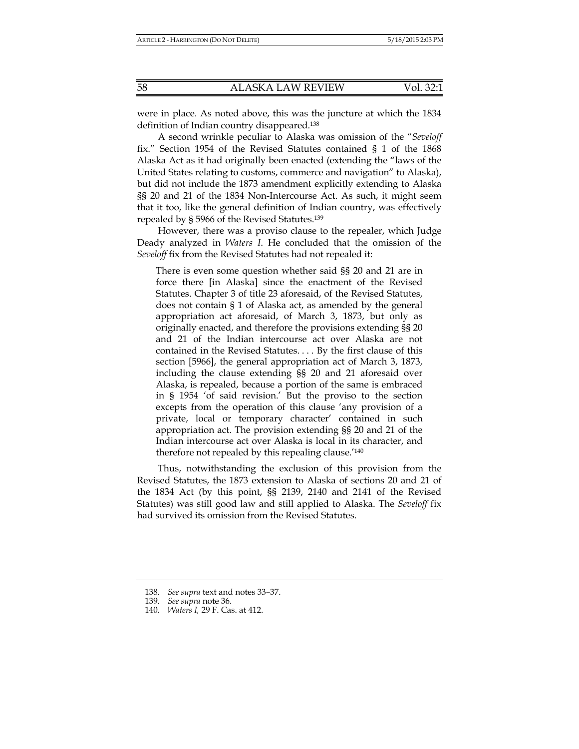were in place. As noted above, this was the juncture at which the 1834 definition of Indian country disappeared.[138]

A second wrinkle peculiar to Alaska was omission of the "*Seveloff* fix." Section 1954 of the Revised Statutes contained § 1 of the 1868 Alaska Act as it had originally been enacted (extending the "laws of the United States relating to customs, commerce and navigation" to Alaska), but did not include the 1873 amendment explicitly extending to Alaska §§ 20 and 21 of the 1834 Non-Intercourse Act. As such, it might seem that it too, like the general definition of Indian country, was effectively repealed by § 5966 of the Revised Statutes.[139]

However, there was a proviso clause to the repealer, which Judge Deady analyzed in *Waters I*. He concluded that the omission of the *Seveloff* fix from the Revised Statutes had not repealed it:

> There is even some question whether said §§ 20 and 21 are in force there [in Alaska] since the enactment of the Revised Statutes. Chapter 3 of title 23 aforesaid, of the Revised Statutes, does not contain § 1 of Alaska act, as amended by the general appropriation act aforesaid, of March 3, 1873, but only as originally enacted, and therefore the provisions extending §§ 20 and 21 of the Indian intercourse act over Alaska are not contained in the Revised Statutes. . . . By the first clause of this section [5966], the general appropriation act of March 3, 1873, including the clause extending §§ 20 and 21 aforesaid over Alaska, is repealed, because a portion of the same is embraced in § 1954 'of said revision.' But the proviso to the section excepts from the operation of this clause 'any provision of a private, local or temporary character' contained in such appropriation act. The provision extending §§ 20 and 21 of the Indian intercourse act over Alaska is local in its character, and therefore not repealed by this repealing clause.'[140]

Thus, notwithstanding the exclusion of this provision from the Revised Statutes, the 1873 extension to Alaska of sections 20 and 21 of the 1834 Act (by this point, §§ 2139, 2140 and 2141 of the Revised Statutes) was still good law and still applied to Alaska. The *Seveloff* fix had survived its omission from the Revised Statutes.

---

138. *See supra* text and notes 33–37.
139. *See supra* note 36.
140. *Waters I,* 29 F. Cas. at 412.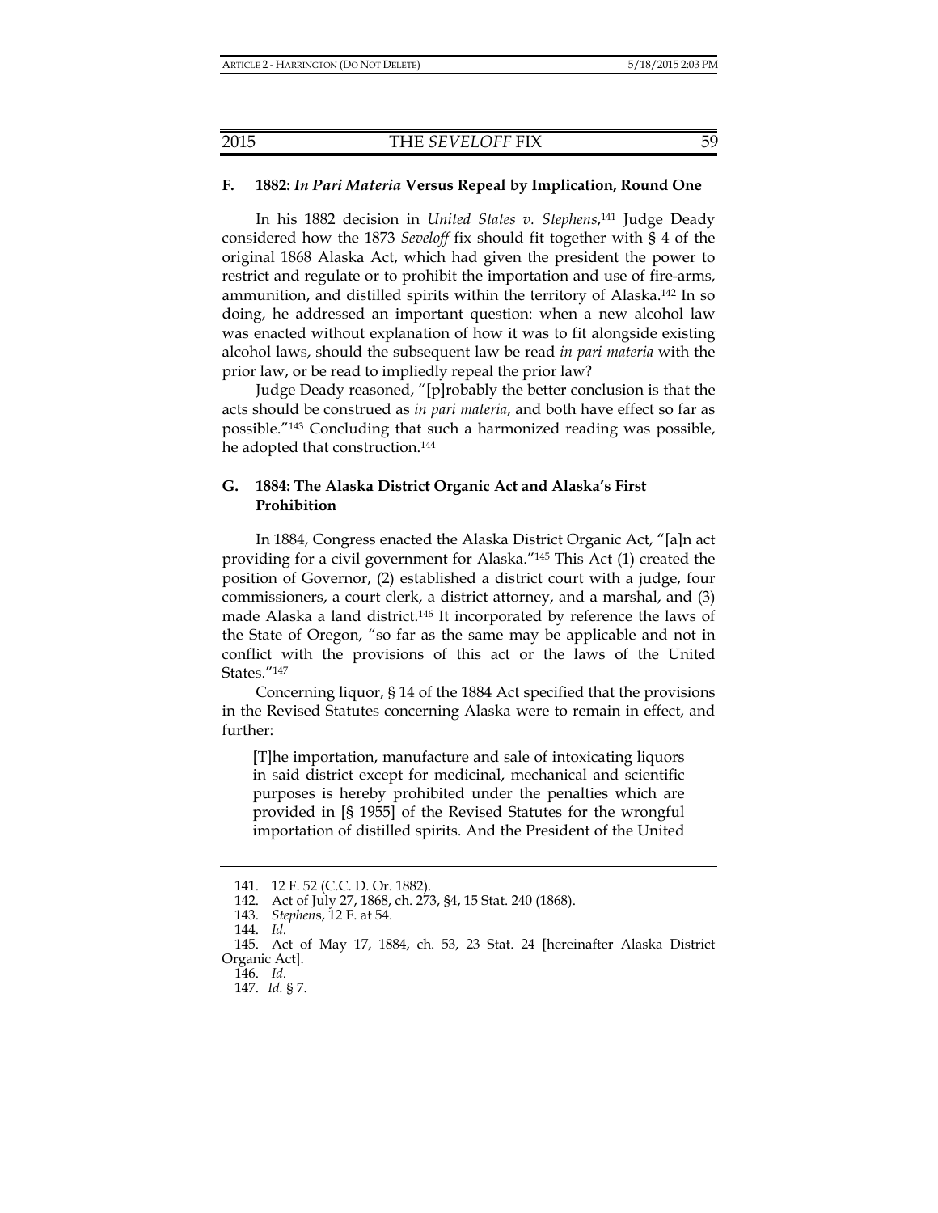## F. 1882: *In Pari Materia* Versus Repeal by Implication, Round One

In his 1882 decision in *United States v. Stephens*,[141] Judge Deady considered how the 1873 *Seveloff* fix should fit together with § 4 of the original 1868 Alaska Act, which had given the president the power to restrict and regulate or to prohibit the importation and use of fire-arms, ammunition, and distilled spirits within the territory of Alaska.[142] In so doing, he addressed an important question: when a new alcohol law was enacted without explanation of how it was to fit alongside existing alcohol laws, should the subsequent law be read *in pari materia* with the prior law, or be read to impliedly repeal the prior law?

Judge Deady reasoned, "[p]robably the better conclusion is that the acts should be construed as *in pari materia*, and both have effect so far as possible."[143] Concluding that such a harmonized reading was possible, he adopted that construction.[144]

## G. 1884: The Alaska District Organic Act and Alaska's First Prohibition

In 1884, Congress enacted the Alaska District Organic Act, "[a]n act providing for a civil government for Alaska."[145] This Act (1) created the position of Governor, (2) established a district court with a judge, four commissioners, a court clerk, a district attorney, and a marshal, and (3) made Alaska a land district.[146] It incorporated by reference the laws of the State of Oregon, "so far as the same may be applicable and not in conflict with the provisions of this act or the laws of the United States."[147]

Concerning liquor, § 14 of the 1884 Act specified that the provisions in the Revised Statutes concerning Alaska were to remain in effect, and further:

> [T]he importation, manufacture and sale of intoxicating liquors in said district except for medicinal, mechanical and scientific purposes is hereby prohibited under the penalties which are provided in [§ 1955] of the Revised Statutes for the wrongful importation of distilled spirits. And the President of the United

---

141. 12 F. 52 (C.C. D. Or. 1882).
142. Act of July 27, 1868, ch. 273, §4, 15 Stat. 240 (1868).
143. *Stephens*, 12 F. at 54.
144. *Id.*
145. Act of May 17, 1884, ch. 53, 23 Stat. 24 [hereinafter Alaska District Organic Act].
146. *Id.*
147. *Id.* § 7.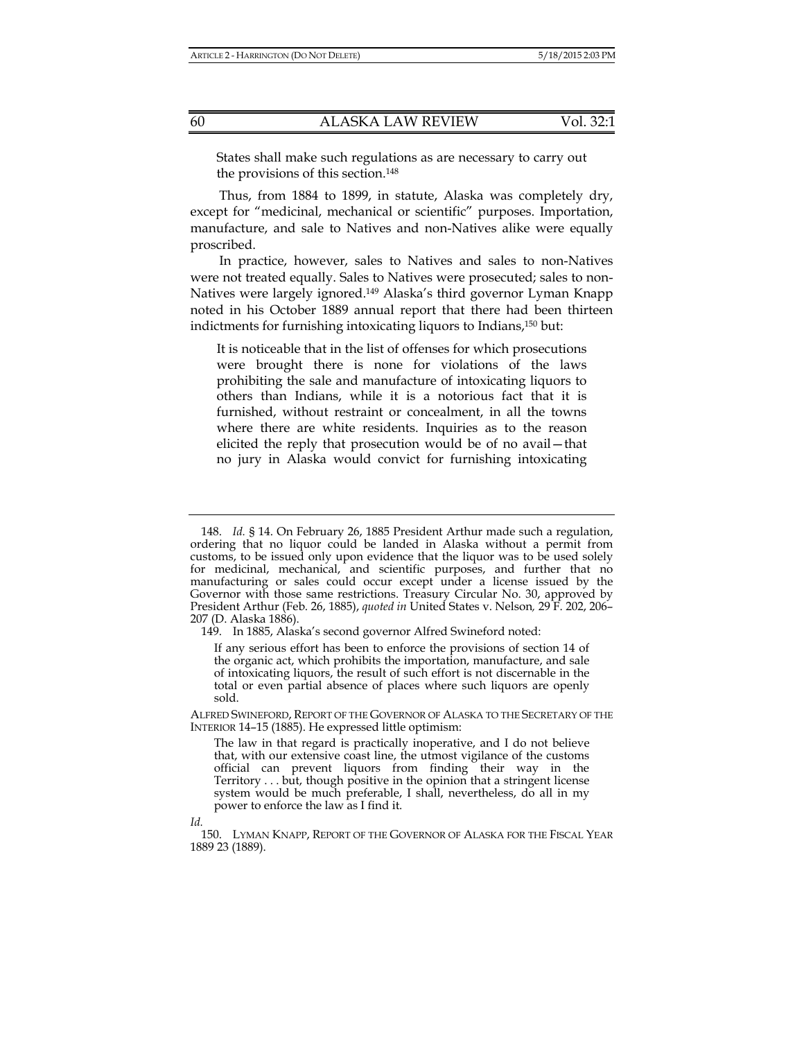> States shall make such regulations as are necessary to carry out the provisions of this section.[148]

Thus, from 1884 to 1899, in statute, Alaska was completely dry, except for "medicinal, mechanical or scientific" purposes. Importation, manufacture, and sale to Natives and non-Natives alike were equally proscribed.

In practice, however, sales to Natives and sales to non-Natives were not treated equally. Sales to Natives were prosecuted; sales to non-Natives were largely ignored.[149] Alaska's third governor Lyman Knapp noted in his October 1889 annual report that there had been thirteen indictments for furnishing intoxicating liquors to Indians,[150] but:

> It is noticeable that in the list of offenses for which prosecutions were brought there is none for violations of the laws prohibiting the sale and manufacture of intoxicating liquors to others than Indians, while it is a notorious fact that it is furnished, without restraint or concealment, in all the towns where there are white residents. Inquiries as to the reason elicited the reply that prosecution would be of no avail—that no jury in Alaska would convict for furnishing intoxicating

---

148. *Id.* § 14. On February 26, 1885 President Arthur made such a regulation, ordering that no liquor could be landed in Alaska without a permit from customs, to be issued only upon evidence that the liquor was to be used solely for medicinal, mechanical, and scientific purposes, and further that no manufacturing or sales could occur except under a license issued by the Governor with those same restrictions. Treasury Circular No. 30, approved by President Arthur (Feb. 26, 1885), *quoted in* United States v. Nelson*,* 29 F. 202, 206–207 (D. Alaska 1886).

149. In 1885, Alaska's second governor Alfred Swineford noted:

> If any serious effort has been to enforce the provisions of section 14 of the organic act, which prohibits the importation, manufacture, and sale of intoxicating liquors, the result of such effort is not discernable in the total or even partial absence of places where such liquors are openly sold.

ALFRED SWINEFORD, REPORT OF THE GOVERNOR OF ALASKA TO THE SECRETARY OF THE INTERIOR 14–15 (1885). He expressed little optimism:

> The law in that regard is practically inoperative, and I do not believe that, with our extensive coast line, the utmost vigilance of the customs official can prevent liquors from finding their way in the Territory . . . but, though positive in the opinion that a stringent license system would be much preferable, I shall, nevertheless, do all in my power to enforce the law as I find it.

*Id.*

150. LYMAN KNAPP, REPORT OF THE GOVERNOR OF ALASKA FOR THE FISCAL YEAR 1889 23 (1889).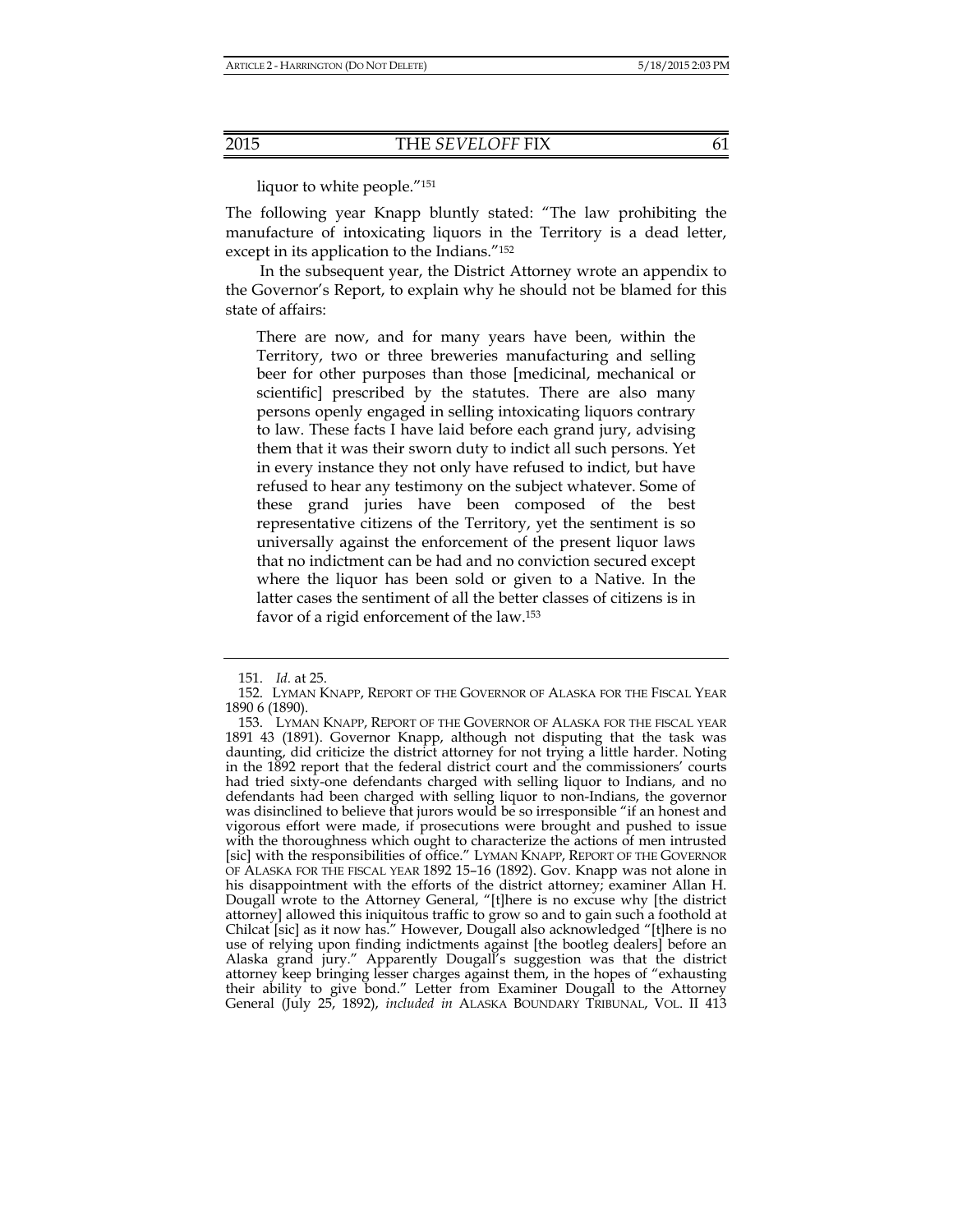liquor to white people."[151]

The following year Knapp bluntly stated: "The law prohibiting the manufacture of intoxicating liquors in the Territory is a dead letter, except in its application to the Indians."[152]

In the subsequent year, the District Attorney wrote an appendix to the Governor's Report, to explain why he should not be blamed for this state of affairs:

> There are now, and for many years have been, within the Territory, two or three breweries manufacturing and selling beer for other purposes than those [medicinal, mechanical or scientific] prescribed by the statutes. There are also many persons openly engaged in selling intoxicating liquors contrary to law. These facts I have laid before each grand jury, advising them that it was their sworn duty to indict all such persons. Yet in every instance they not only have refused to indict, but have refused to hear any testimony on the subject whatever. Some of these grand juries have been composed of the best representative citizens of the Territory, yet the sentiment is so universally against the enforcement of the present liquor laws that no indictment can be had and no conviction secured except where the liquor has been sold or given to a Native. In the latter cases the sentiment of all the better classes of citizens is in favor of a rigid enforcement of the law.[153]

---

151. *Id.* at 25.

152. LYMAN KNAPP, REPORT OF THE GOVERNOR OF ALASKA FOR THE FISCAL YEAR 1890 6 (1890).

153. LYMAN KNAPP, REPORT OF THE GOVERNOR OF ALASKA FOR THE FISCAL YEAR 1891 43 (1891). Governor Knapp, although not disputing that the task was daunting, did criticize the district attorney for not trying a little harder. Noting in the 1892 report that the federal district court and the commissioners' courts had tried sixty-one defendants charged with selling liquor to Indians, and no defendants had been charged with selling liquor to non-Indians, the governor was disinclined to believe that jurors would be so irresponsible "if an honest and vigorous effort were made, if prosecutions were brought and pushed to issue with the thoroughness which ought to characterize the actions of men intrusted [sic] with the responsibilities of office." LYMAN KNAPP, REPORT OF THE GOVERNOR OF ALASKA FOR THE FISCAL YEAR 1892 15–16 (1892). Gov. Knapp was not alone in his disappointment with the efforts of the district attorney; examiner Allan H. Dougall wrote to the Attorney General, "[t]here is no excuse why [the district attorney] allowed this iniquitous traffic to grow so and to gain such a foothold at Chilcat [sic] as it now has." However, Dougall also acknowledged "[t]here is no use of relying upon finding indictments against [the bootleg dealers] before an Alaska grand jury." Apparently Dougall's suggestion was that the district attorney keep bringing lesser charges against them, in the hopes of "exhausting their ability to give bond." Letter from Examiner Dougall to the Attorney General (July 25, 1892), *included in* ALASKA BOUNDARY TRIBUNAL, VOL. II 413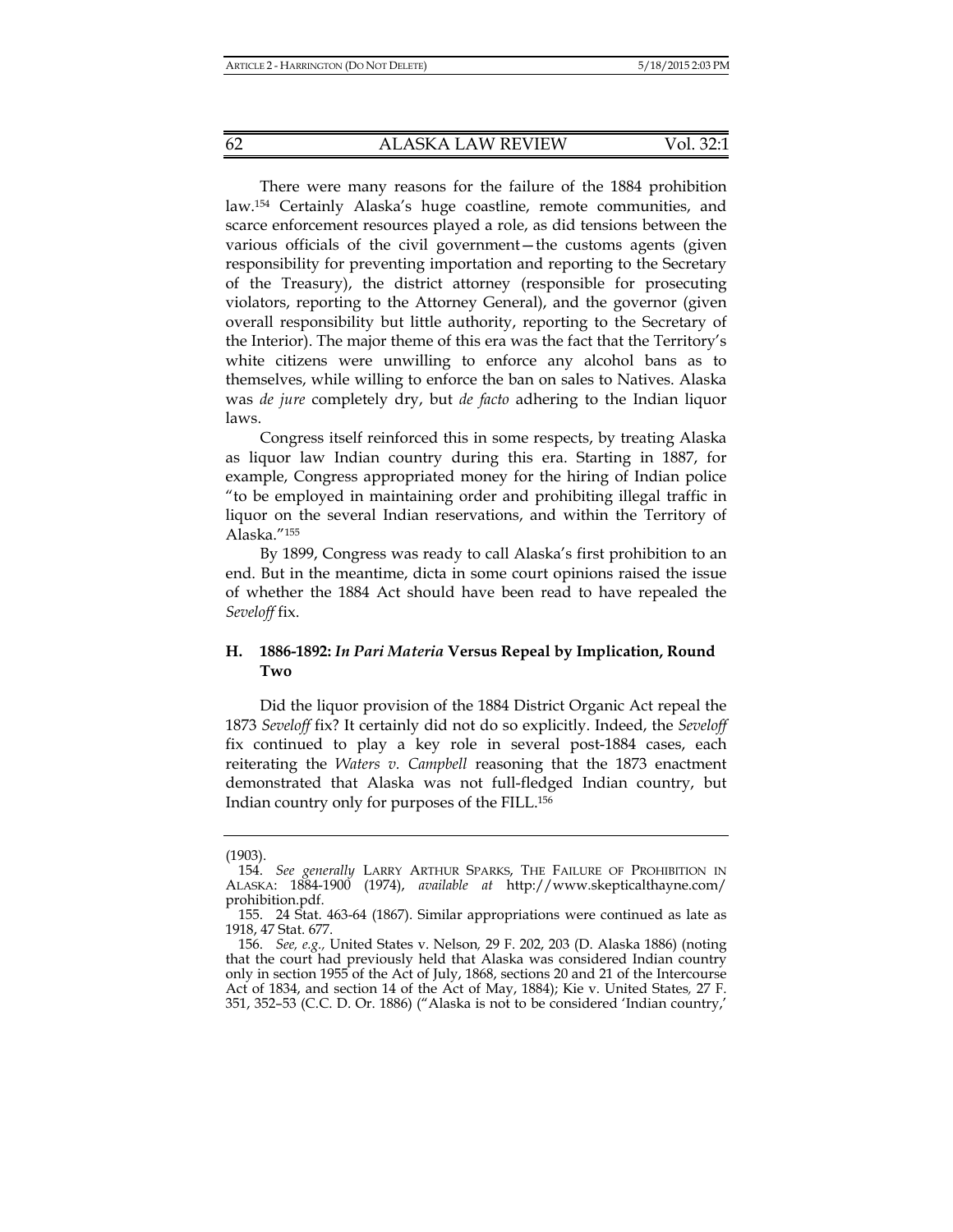There were many reasons for the failure of the 1884 prohibition law.[154] Certainly Alaska's huge coastline, remote communities, and scarce enforcement resources played a role, as did tensions between the various officials of the civil government—the customs agents (given responsibility for preventing importation and reporting to the Secretary of the Treasury), the district attorney (responsible for prosecuting violators, reporting to the Attorney General), and the governor (given overall responsibility but little authority, reporting to the Secretary of the Interior). The major theme of this era was the fact that the Territory's white citizens were unwilling to enforce any alcohol bans as to themselves, while willing to enforce the ban on sales to Natives. Alaska was *de jure* completely dry, but *de facto* adhering to the Indian liquor laws.

Congress itself reinforced this in some respects, by treating Alaska as liquor law Indian country during this era. Starting in 1887, for example, Congress appropriated money for the hiring of Indian police "to be employed in maintaining order and prohibiting illegal traffic in liquor on the several Indian reservations, and within the Territory of Alaska."[155]

By 1899, Congress was ready to call Alaska's first prohibition to an end. But in the meantime, dicta in some court opinions raised the issue of whether the 1884 Act should have been read to have repealed the *Seveloff* fix.

### H. 1886-1892: *In Pari Materia* Versus Repeal by Implication, Round Two

Did the liquor provision of the 1884 District Organic Act repeal the 1873 *Seveloff* fix? It certainly did not do so explicitly. Indeed, the *Seveloff* fix continued to play a key role in several post-1884 cases, each reiterating the *Waters v. Campbell* reasoning that the 1873 enactment demonstrated that Alaska was not full-fledged Indian country, but Indian country only for purposes of the FILL.[156]

---

(1903).

154. *See generally* LARRY ARTHUR SPARKS, THE FAILURE OF PROHIBITION IN ALASKA: 1884-1900 (1974), *available at* http://www.skepticalthayne.com/prohibition.pdf.

155. 24 Stat. 463-64 (1867). Similar appropriations were continued as late as 1918, 47 Stat. 677.

156. *See, e.g.*, United States v. Nelson, 29 F. 202, 203 (D. Alaska 1886) (noting that the court had previously held that Alaska was considered Indian country only in section 1955 of the Act of July, 1868, sections 20 and 21 of the Intercourse Act of 1834, and section 14 of the Act of May, 1884); Kie v. United States, 27 F. 351, 352–53 (C.C. D. Or. 1886) ("Alaska is not to be considered 'Indian country,'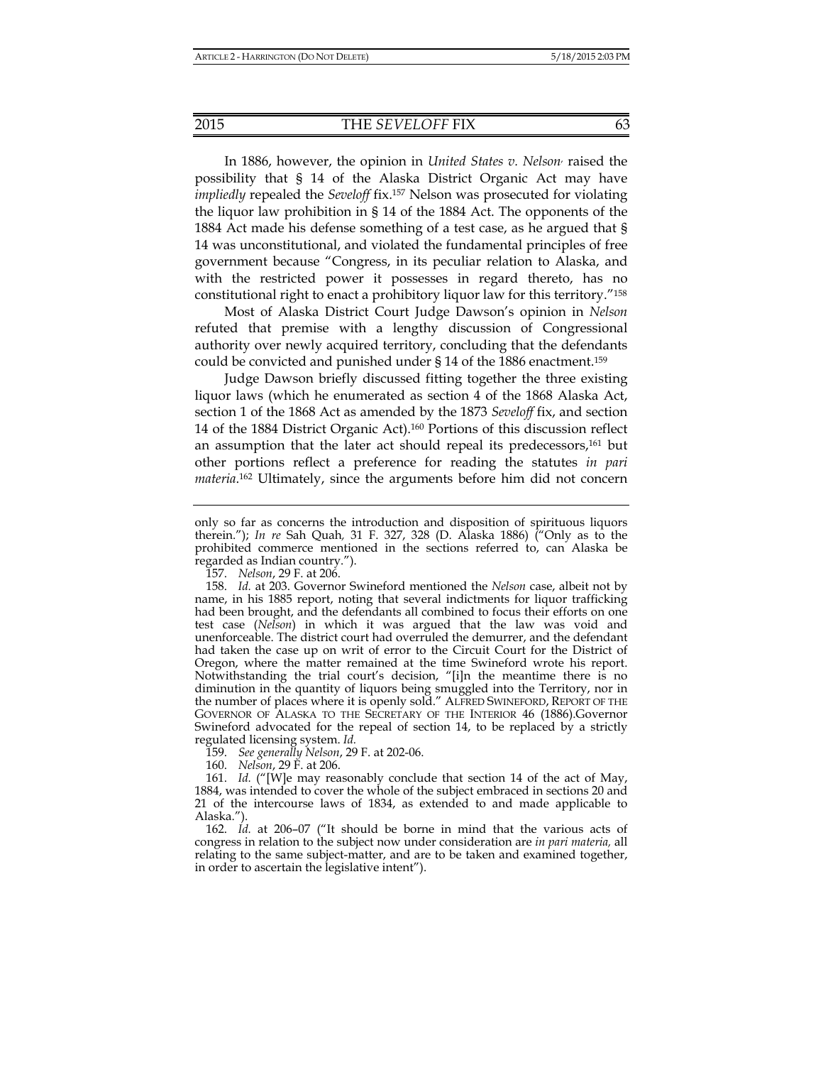In 1886, however, the opinion in *United States v. Nelson* raised the possibility that § 14 of the Alaska District Organic Act may have *impliedly* repealed the *Seveloff* fix.[157] Nelson was prosecuted for violating the liquor law prohibition in § 14 of the 1884 Act. The opponents of the 1884 Act made his defense something of a test case, as he argued that § 14 was unconstitutional, and violated the fundamental principles of free government because "Congress, in its peculiar relation to Alaska, and with the restricted power it possesses in regard thereto, has no constitutional right to enact a prohibitory liquor law for this territory."[158]

Most of Alaska District Court Judge Dawson's opinion in *Nelson* refuted that premise with a lengthy discussion of Congressional authority over newly acquired territory, concluding that the defendants could be convicted and punished under § 14 of the 1886 enactment.[159]

Judge Dawson briefly discussed fitting together the three existing liquor laws (which he enumerated as section 4 of the 1868 Alaska Act, section 1 of the 1868 Act as amended by the 1873 *Seveloff* fix, and section 14 of the 1884 District Organic Act).[160] Portions of this discussion reflect an assumption that the later act should repeal its predecessors,[161] but other portions reflect a preference for reading the statutes *in pari materia*.[162] Ultimately, since the arguments before him did not concern

---

only so far as concerns the introduction and disposition of spirituous liquors therein."); *In re* Sah Quah, 31 F. 327, 328 (D. Alaska 1886) ("Only as to the prohibited commerce mentioned in the sections referred to, can Alaska be regarded as Indian country.").

157. *Nelson*, 29 F. at 206.

158. *Id.* at 203. Governor Swineford mentioned the *Nelson* case, albeit not by name, in his 1885 report, noting that several indictments for liquor trafficking had been brought, and the defendants all combined to focus their efforts on one test case (*Nelson*) in which it was argued that the law was void and unenforceable. The district court had overruled the demurrer, and the defendant had taken the case up on writ of error to the Circuit Court for the District of Oregon, where the matter remained at the time Swineford wrote his report. Notwithstanding the trial court's decision, "[i]n the meantime there is no diminution in the quantity of liquors being smuggled into the Territory, nor in the number of places where it is openly sold." ALFRED SWINEFORD, REPORT OF THE GOVERNOR OF ALASKA TO THE SECRETARY OF THE INTERIOR 46 (1886).Governor Swineford advocated for the repeal of section 14, to be replaced by a strictly regulated licensing system. *Id.*

159. *See generally Nelson*, 29 F. at 202-06.

160. *Nelson*, 29 F. at 206.

161. *Id.* ("[W]e may reasonably conclude that section 14 of the act of May, 1884, was intended to cover the whole of the subject embraced in sections 20 and 21 of the intercourse laws of 1834, as extended to and made applicable to Alaska.").

162. *Id.* at 206–07 ("It should be borne in mind that the various acts of congress in relation to the subject now under consideration are *in pari materia,* all relating to the same subject-matter, and are to be taken and examined together, in order to ascertain the legislative intent").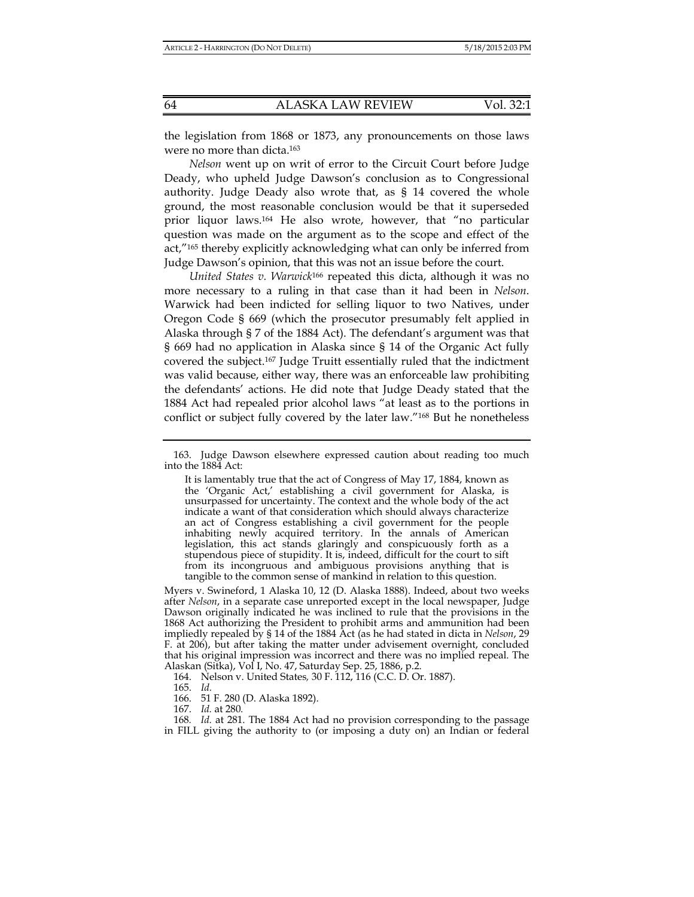the legislation from 1868 or 1873, any pronouncements on those laws were no more than dicta.[163]

*Nelson* went up on writ of error to the Circuit Court before Judge Deady, who upheld Judge Dawson's conclusion as to Congressional authority. Judge Deady also wrote that, as § 14 covered the whole ground, the most reasonable conclusion would be that it superseded prior liquor laws.[164] He also wrote, however, that "no particular question was made on the argument as to the scope and effect of the act,"[165] thereby explicitly acknowledging what can only be inferred from Judge Dawson's opinion, that this was not an issue before the court.

*United States v. Warwick*[166] repeated this dicta, although it was no more necessary to a ruling in that case than it had been in *Nelson*. Warwick had been indicted for selling liquor to two Natives, under Oregon Code § 669 (which the prosecutor presumably felt applied in Alaska through § 7 of the 1884 Act). The defendant's argument was that § 669 had no application in Alaska since § 14 of the Organic Act fully covered the subject.[167] Judge Truitt essentially ruled that the indictment was valid because, either way, there was an enforceable law prohibiting the defendants' actions. He did note that Judge Deady stated that the 1884 Act had repealed prior alcohol laws "at least as to the portions in conflict or subject fully covered by the later law."[168] But he nonetheless

---

163. Judge Dawson elsewhere expressed caution about reading too much into the 1884 Act:

> It is lamentably true that the act of Congress of May 17, 1884, known as the 'Organic Act,' establishing a civil government for Alaska, is unsurpassed for uncertainty. The context and the whole body of the act indicate a want of that consideration which should always characterize an act of Congress establishing a civil government for the people inhabiting newly acquired territory. In the annals of American legislation, this act stands glaringly and conspicuously forth as a stupendous piece of stupidity. It is, indeed, difficult for the court to sift from its incongruous and ambiguous provisions anything that is tangible to the common sense of mankind in relation to this question.

Myers v. Swineford, 1 Alaska 10, 12 (D. Alaska 1888). Indeed, about two weeks after *Nelson*, in a separate case unreported except in the local newspaper, Judge Dawson originally indicated he was inclined to rule that the provisions in the 1868 Act authorizing the President to prohibit arms and ammunition had been impliedly repealed by § 14 of the 1884 Act (as he had stated in dicta in *Nelson*, 29 F. at 206), but after taking the matter under advisement overnight, concluded that his original impression was incorrect and there was no implied repeal. The Alaskan (Sitka), Vol I, No. 47, Saturday Sep. 25, 1886, p.2.

164. Nelson v. United States, 30 F. 112, 116 (C.C. D. Or. 1887).

165. *Id.*

166. 51 F. 280 (D. Alaska 1892).

167. *Id.* at 280.

168. *Id.* at 281. The 1884 Act had no provision corresponding to the passage in FILL giving the authority to (or imposing a duty on) an Indian or federal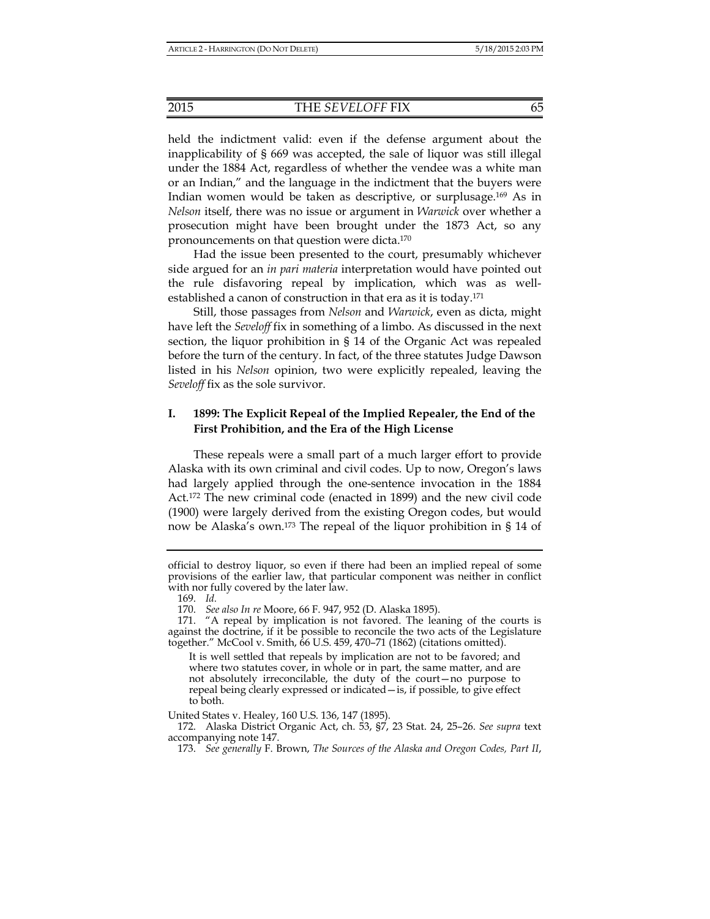held the indictment valid: even if the defense argument about the inapplicability of § 669 was accepted, the sale of liquor was still illegal under the 1884 Act, regardless of whether the vendee was a white man or an Indian," and the language in the indictment that the buyers were Indian women would be taken as descriptive, or surplusage.[169] As in *Nelson* itself, there was no issue or argument in *Warwick* over whether a prosecution might have been brought under the 1873 Act, so any pronouncements on that question were dicta.[170]

Had the issue been presented to the court, presumably whichever side argued for an *in pari materia* interpretation would have pointed out the rule disfavoring repeal by implication, which was as well-established a canon of construction in that era as it is today.[171]

Still, those passages from *Nelson* and *Warwick*, even as dicta, might have left the *Seveloff* fix in something of a limbo. As discussed in the next section, the liquor prohibition in § 14 of the Organic Act was repealed before the turn of the century. In fact, of the three statutes Judge Dawson listed in his *Nelson* opinion, two were explicitly repealed, leaving the *Seveloff* fix as the sole survivor.

## I. 1899: The Explicit Repeal of the Implied Repealer, the End of the First Prohibition, and the Era of the High License

These repeals were a small part of a much larger effort to provide Alaska with its own criminal and civil codes. Up to now, Oregon's laws had largely applied through the one-sentence invocation in the 1884 Act.[172] The new criminal code (enacted in 1899) and the new civil code (1900) were largely derived from the existing Oregon codes, but would now be Alaska's own.[173] The repeal of the liquor prohibition in § 14 of

---

official to destroy liquor, so even if there had been an implied repeal of some provisions of the earlier law, that particular component was neither in conflict with nor fully covered by the later law.

169. *Id.*

170. *See also In re* Moore, 66 F. 947, 952 (D. Alaska 1895).

171. "A repeal by implication is not favored. The leaning of the courts is against the doctrine, if it be possible to reconcile the two acts of the Legislature together." McCool v. Smith, 66 U.S. 459, 470–71 (1862) (citations omitted).

> It is well settled that repeals by implication are not to be favored; and where two statutes cover, in whole or in part, the same matter, and are not absolutely irreconcilable, the duty of the court—no purpose to repeal being clearly expressed or indicated—is, if possible, to give effect to both.

United States v. Healey, 160 U.S. 136, 147 (1895).

172. Alaska District Organic Act, ch. 53, §7, 23 Stat. 24, 25–26. *See supra* text accompanying note 147.

173. *See generally* F. Brown, *The Sources of the Alaska and Oregon Codes, Part II*,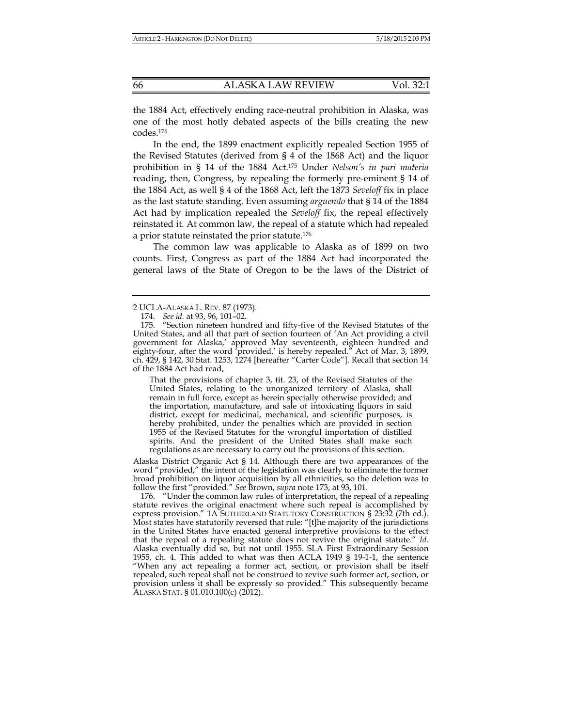the 1884 Act, effectively ending race-neutral prohibition in Alaska, was one of the most hotly debated aspects of the bills creating the new codes.[174]

In the end, the 1899 enactment explicitly repealed Section 1955 of the Revised Statutes (derived from § 4 of the 1868 Act) and the liquor prohibition in § 14 of the 1884 Act.[175] Under *Nelson's in pari materia* reading, then, Congress, by repealing the formerly pre-eminent § 14 of the 1884 Act, as well § 4 of the 1868 Act, left the 1873 *Seveloff* fix in place as the last statute standing. Even assuming *arguendo* that § 14 of the 1884 Act had by implication repealed the *Seveloff* fix, the repeal effectively reinstated it. At common law, the repeal of a statute which had repealed a prior statute reinstated the prior statute.[176]

The common law was applicable to Alaska as of 1899 on two counts. First, Congress as part of the 1884 Act had incorporated the general laws of the State of Oregon to be the laws of the District of

---

2 UCLA-ALASKA L. REV. 87 (1973).

174. *See id.* at 93, 96, 101–02.

175. "Section nineteen hundred and fifty-five of the Revised Statutes of the United States, and all that part of section fourteen of 'An Act providing a civil government for Alaska,' approved May seventeenth, eighteen hundred and eighty-four, after the word 'provided,' is hereby repealed." Act of Mar. 3, 1899, ch. 429, § 142, 30 Stat. 1253, 1274 [hereafter "Carter Code"]. Recall that section 14 of the 1884 Act had read,

> That the provisions of chapter 3, tit. 23, of the Revised Statutes of the United States, relating to the unorganized territory of Alaska, shall remain in full force, except as herein specially otherwise provided; and the importation, manufacture, and sale of intoxicating liquors in said district, except for medicinal, mechanical, and scientific purposes, is hereby prohibited, under the penalties which are provided in section 1955 of the Revised Statutes for the wrongful importation of distilled spirits. And the president of the United States shall make such regulations as are necessary to carry out the provisions of this section.

Alaska District Organic Act § 14. Although there are two appearances of the word "provided," the intent of the legislation was clearly to eliminate the former broad prohibition on liquor acquisition by all ethnicities, so the deletion was to follow the first "provided." *See* Brown, *supra* note 173, at 93, 101.

176. "Under the common law rules of interpretation, the repeal of a repealing statute revives the original enactment where such repeal is accomplished by express provision." 1A SUTHERLAND STATUTORY CONSTRUCTION § 23:32 (7th ed.). Most states have statutorily reversed that rule: "[t]he majority of the jurisdictions in the United States have enacted general interpretive provisions to the effect that the repeal of a repealing statute does not revive the original statute." *Id.* Alaska eventually did so, but not until 1955. SLA First Extraordinary Session 1955, ch. 4. This added to what was then ACLA 1949 § 19-1-1, the sentence "When any act repealing a former act, section, or provision shall be itself repealed, such repeal shall not be construed to revive such former act, section, or provision unless it shall be expressly so provided." This subsequently became ALASKA STAT. § 01.010.100(c) (2012).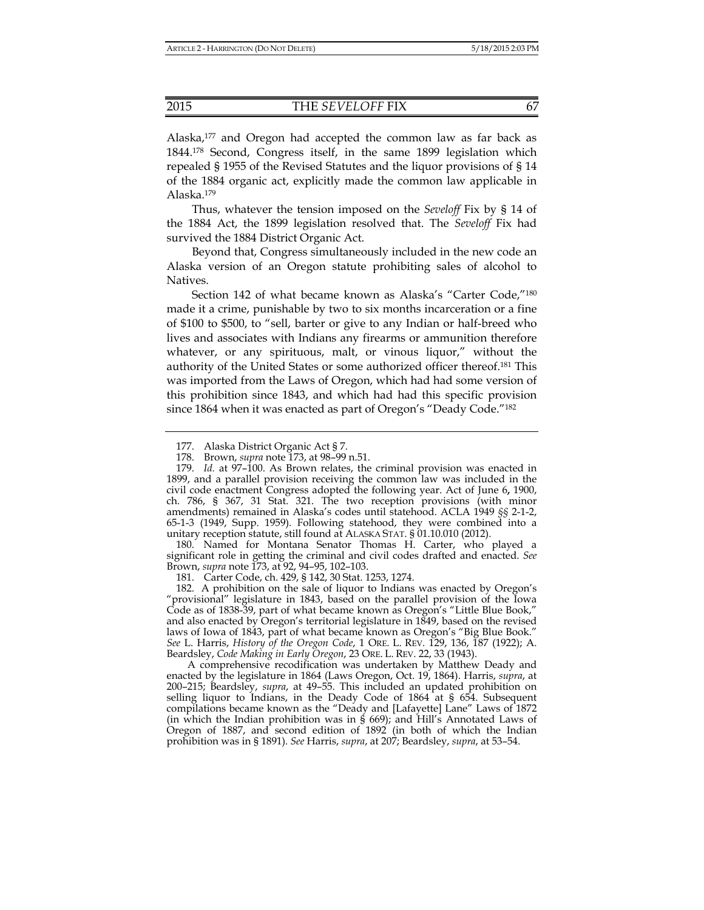Alaska,[177] and Oregon had accepted the common law as far back as 1844.[178] Second, Congress itself, in the same 1899 legislation which repealed § 1955 of the Revised Statutes and the liquor provisions of § 14 of the 1884 organic act, explicitly made the common law applicable in Alaska.[179]

Thus, whatever the tension imposed on the *Seveloff* Fix by § 14 of the 1884 Act, the 1899 legislation resolved that. The *Seveloff* Fix had survived the 1884 District Organic Act.

Beyond that, Congress simultaneously included in the new code an Alaska version of an Oregon statute prohibiting sales of alcohol to Natives.

Section 142 of what became known as Alaska's "Carter Code,"[180] made it a crime, punishable by two to six months incarceration or a fine of $100 to $500, to "sell, barter or give to any Indian or half-breed who lives and associates with Indians any firearms or ammunition therefore whatever, or any spirituous, malt, or vinous liquor," without the authority of the United States or some authorized officer thereof.[181] This was imported from the Laws of Oregon, which had had some version of this prohibition since 1843, and which had had this specific provision since 1864 when it was enacted as part of Oregon's "Deady Code."[182]

---

177. Alaska District Organic Act § 7.

178. Brown, *supra* note 173, at 98–99 n.51.

179. *Id.* at 97–100. As Brown relates, the criminal provision was enacted in 1899, and a parallel provision receiving the common law was included in the civil code enactment Congress adopted the following year. Act of June 6, 1900, ch. 786, § 367, 31 Stat. 321. The two reception provisions (with minor amendments) remained in Alaska's codes until statehood. ACLA 1949 §§ 2-1-2, 65-1-3 (1949, Supp. 1959). Following statehood, they were combined into a unitary reception statute, still found at ALASKA STAT. § 01.10.010 (2012).

180. Named for Montana Senator Thomas H. Carter, who played a significant role in getting the criminal and civil codes drafted and enacted. *See* Brown, *supra* note 173, at 92, 94–95, 102–103.

181. Carter Code, ch. 429, § 142, 30 Stat. 1253, 1274.

182. A prohibition on the sale of liquor to Indians was enacted by Oregon's "provisional" legislature in 1843, based on the parallel provision of the Iowa Code as of 1838-39, part of what became known as Oregon's "Little Blue Book," and also enacted by Oregon's territorial legislature in 1849, based on the revised laws of Iowa of 1843, part of what became known as Oregon's "Big Blue Book." *See* L. Harris, *History of the Oregon Code*, 1 ORE. L. REV. 129, 136, 187 (1922); A. Beardsley, *Code Making in Early Oregon*, 23 ORE. L. REV. 22, 33 (1943).

A comprehensive recodification was undertaken by Matthew Deady and enacted by the legislature in 1864 (Laws Oregon, Oct. 19, 1864). Harris, *supra*, at 200–215; Beardsley, *supra*, at 49–55. This included an updated prohibition on selling liquor to Indians, in the Deady Code of 1864 at § 654. Subsequent compilations became known as the "Deady and [Lafayette] Lane" Laws of 1872 (in which the Indian prohibition was in § 669); and Hill's Annotated Laws of Oregon of 1887, and second edition of 1892 (in both of which the Indian prohibition was in § 1891). *See* Harris, *supra*, at 207; Beardsley, *supra*, at 53–54.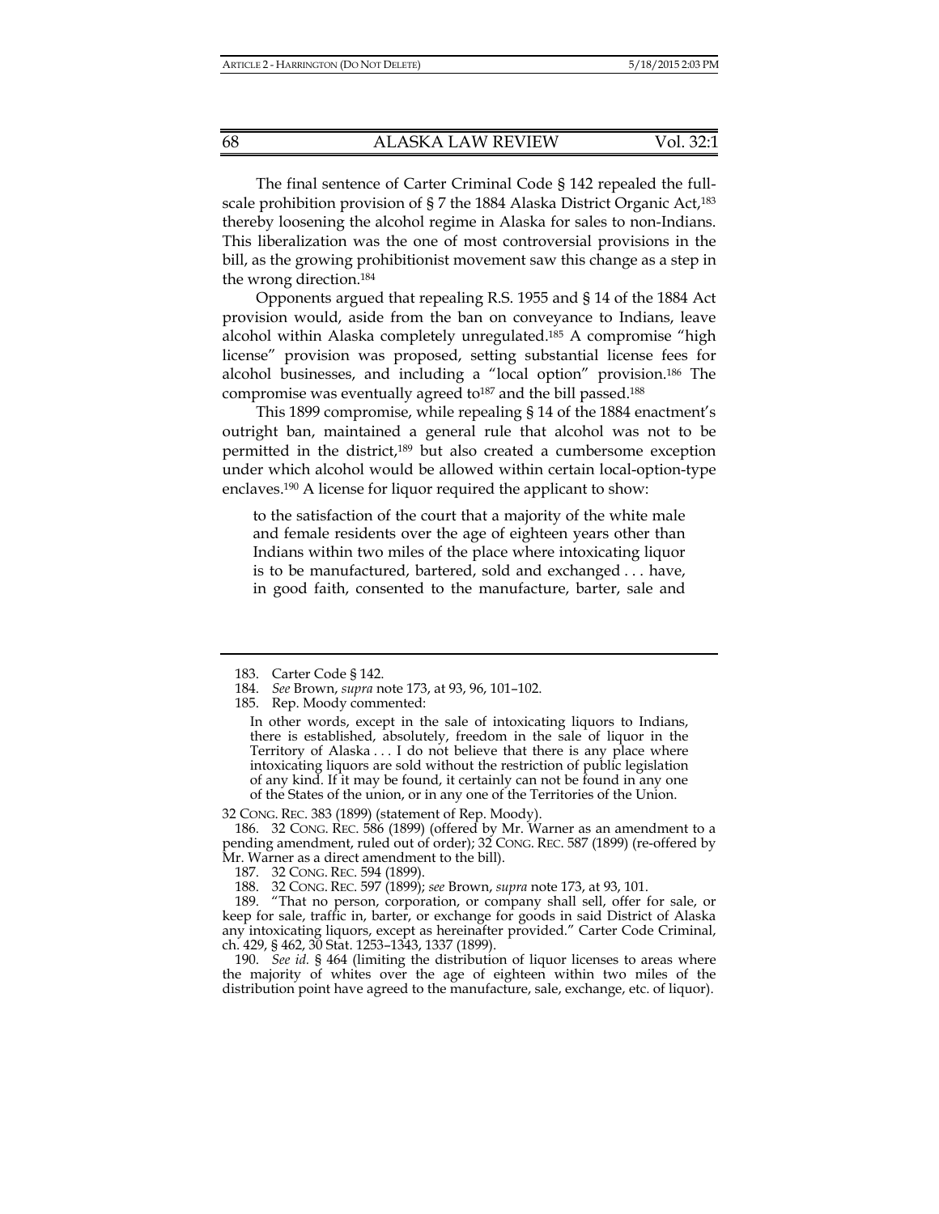The final sentence of Carter Criminal Code § 142 repealed the full-scale prohibition provision of § 7 the 1884 Alaska District Organic Act,[183] thereby loosening the alcohol regime in Alaska for sales to non-Indians. This liberalization was the one of most controversial provisions in the bill, as the growing prohibitionist movement saw this change as a step in the wrong direction.[184]

Opponents argued that repealing R.S. 1955 and § 14 of the 1884 Act provision would, aside from the ban on conveyance to Indians, leave alcohol within Alaska completely unregulated.[185] A compromise "high license" provision was proposed, setting substantial license fees for alcohol businesses, and including a "local option" provision.[186] The compromise was eventually agreed to[187] and the bill passed.[188]

This 1899 compromise, while repealing § 14 of the 1884 enactment's outright ban, maintained a general rule that alcohol was not to be permitted in the district,[189] but also created a cumbersome exception under which alcohol would be allowed within certain local-option-type enclaves.[190] A license for liquor required the applicant to show:

> to the satisfaction of the court that a majority of the white male and female residents over the age of eighteen years other than Indians within two miles of the place where intoxicating liquor is to be manufactured, bartered, sold and exchanged . . . have, in good faith, consented to the manufacture, barter, sale and

---

183. Carter Code § 142.

184. *See* Brown, *supra* note 173, at 93, 96, 101–102.

185. Rep. Moody commented:

> In other words, except in the sale of intoxicating liquors to Indians, there is established, absolutely, freedom in the sale of liquor in the Territory of Alaska . . . I do not believe that there is any place where intoxicating liquors are sold without the restriction of public legislation of any kind. If it may be found, it certainly can not be found in any one of the States of the union, or in any one of the Territories of the Union.

32 CONG. REC. 383 (1899) (statement of Rep. Moody).

186. 32 CONG. REC. 586 (1899) (offered by Mr. Warner as an amendment to a pending amendment, ruled out of order); 32 CONG. REC. 587 (1899) (re-offered by Mr. Warner as a direct amendment to the bill).

187. 32 CONG. REC. 594 (1899).

188. 32 CONG. REC. 597 (1899); *see* Brown, *supra* note 173, at 93, 101.

189. "That no person, corporation, or company shall sell, offer for sale, or keep for sale, traffic in, barter, or exchange for goods in said District of Alaska any intoxicating liquors, except as hereinafter provided." Carter Code Criminal, ch. 429, § 462, 30 Stat. 1253–1343, 1337 (1899).

190. *See id.* § 464 (limiting the distribution of liquor licenses to areas where the majority of whites over the age of eighteen within two miles of the distribution point have agreed to the manufacture, sale, exchange, etc. of liquor).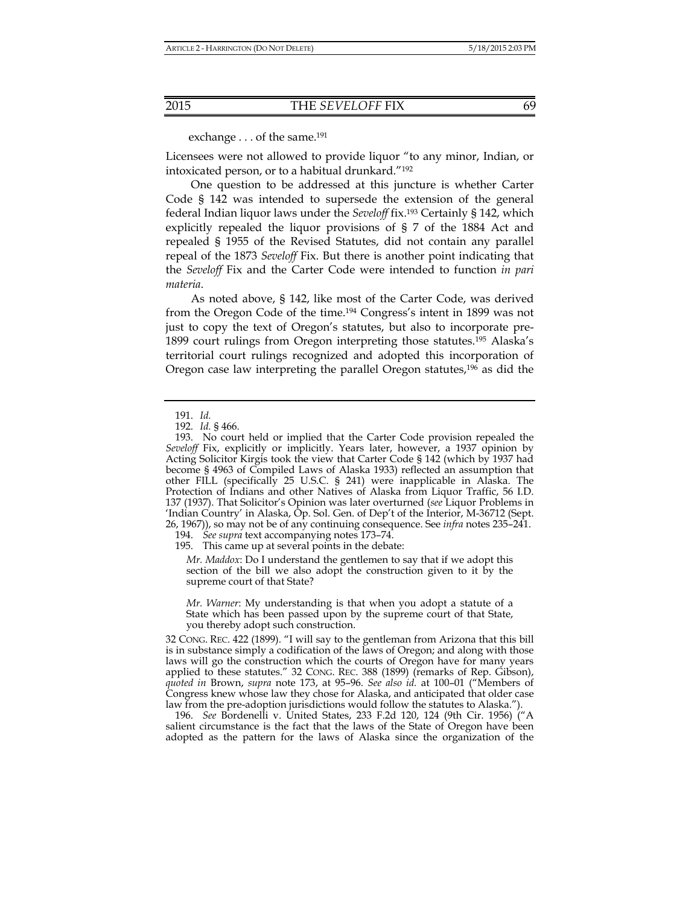exchange . . . of the same.[191]

Licensees were not allowed to provide liquor "to any minor, Indian, or intoxicated person, or to a habitual drunkard."[192]

One question to be addressed at this juncture is whether Carter Code § 142 was intended to supersede the extension of the general federal Indian liquor laws under the *Seveloff* fix.[193] Certainly § 142, which explicitly repealed the liquor provisions of § 7 of the 1884 Act and repealed § 1955 of the Revised Statutes, did not contain any parallel repeal of the 1873 *Seveloff* Fix. But there is another point indicating that the *Seveloff* Fix and the Carter Code were intended to function *in pari materia*.

As noted above, § 142, like most of the Carter Code, was derived from the Oregon Code of the time.[194] Congress's intent in 1899 was not just to copy the text of Oregon's statutes, but also to incorporate pre-1899 court rulings from Oregon interpreting those statutes.[195] Alaska's territorial court rulings recognized and adopted this incorporation of Oregon case law interpreting the parallel Oregon statutes,[196] as did the

---

191. *Id.*

192. *Id.* § 466.

193. No court held or implied that the Carter Code provision repealed the *Seveloff* Fix, explicitly or implicitly. Years later, however, a 1937 opinion by Acting Solicitor Kirgis took the view that Carter Code § 142 (which by 1937 had become § 4963 of Compiled Laws of Alaska 1933) reflected an assumption that other FILL (specifically 25 U.S.C. § 241) were inapplicable in Alaska. The Protection of Indians and other Natives of Alaska from Liquor Traffic, 56 I.D. 137 (1937). That Solicitor's Opinion was later overturned (*see* Liquor Problems in 'Indian Country' in Alaska, Op. Sol. Gen. of Dep't of the Interior, M-36712 (Sept. 26, 1967)), so may not be of any continuing consequence. See *infra* notes 235–241.

194. *See supra* text accompanying notes 173–74.

195. This came up at several points in the debate:

> *Mr. Maddox*: Do I understand the gentlemen to say that if we adopt this section of the bill we also adopt the construction given to it by the supreme court of that State?
>
> *Mr. Warner*: My understanding is that when you adopt a statute of a State which has been passed upon by the supreme court of that State, you thereby adopt such construction.

32 CONG. REC. 422 (1899). "I will say to the gentleman from Arizona that this bill is in substance simply a codification of the laws of Oregon; and along with those laws will go the construction which the courts of Oregon have for many years applied to these statutes." 32 CONG. REC. 388 (1899) (remarks of Rep. Gibson), *quoted in* Brown, *supra* note 173, at 95–96. *See also id.* at 100–01 ("Members of Congress knew whose law they chose for Alaska, and anticipated that older case law from the pre-adoption jurisdictions would follow the statutes to Alaska.").

196. *See* Bordenelli v. United States, 233 F.2d 120, 124 (9th Cir. 1956) ("A salient circumstance is the fact that the laws of the State of Oregon have been adopted as the pattern for the laws of Alaska since the organization of the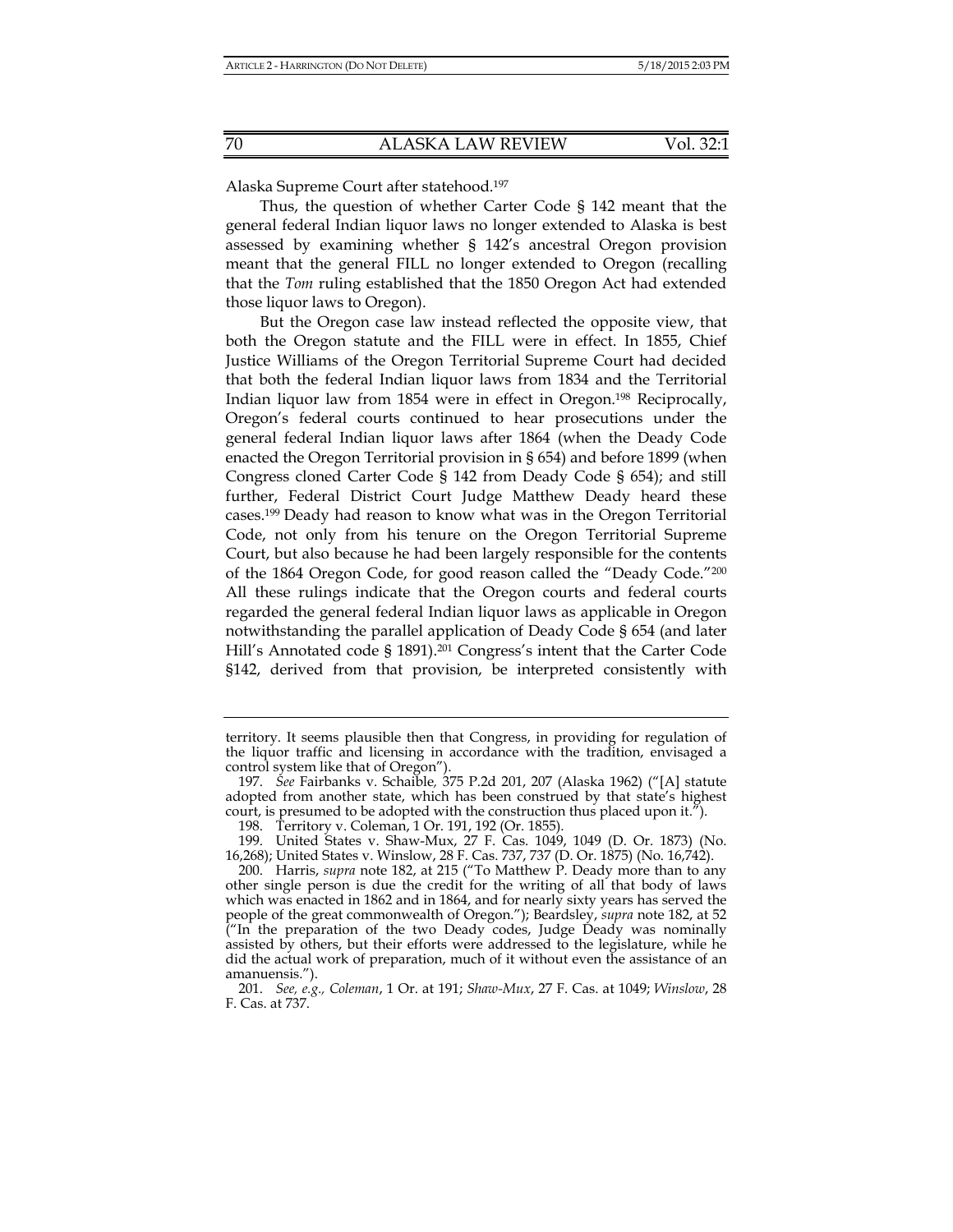Alaska Supreme Court after statehood.[197]

Thus, the question of whether Carter Code § 142 meant that the general federal Indian liquor laws no longer extended to Alaska is best assessed by examining whether § 142's ancestral Oregon provision meant that the general FILL no longer extended to Oregon (recalling that the *Tom* ruling established that the 1850 Oregon Act had extended those liquor laws to Oregon).

But the Oregon case law instead reflected the opposite view, that both the Oregon statute and the FILL were in effect. In 1855, Chief Justice Williams of the Oregon Territorial Supreme Court had decided that both the federal Indian liquor laws from 1834 and the Territorial Indian liquor law from 1854 were in effect in Oregon.[198] Reciprocally, Oregon's federal courts continued to hear prosecutions under the general federal Indian liquor laws after 1864 (when the Deady Code enacted the Oregon Territorial provision in § 654) and before 1899 (when Congress cloned Carter Code § 142 from Deady Code § 654); and still further, Federal District Court Judge Matthew Deady heard these cases.[199] Deady had reason to know what was in the Oregon Territorial Code, not only from his tenure on the Oregon Territorial Supreme Court, but also because he had been largely responsible for the contents of the 1864 Oregon Code, for good reason called the "Deady Code."[200] All these rulings indicate that the Oregon courts and federal courts regarded the general federal Indian liquor laws as applicable in Oregon notwithstanding the parallel application of Deady Code § 654 (and later Hill's Annotated code § 1891).[201] Congress's intent that the Carter Code §142, derived from that provision, be interpreted consistently with

---

territory. It seems plausible then that Congress, in providing for regulation of the liquor traffic and licensing in accordance with the tradition, envisaged a control system like that of Oregon").

197. *See* Fairbanks v. Schaible, 375 P.2d 201, 207 (Alaska 1962) ("[A] statute adopted from another state, which has been construed by that state's highest court, is presumed to be adopted with the construction thus placed upon it.").

198. Territory v. Coleman, 1 Or. 191, 192 (Or. 1855).

199. United States v. Shaw-Mux, 27 F. Cas. 1049, 1049 (D. Or. 1873) (No. 16,268); United States v. Winslow, 28 F. Cas. 737, 737 (D. Or. 1875) (No. 16,742).

200. Harris, *supra* note 182, at 215 ("To Matthew P. Deady more than to any other single person is due the credit for the writing of all that body of laws which was enacted in 1862 and in 1864, and for nearly sixty years has served the people of the great commonwealth of Oregon."); Beardsley, *supra* note 182, at 52 ("In the preparation of the two Deady codes, Judge Deady was nominally assisted by others, but their efforts were addressed to the legislature, while he did the actual work of preparation, much of it without even the assistance of an amanuensis.").

201. *See, e.g., Coleman*, 1 Or. at 191; *Shaw-Mux*, 27 F. Cas. at 1049; *Winslow*, 28 F. Cas. at 737.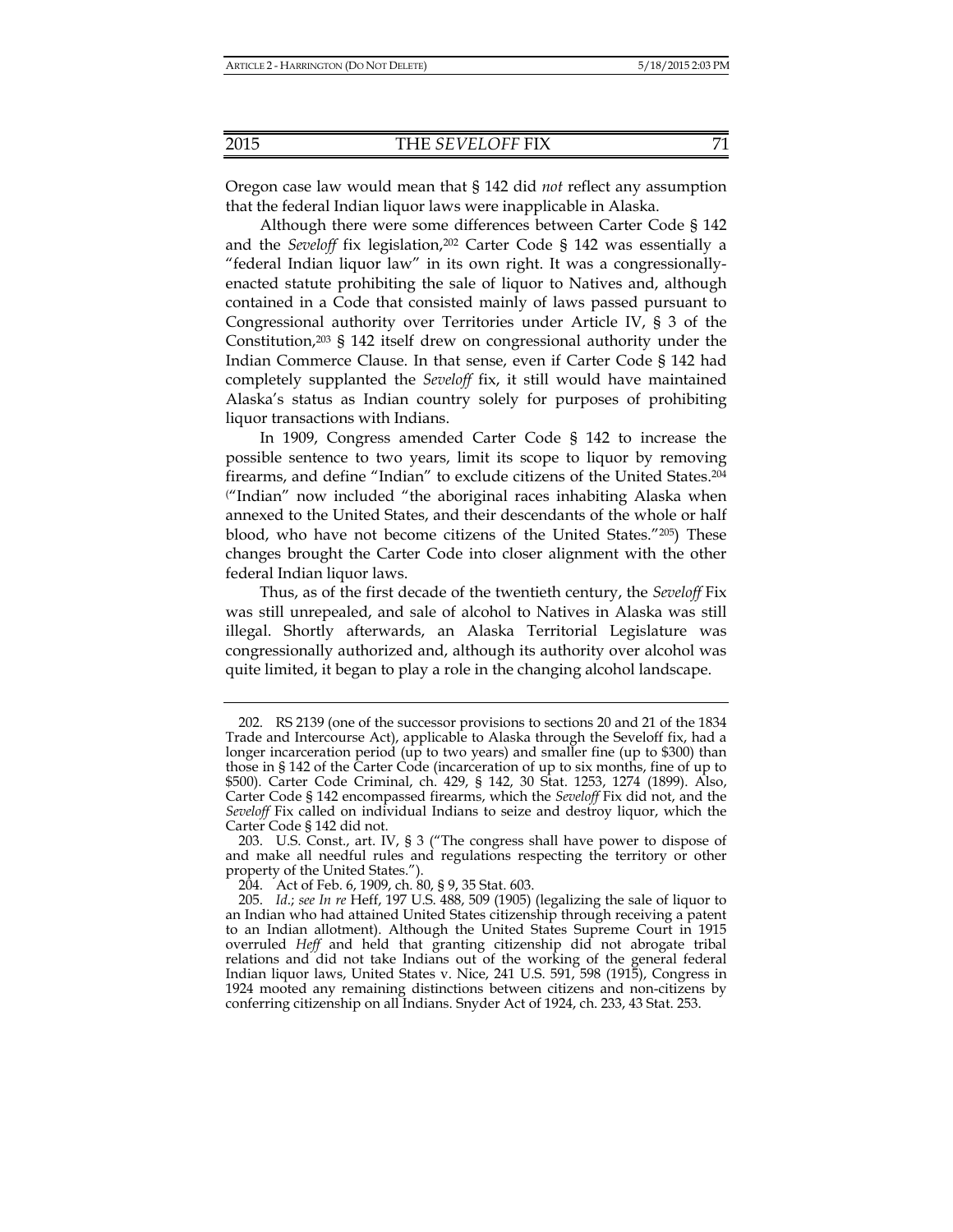Oregon case law would mean that § 142 did *not* reflect any assumption that the federal Indian liquor laws were inapplicable in Alaska.

Although there were some differences between Carter Code § 142 and the *Seveloff* fix legislation,[202] Carter Code § 142 was essentially a "federal Indian liquor law" in its own right. It was a congressionally-enacted statute prohibiting the sale of liquor to Natives and, although contained in a Code that consisted mainly of laws passed pursuant to Congressional authority over Territories under Article IV, § 3 of the Constitution,[203] § 142 itself drew on congressional authority under the Indian Commerce Clause. In that sense, even if Carter Code § 142 had completely supplanted the *Seveloff* fix, it still would have maintained Alaska's status as Indian country solely for purposes of prohibiting liquor transactions with Indians.

In 1909, Congress amended Carter Code § 142 to increase the possible sentence to two years, limit its scope to liquor by removing firearms, and define "Indian" to exclude citizens of the United States.[204] ("Indian" now included "the aboriginal races inhabiting Alaska when annexed to the United States, and their descendants of the whole or half blood, who have not become citizens of the United States."[205]) These changes brought the Carter Code into closer alignment with the other federal Indian liquor laws.

Thus, as of the first decade of the twentieth century, the *Seveloff* Fix was still unrepealed, and sale of alcohol to Natives in Alaska was still illegal. Shortly afterwards, an Alaska Territorial Legislature was congressionally authorized and, although its authority over alcohol was quite limited, it began to play a role in the changing alcohol landscape.

---

202. RS 2139 (one of the successor provisions to sections 20 and 21 of the 1834 Trade and Intercourse Act), applicable to Alaska through the Seveloff fix, had a longer incarceration period (up to two years) and smaller fine (up to $300) than those in § 142 of the Carter Code (incarceration of up to six months, fine of up to $500). Carter Code Criminal, ch. 429, § 142, 30 Stat. 1253, 1274 (1899). Also, Carter Code § 142 encompassed firearms, which the *Seveloff* Fix did not, and the *Seveloff* Fix called on individual Indians to seize and destroy liquor, which the Carter Code § 142 did not.

203. U.S. Const., art. IV, § 3 ("The congress shall have power to dispose of and make all needful rules and regulations respecting the territory or other property of the United States.").

204. Act of Feb. 6, 1909, ch. 80, § 9, 35 Stat. 603.

205. *Id*.; *see In re* Heff, 197 U.S. 488, 509 (1905) (legalizing the sale of liquor to an Indian who had attained United States citizenship through receiving a patent to an Indian allotment). Although the United States Supreme Court in 1915 overruled *Heff* and held that granting citizenship did not abrogate tribal relations and did not take Indians out of the working of the general federal Indian liquor laws, United States v. Nice, 241 U.S. 591, 598 (1915), Congress in 1924 mooted any remaining distinctions between citizens and non-citizens by conferring citizenship on all Indians. Snyder Act of 1924, ch. 233, 43 Stat. 253.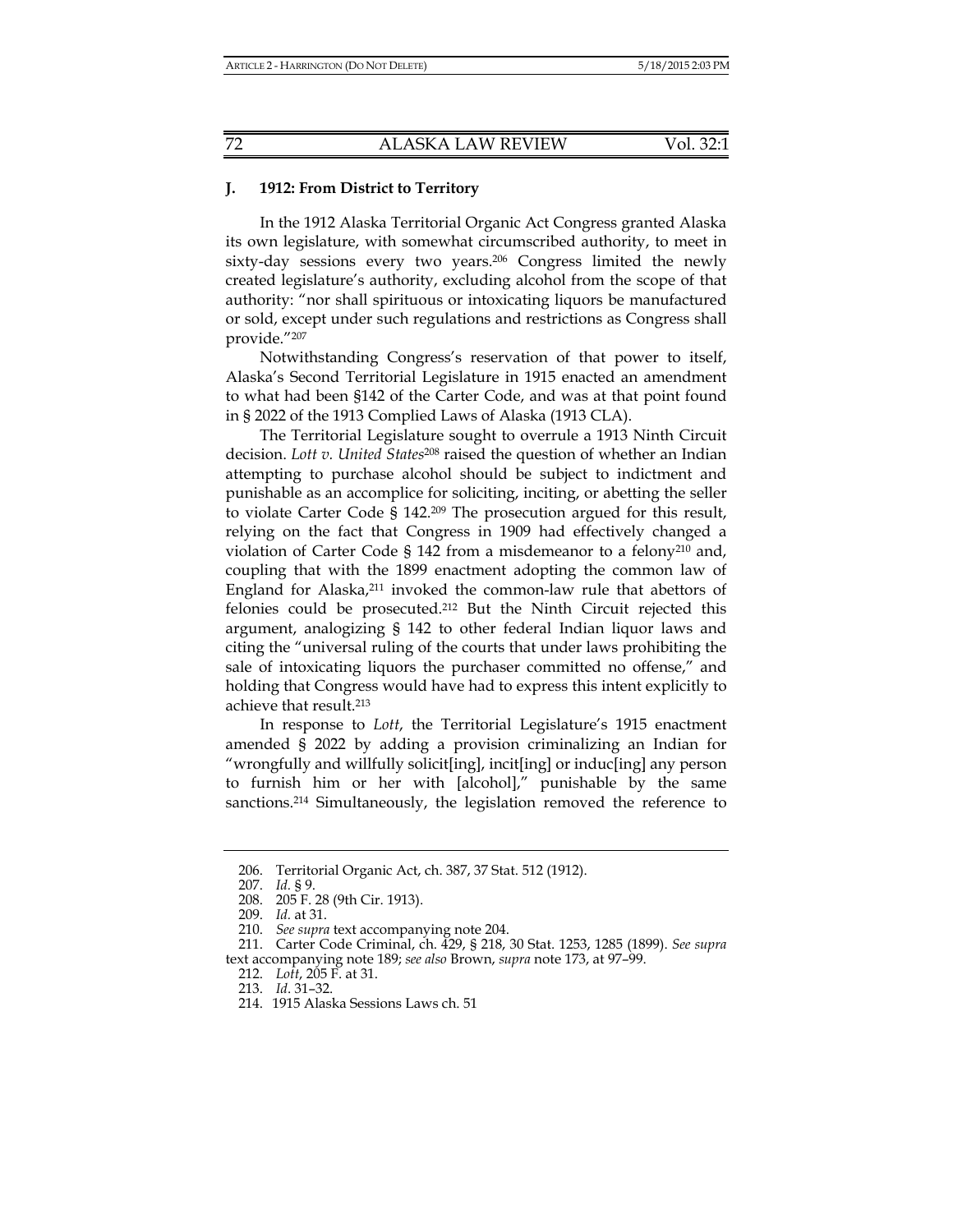### J. 1912: From District to Territory

In the 1912 Alaska Territorial Organic Act Congress granted Alaska its own legislature, with somewhat circumscribed authority, to meet in sixty-day sessions every two years.[206] Congress limited the newly created legislature's authority, excluding alcohol from the scope of that authority: "nor shall spirituous or intoxicating liquors be manufactured or sold, except under such regulations and restrictions as Congress shall provide."[207]

Notwithstanding Congress's reservation of that power to itself, Alaska's Second Territorial Legislature in 1915 enacted an amendment to what had been §142 of the Carter Code, and was at that point found in § 2022 of the 1913 Compiled Laws of Alaska (1913 CLA).

The Territorial Legislature sought to overrule a 1913 Ninth Circuit decision. *Lott v. United States*[208] raised the question of whether an Indian attempting to purchase alcohol should be subject to indictment and punishable as an accomplice for soliciting, inciting, or abetting the seller to violate Carter Code § 142.[209] The prosecution argued for this result, relying on the fact that Congress in 1909 had effectively changed a violation of Carter Code § 142 from a misdemeanor to a felony[210] and, coupling that with the 1899 enactment adopting the common law of England for Alaska,[211] invoked the common-law rule that abettors of felonies could be prosecuted.[212] But the Ninth Circuit rejected this argument, analogizing § 142 to other federal Indian liquor laws and citing the "universal ruling of the courts that under laws prohibiting the sale of intoxicating liquors the purchaser committed no offense," and holding that Congress would have had to express this intent explicitly to achieve that result.[213]

In response to *Lott*, the Territorial Legislature's 1915 enactment amended § 2022 by adding a provision criminalizing an Indian for "wrongfully and willfully solicit[ing], incit[ing] or induc[ing] any person to furnish him or her with [alcohol]," punishable by the same sanctions.[214] Simultaneously, the legislation removed the reference to

---

206. Territorial Organic Act, ch. 387, 37 Stat. 512 (1912).

207. *Id.* § 9.

208. 205 F. 28 (9th Cir. 1913).

209. *Id.* at 31.

210. *See supra* text accompanying note 204.

211. Carter Code Criminal, ch. 429, § 218, 30 Stat. 1253, 1285 (1899). *See supra* text accompanying note 189; *see also* Brown, *supra* note 173, at 97–99.

212. *Lott*, 205 F. at 31.

213. *Id*. 31–32.

214. 1915 Alaska Sessions Laws ch. 51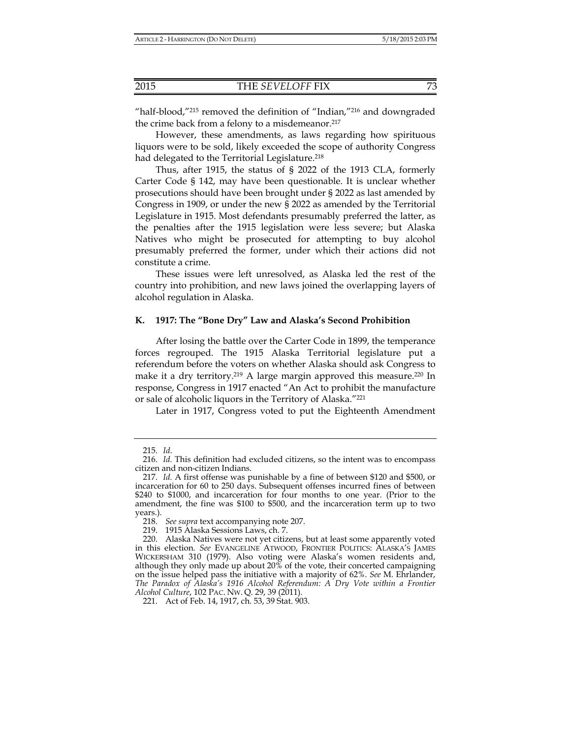"half-blood,"[215] removed the definition of "Indian,"[216] and downgraded the crime back from a felony to a misdemeanor.[217]

However, these amendments, as laws regarding how spirituous liquors were to be sold, likely exceeded the scope of authority Congress had delegated to the Territorial Legislature.[218]

Thus, after 1915, the status of § 2022 of the 1913 CLA, formerly Carter Code § 142, may have been questionable. It is unclear whether prosecutions should have been brought under § 2022 as last amended by Congress in 1909, or under the new § 2022 as amended by the Territorial Legislature in 1915. Most defendants presumably preferred the latter, as the penalties after the 1915 legislation were less severe; but Alaska Natives who might be prosecuted for attempting to buy alcohol presumably preferred the former, under which their actions did not constitute a crime.

These issues were left unresolved, as Alaska led the rest of the country into prohibition, and new laws joined the overlapping layers of alcohol regulation in Alaska.

### K. 1917: The "Bone Dry" Law and Alaska's Second Prohibition

After losing the battle over the Carter Code in 1899, the temperance forces regrouped. The 1915 Alaska Territorial legislature put a referendum before the voters on whether Alaska should ask Congress to make it a dry territory.[219] A large margin approved this measure.[220] In response, Congress in 1917 enacted "An Act to prohibit the manufacture or sale of alcoholic liquors in the Territory of Alaska."[221]

Later in 1917, Congress voted to put the Eighteenth Amendment

---

215. *Id.*

216. *Id.* This definition had excluded citizens, so the intent was to encompass citizen and non-citizen Indians.

217. *Id.* A first offense was punishable by a fine of between $120 and $500, or incarceration for 60 to 250 days. Subsequent offenses incurred fines of between $240 to $1000, and incarceration for four months to one year. (Prior to the amendment, the fine was $100 to $500, and the incarceration term up to two years.).

218. *See supra* text accompanying note 207.

219. 1915 Alaska Sessions Laws, ch. 7.

220. Alaska Natives were not yet citizens, but at least some apparently voted in this election. *See* EVANGELINE ATWOOD, FRONTIER POLITICS: ALASKA'S JAMES WICKERSHAM 310 (1979). Also voting were Alaska's women residents and, although they only made up about 20% of the vote, their concerted campaigning on the issue helped pass the initiative with a majority of 62%. *See* M. Ehrlander, *The Paradox of Alaska's 1916 Alcohol Referendum: A Dry Vote within a Frontier Alcohol Culture*, 102 PAC. NW. Q. 29, 39 (2011).

221. Act of Feb. 14, 1917, ch. 53, 39 Stat. 903.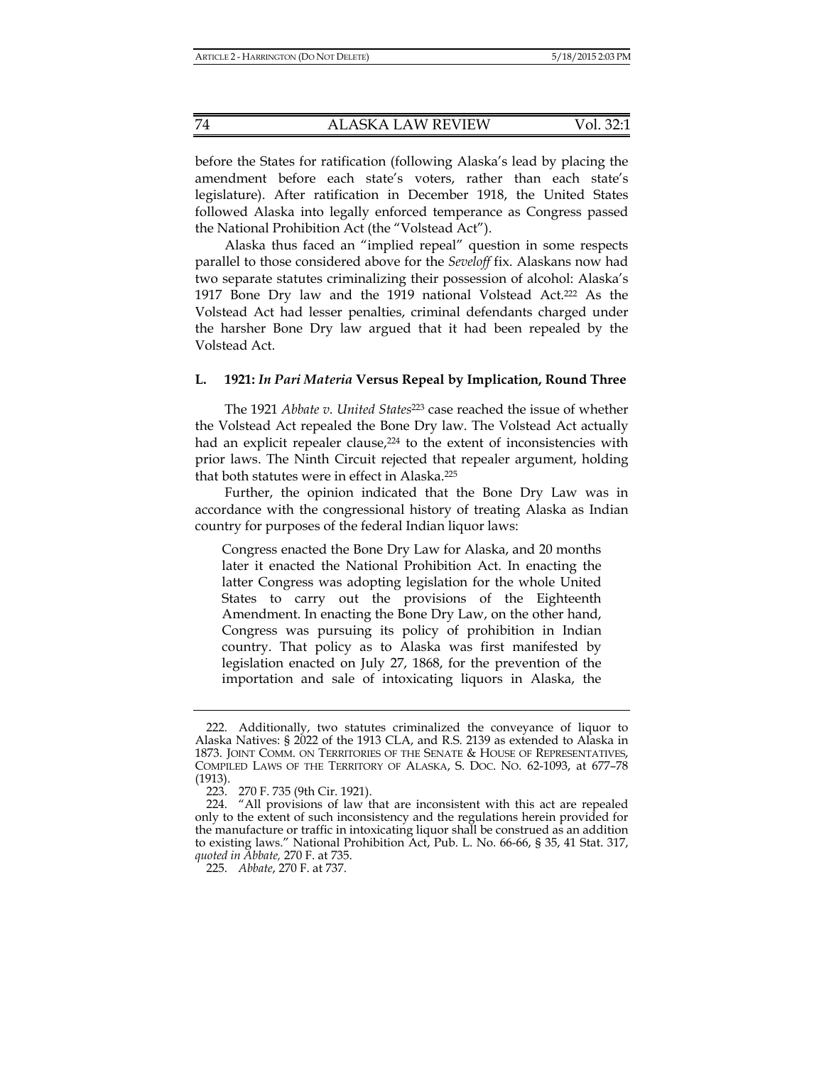before the States for ratification (following Alaska's lead by placing the amendment before each state's voters, rather than each state's legislature). After ratification in December 1918, the United States followed Alaska into legally enforced temperance as Congress passed the National Prohibition Act (the "Volstead Act").

Alaska thus faced an "implied repeal" question in some respects parallel to those considered above for the *Seveloff* fix. Alaskans now had two separate statutes criminalizing their possession of alcohol: Alaska's 1917 Bone Dry law and the 1919 national Volstead Act.[222] As the Volstead Act had lesser penalties, criminal defendants charged under the harsher Bone Dry law argued that it had been repealed by the Volstead Act.

### L. 1921: *In Pari Materia* Versus Repeal by Implication, Round Three

The 1921 *Abbate v. United States*[223] case reached the issue of whether the Volstead Act repealed the Bone Dry law. The Volstead Act actually had an explicit repealer clause,[224] to the extent of inconsistencies with prior laws. The Ninth Circuit rejected that repealer argument, holding that both statutes were in effect in Alaska.[225]

Further, the opinion indicated that the Bone Dry Law was in accordance with the congressional history of treating Alaska as Indian country for purposes of the federal Indian liquor laws:

> Congress enacted the Bone Dry Law for Alaska, and 20 months later it enacted the National Prohibition Act. In enacting the latter Congress was adopting legislation for the whole United States to carry out the provisions of the Eighteenth Amendment. In enacting the Bone Dry Law, on the other hand, Congress was pursuing its policy of prohibition in Indian country. That policy as to Alaska was first manifested by legislation enacted on July 27, 1868, for the prevention of the importation and sale of intoxicating liquors in Alaska, the

---

222. Additionally, two statutes criminalized the conveyance of liquor to Alaska Natives: § 2022 of the 1913 CLA, and R.S. 2139 as extended to Alaska in 1873. JOINT COMM. ON TERRITORIES OF THE SENATE & HOUSE OF REPRESENTATIVES, COMPILED LAWS OF THE TERRITORY OF ALASKA, S. DOC. NO. 62-1093, at 677–78 (1913).

223. 270 F. 735 (9th Cir. 1921).

224. "All provisions of law that are inconsistent with this act are repealed only to the extent of such inconsistency and the regulations herein provided for the manufacture or traffic in intoxicating liquor shall be construed as an addition to existing laws." National Prohibition Act, Pub. L. No. 66-66, § 35, 41 Stat. 317, *quoted in Abbate,* 270 F. at 735.

225. *Abbate*, 270 F. at 737.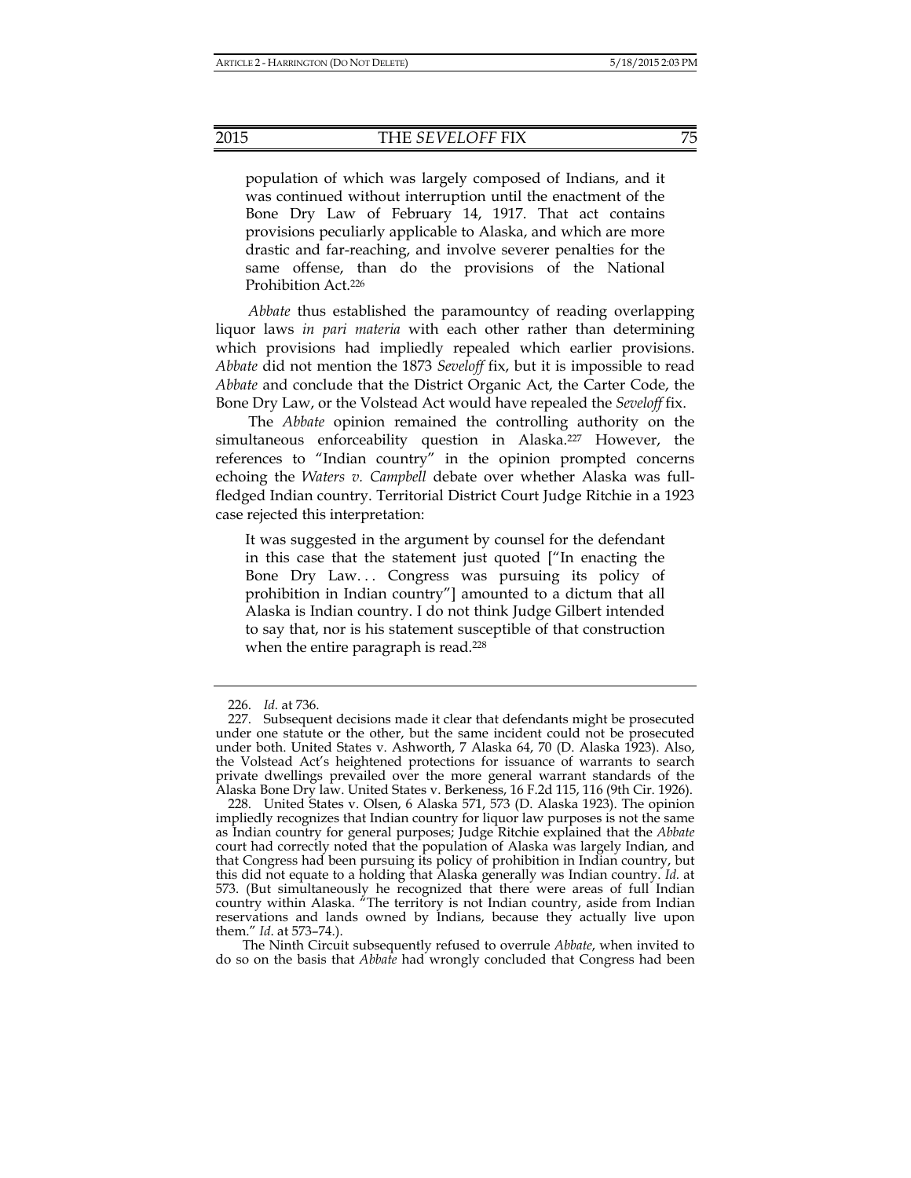> population of which was largely composed of Indians, and it was continued without interruption until the enactment of the Bone Dry Law of February 14, 1917. That act contains provisions peculiarly applicable to Alaska, and which are more drastic and far-reaching, and involve severer penalties for the same offense, than do the provisions of the National Prohibition Act.[226]

*Abbate* thus established the paramountcy of reading overlapping liquor laws *in pari materia* with each other rather than determining which provisions had impliedly repealed which earlier provisions. *Abbate* did not mention the 1873 *Seveloff* fix, but it is impossible to read *Abbate* and conclude that the District Organic Act, the Carter Code, the Bone Dry Law, or the Volstead Act would have repealed the *Seveloff* fix.

The *Abbate* opinion remained the controlling authority on the simultaneous enforceability question in Alaska.[227] However, the references to "Indian country" in the opinion prompted concerns echoing the *Waters v. Campbell* debate over whether Alaska was full-fledged Indian country. Territorial District Court Judge Ritchie in a 1923 case rejected this interpretation:

> It was suggested in the argument by counsel for the defendant in this case that the statement just quoted ["In enacting the Bone Dry Law. . . Congress was pursuing its policy of prohibition in Indian country"] amounted to a dictum that all Alaska is Indian country. I do not think Judge Gilbert intended to say that, nor is his statement susceptible of that construction when the entire paragraph is read.[228]

---

226. *Id.* at 736.

227. Subsequent decisions made it clear that defendants might be prosecuted under one statute or the other, but the same incident could not be prosecuted under both. United States v. Ashworth, 7 Alaska 64, 70 (D. Alaska 1923). Also, the Volstead Act's heightened protections for issuance of warrants to search private dwellings prevailed over the more general warrant standards of the Alaska Bone Dry law. United States v. Berkeness, 16 F.2d 115, 116 (9th Cir. 1926).

228. United States v. Olsen, 6 Alaska 571, 573 (D. Alaska 1923). The opinion impliedly recognizes that Indian country for liquor law purposes is not the same as Indian country for general purposes; Judge Ritchie explained that the *Abbate* court had correctly noted that the population of Alaska was largely Indian, and that Congress had been pursuing its policy of prohibition in Indian country, but this did not equate to a holding that Alaska generally was Indian country. *Id.* at 573. (But simultaneously he recognized that there were areas of full Indian country within Alaska. "The territory is not Indian country, aside from Indian reservations and lands owned by Indians, because they actually live upon them." *Id.* at 573–74.).

The Ninth Circuit subsequently refused to overrule *Abbate*, when invited to do so on the basis that *Abbate* had wrongly concluded that Congress had been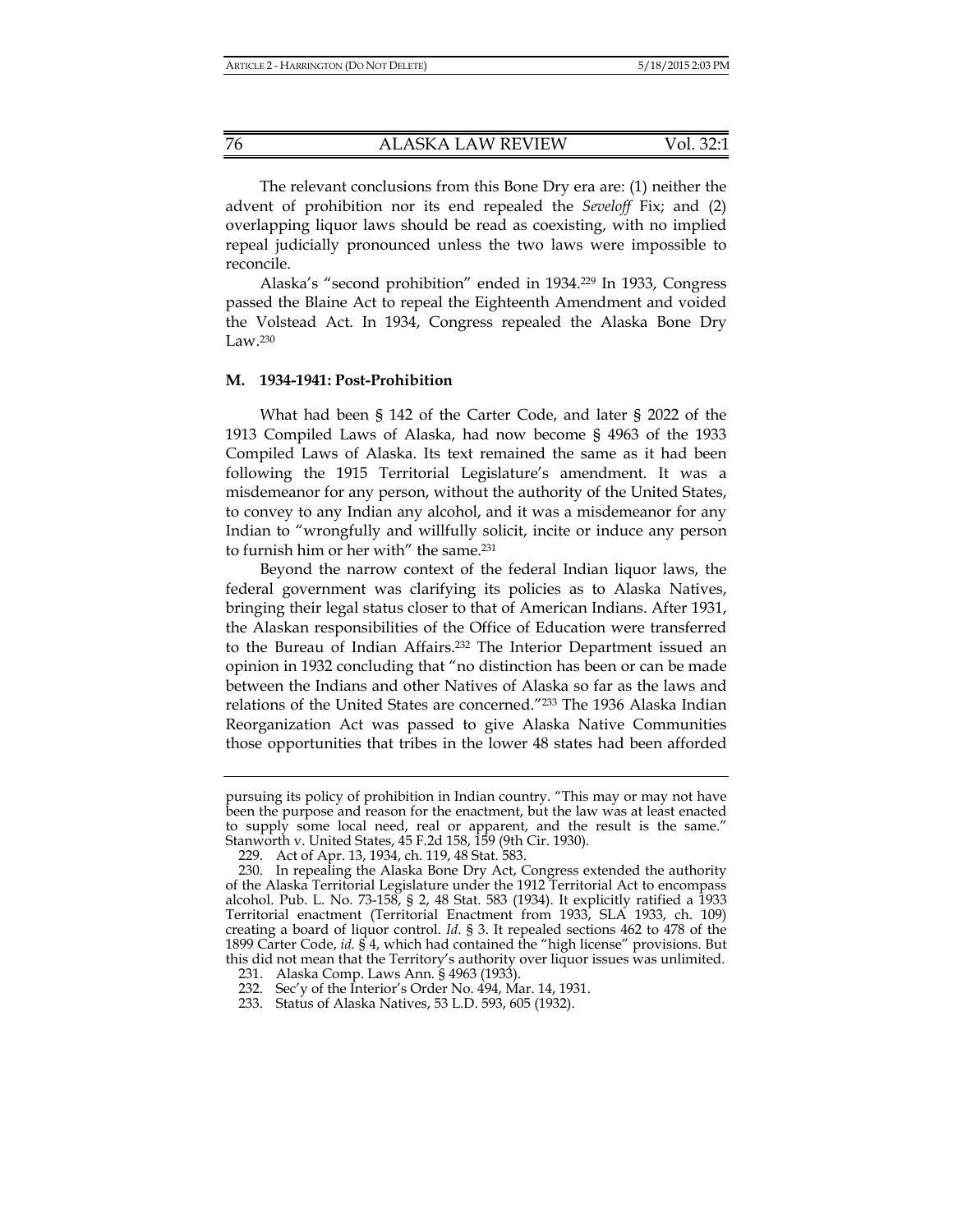The relevant conclusions from this Bone Dry era are: (1) neither the advent of prohibition nor its end repealed the *Seveloff* Fix; and (2) overlapping liquor laws should be read as coexisting, with no implied repeal judicially pronounced unless the two laws were impossible to reconcile.

Alaska's "second prohibition" ended in 1934.[229] In 1933, Congress passed the Blaine Act to repeal the Eighteenth Amendment and voided the Volstead Act. In 1934, Congress repealed the Alaska Bone Dry Law.[230]

### M. 1934-1941: Post-Prohibition

What had been § 142 of the Carter Code, and later § 2022 of the 1913 Compiled Laws of Alaska, had now become § 4963 of the 1933 Compiled Laws of Alaska. Its text remained the same as it had been following the 1915 Territorial Legislature's amendment. It was a misdemeanor for any person, without the authority of the United States, to convey to any Indian any alcohol, and it was a misdemeanor for any Indian to "wrongfully and willfully solicit, incite or induce any person to furnish him or her with" the same.[231]

Beyond the narrow context of the federal Indian liquor laws, the federal government was clarifying its policies as to Alaska Natives, bringing their legal status closer to that of American Indians. After 1931, the Alaskan responsibilities of the Office of Education were transferred to the Bureau of Indian Affairs.[232] The Interior Department issued an opinion in 1932 concluding that "no distinction has been or can be made between the Indians and other Natives of Alaska so far as the laws and relations of the United States are concerned."[233] The 1936 Alaska Indian Reorganization Act was passed to give Alaska Native Communities those opportunities that tribes in the lower 48 states had been afforded

---

pursuing its policy of prohibition in Indian country. "This may or may not have been the purpose and reason for the enactment, but the law was at least enacted to supply some local need, real or apparent, and the result is the same." Stanworth v. United States, 45 F.2d 158, 159 (9th Cir. 1930).

229. Act of Apr. 13, 1934, ch. 119, 48 Stat. 583.

230. In repealing the Alaska Bone Dry Act, Congress extended the authority of the Alaska Territorial Legislature under the 1912 Territorial Act to encompass alcohol. Pub. L. No. 73-158, § 2, 48 Stat. 583 (1934). It explicitly ratified a 1933 Territorial enactment (Territorial Enactment from 1933, SLA 1933, ch. 109) creating a board of liquor control. *Id.* § 3. It repealed sections 462 to 478 of the 1899 Carter Code, *id.* § 4, which had contained the "high license" provisions. But this did not mean that the Territory's authority over liquor issues was unlimited.

231. Alaska Comp. Laws Ann. § 4963 (1933).

232. Sec'y of the Interior's Order No. 494, Mar. 14, 1931.

233. Status of Alaska Natives, 53 L.D. 593, 605 (1932).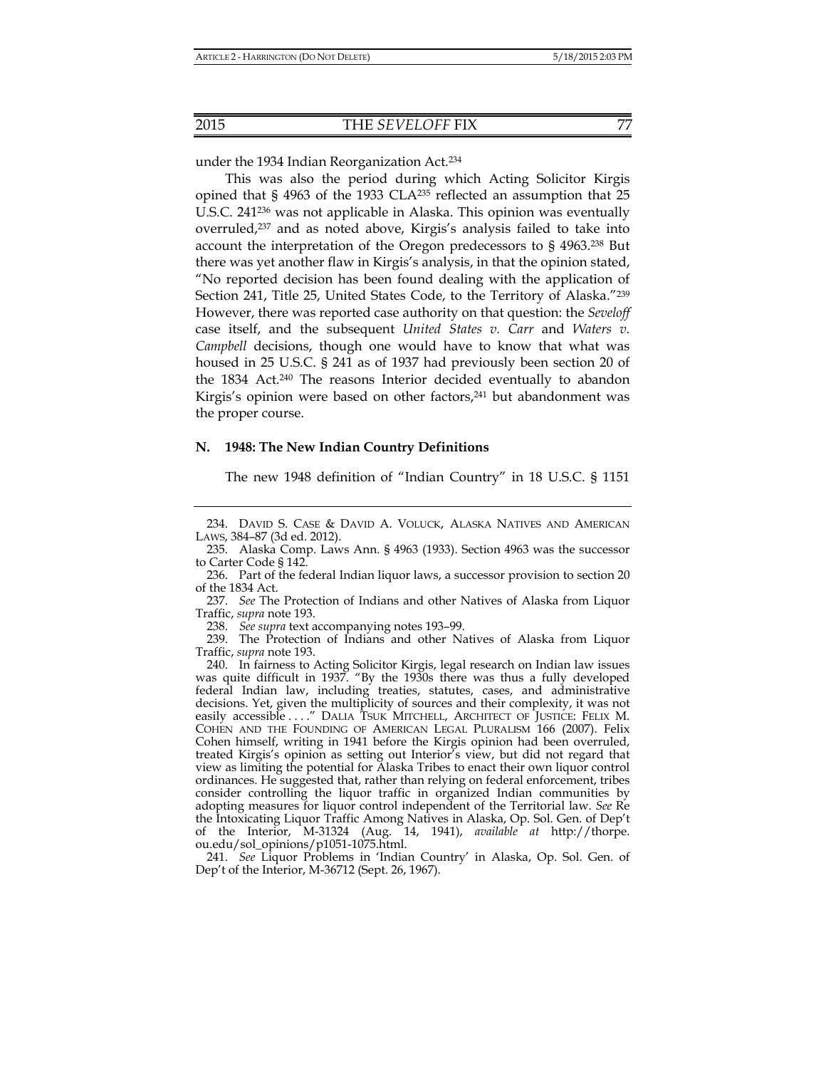under the 1934 Indian Reorganization Act.[234]

This was also the period during which Acting Solicitor Kirgis opined that § 4963 of the 1933 CLA[235] reflected an assumption that 25 U.S.C. 241[236] was not applicable in Alaska. This opinion was eventually overruled,[237] and as noted above, Kirgis's analysis failed to take into account the interpretation of the Oregon predecessors to § 4963.[238] But there was yet another flaw in Kirgis's analysis, in that the opinion stated, "No reported decision has been found dealing with the application of Section 241, Title 25, United States Code, to the Territory of Alaska."[239] However, there was reported case authority on that question: the *Seveloff* case itself, and the subsequent *United States v. Carr* and *Waters v. Campbell* decisions, though one would have to know that what was housed in 25 U.S.C. § 241 as of 1937 had previously been section 20 of the 1834 Act.[240] The reasons Interior decided eventually to abandon Kirgis's opinion were based on other factors,[241] but abandonment was the proper course.

## N. 1948: The New Indian Country Definitions

The new 1948 definition of "Indian Country" in 18 U.S.C. § 1151

---

234. DAVID S. CASE & DAVID A. VOLUCK, ALASKA NATIVES AND AMERICAN LAWS, 384–87 (3d ed. 2012).

235. Alaska Comp. Laws Ann. § 4963 (1933). Section 4963 was the successor to Carter Code § 142.

236. Part of the federal Indian liquor laws, a successor provision to section 20 of the 1834 Act.

237. *See* The Protection of Indians and other Natives of Alaska from Liquor Traffic, *supra* note 193.

238. *See supra* text accompanying notes 193–99.

239. The Protection of Indians and other Natives of Alaska from Liquor Traffic, *supra* note 193.

240. In fairness to Acting Solicitor Kirgis, legal research on Indian law issues was quite difficult in 1937. "By the 1930s there was thus a fully developed federal Indian law, including treaties, statutes, cases, and administrative decisions. Yet, given the multiplicity of sources and their complexity, it was not easily accessible . . . ." DALIA TSUK MITCHELL, ARCHITECT OF JUSTICE: FELIX M. COHEN AND THE FOUNDING OF AMERICAN LEGAL PLURALISM 166 (2007). Felix Cohen himself, writing in 1941 before the Kirgis opinion had been overruled, treated Kirgis's opinion as setting out Interior's view, but did not regard that view as limiting the potential for Alaska Tribes to enact their own liquor control ordinances. He suggested that, rather than relying on federal enforcement, tribes consider controlling the liquor traffic in organized Indian communities by adopting measures for liquor control independent of the Territorial law. *See* Re the Intoxicating Liquor Traffic Among Natives in Alaska, Op. Sol. Gen. of Dep't of the Interior, M-31324 (Aug. 14, 1941), *available at* http://thorpe.ou.edu/sol_opinions/p1051-1075.html.

241. *See* Liquor Problems in 'Indian Country' in Alaska, Op. Sol. Gen. of Dep't of the Interior, M-36712 (Sept. 26, 1967).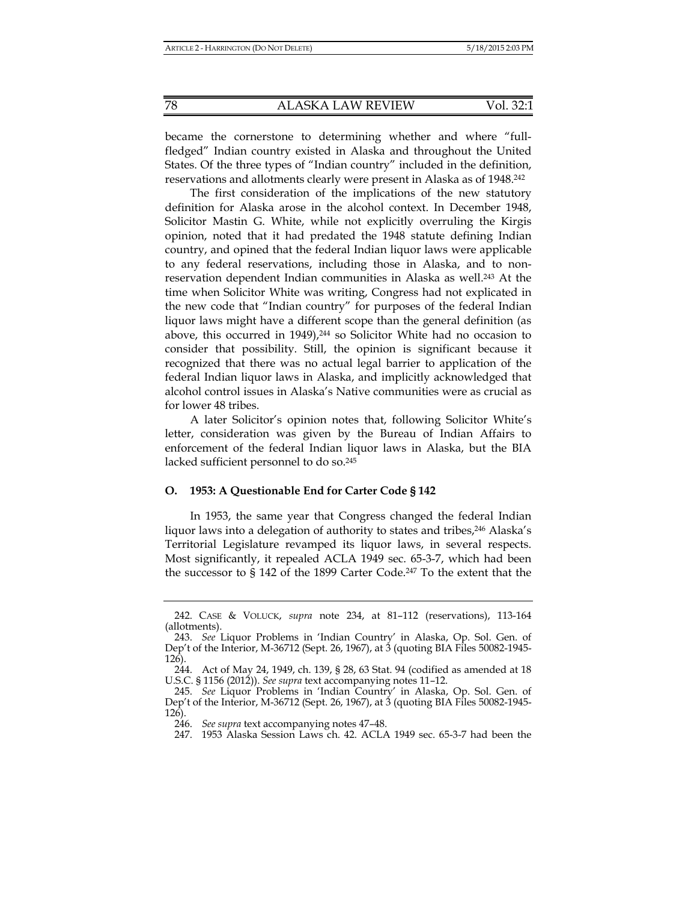became the cornerstone to determining whether and where "full-fledged" Indian country existed in Alaska and throughout the United States. Of the three types of "Indian country" included in the definition, reservations and allotments clearly were present in Alaska as of 1948.[242]

The first consideration of the implications of the new statutory definition for Alaska arose in the alcohol context. In December 1948, Solicitor Mastin G. White, while not explicitly overruling the Kirgis opinion, noted that it had predated the 1948 statute defining Indian country, and opined that the federal Indian liquor laws were applicable to any federal reservations, including those in Alaska, and to non-reservation dependent Indian communities in Alaska as well.[243] At the time when Solicitor White was writing, Congress had not explicated in the new code that "Indian country" for purposes of the federal Indian liquor laws might have a different scope than the general definition (as above, this occurred in 1949),[244] so Solicitor White had no occasion to consider that possibility. Still, the opinion is significant because it recognized that there was no actual legal barrier to application of the federal Indian liquor laws in Alaska, and implicitly acknowledged that alcohol control issues in Alaska's Native communities were as crucial as for lower 48 tribes.

A later Solicitor's opinion notes that, following Solicitor White's letter, consideration was given by the Bureau of Indian Affairs to enforcement of the federal Indian liquor laws in Alaska, but the BIA lacked sufficient personnel to do so.[245]

### O. 1953: A Questionable End for Carter Code § 142

In 1953, the same year that Congress changed the federal Indian liquor laws into a delegation of authority to states and tribes,[246] Alaska's Territorial Legislature revamped its liquor laws, in several respects. Most significantly, it repealed ACLA 1949 sec. 65-3-7, which had been the successor to § 142 of the 1899 Carter Code.[247] To the extent that the

---

242. CASE & VOLUCK, *supra* note 234, at 81–112 (reservations), 113-164 (allotments).

243. *See* Liquor Problems in 'Indian Country' in Alaska, Op. Sol. Gen. of Dep't of the Interior, M-36712 (Sept. 26, 1967), at 3 (quoting BIA Files 50082-1945-126).

244. Act of May 24, 1949, ch. 139, § 28, 63 Stat. 94 (codified as amended at 18 U.S.C. § 1156 (2012)). *See supra* text accompanying notes 11–12.

245. *See* Liquor Problems in 'Indian Country' in Alaska, Op. Sol. Gen. of Dep't of the Interior, M-36712 (Sept. 26, 1967), at 3 (quoting BIA Files 50082-1945-126).

246. *See supra* text accompanying notes 47–48.

247. 1953 Alaska Session Laws ch. 42. ACLA 1949 sec. 65-3-7 had been the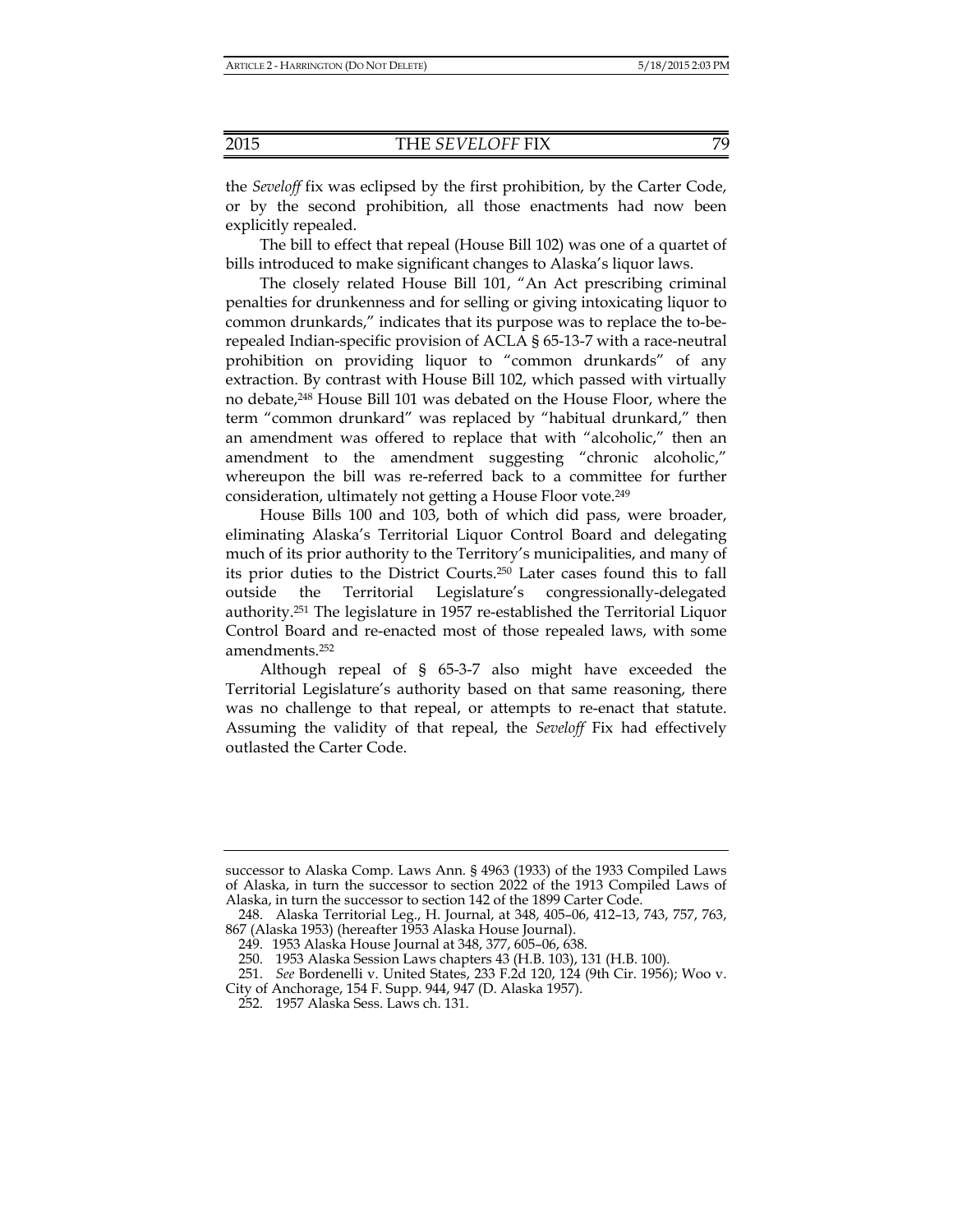the *Seveloff* fix was eclipsed by the first prohibition, by the Carter Code, or by the second prohibition, all those enactments had now been explicitly repealed.

The bill to effect that repeal (House Bill 102) was one of a quartet of bills introduced to make significant changes to Alaska's liquor laws.

The closely related House Bill 101, "An Act prescribing criminal penalties for drunkenness and for selling or giving intoxicating liquor to common drunkards," indicates that its purpose was to replace the to-be-repealed Indian-specific provision of ACLA § 65-13-7 with a race-neutral prohibition on providing liquor to "common drunkards" of any extraction. By contrast with House Bill 102, which passed with virtually no debate,[248] House Bill 101 was debated on the House Floor, where the term "common drunkard" was replaced by "habitual drunkard," then an amendment was offered to replace that with "alcoholic," then an amendment to the amendment suggesting "chronic alcoholic," whereupon the bill was re-referred back to a committee for further consideration, ultimately not getting a House Floor vote.[249]

House Bills 100 and 103, both of which did pass, were broader, eliminating Alaska's Territorial Liquor Control Board and delegating much of its prior authority to the Territory's municipalities, and many of its prior duties to the District Courts.[250] Later cases found this to fall outside the Territorial Legislature's congressionally-delegated authority.[251] The legislature in 1957 re-established the Territorial Liquor Control Board and re-enacted most of those repealed laws, with some amendments.[252]

Although repeal of § 65-3-7 also might have exceeded the Territorial Legislature's authority based on that same reasoning, there was no challenge to that repeal, or attempts to re-enact that statute. Assuming the validity of that repeal, the *Seveloff* Fix had effectively outlasted the Carter Code.

---

successor to Alaska Comp. Laws Ann. § 4963 (1933) of the 1933 Compiled Laws of Alaska, in turn the successor to section 2022 of the 1913 Compiled Laws of Alaska, in turn the successor to section 142 of the 1899 Carter Code.

248. Alaska Territorial Leg., H. Journal, at 348, 405–06, 412–13, 743, 757, 763, 867 (Alaska 1953) (hereafter 1953 Alaska House Journal).

249. 1953 Alaska House Journal at 348, 377, 605–06, 638.

250. 1953 Alaska Session Laws chapters 43 (H.B. 103), 131 (H.B. 100).

251. *See* Bordenelli v. United States, 233 F.2d 120, 124 (9th Cir. 1956); Woo v. City of Anchorage, 154 F. Supp. 944, 947 (D. Alaska 1957).

252. 1957 Alaska Sess. Laws ch. 131.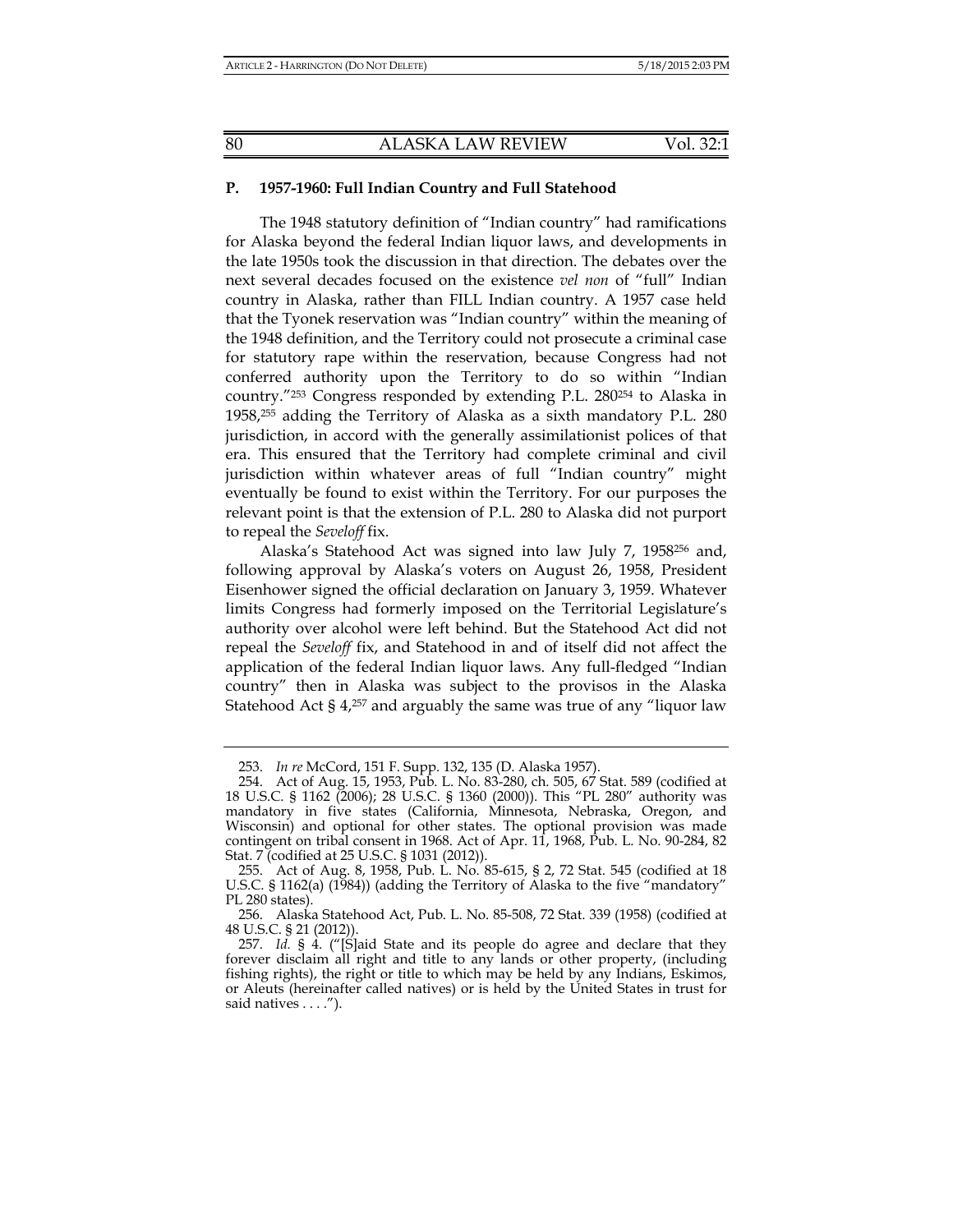### P. 1957-1960: Full Indian Country and Full Statehood

The 1948 statutory definition of "Indian country" had ramifications for Alaska beyond the federal Indian liquor laws, and developments in the late 1950s took the discussion in that direction. The debates over the next several decades focused on the existence *vel non* of "full" Indian country in Alaska, rather than FILL Indian country. A 1957 case held that the Tyonek reservation was "Indian country" within the meaning of the 1948 definition, and the Territory could not prosecute a criminal case for statutory rape within the reservation, because Congress had not conferred authority upon the Territory to do so within "Indian country."[253] Congress responded by extending P.L. 280[254] to Alaska in 1958,[255] adding the Territory of Alaska as a sixth mandatory P.L. 280 jurisdiction, in accord with the generally assimilationist polices of that era. This ensured that the Territory had complete criminal and civil jurisdiction within whatever areas of full "Indian country" might eventually be found to exist within the Territory. For our purposes the relevant point is that the extension of P.L. 280 to Alaska did not purport to repeal the *Seveloff* fix.

Alaska's Statehood Act was signed into law July 7, 1958[256] and, following approval by Alaska's voters on August 26, 1958, President Eisenhower signed the official declaration on January 3, 1959. Whatever limits Congress had formerly imposed on the Territorial Legislature's authority over alcohol were left behind. But the Statehood Act did not repeal the *Seveloff* fix, and Statehood in and of itself did not affect the application of the federal Indian liquor laws. Any full-fledged "Indian country" then in Alaska was subject to the provisos in the Alaska Statehood Act § 4,[257] and arguably the same was true of any "liquor law

---

253. *In re* McCord, 151 F. Supp. 132, 135 (D. Alaska 1957).

254. Act of Aug. 15, 1953, Pub. L. No. 83-280, ch. 505, 67 Stat. 589 (codified at 18 U.S.C. § 1162 (2006); 28 U.S.C. § 1360 (2000)). This "PL 280" authority was mandatory in five states (California, Minnesota, Nebraska, Oregon, and Wisconsin) and optional for other states. The optional provision was made contingent on tribal consent in 1968. Act of Apr. 11, 1968, Pub. L. No. 90-284, 82 Stat. 7 (codified at 25 U.S.C. § 1031 (2012)).

255. Act of Aug. 8, 1958, Pub. L. No. 85-615, § 2, 72 Stat. 545 (codified at 18 U.S.C. § 1162(a) (1984)) (adding the Territory of Alaska to the five "mandatory" PL 280 states).

256. Alaska Statehood Act, Pub. L. No. 85-508, 72 Stat. 339 (1958) (codified at 48 U.S.C. § 21 (2012)).

257. *Id.* § 4. ("[S]aid State and its people do agree and declare that they forever disclaim all right and title to any lands or other property, (including fishing rights), the right or title to which may be held by any Indians, Eskimos, or Aleuts (hereinafter called natives) or is held by the United States in trust for said natives . . . .").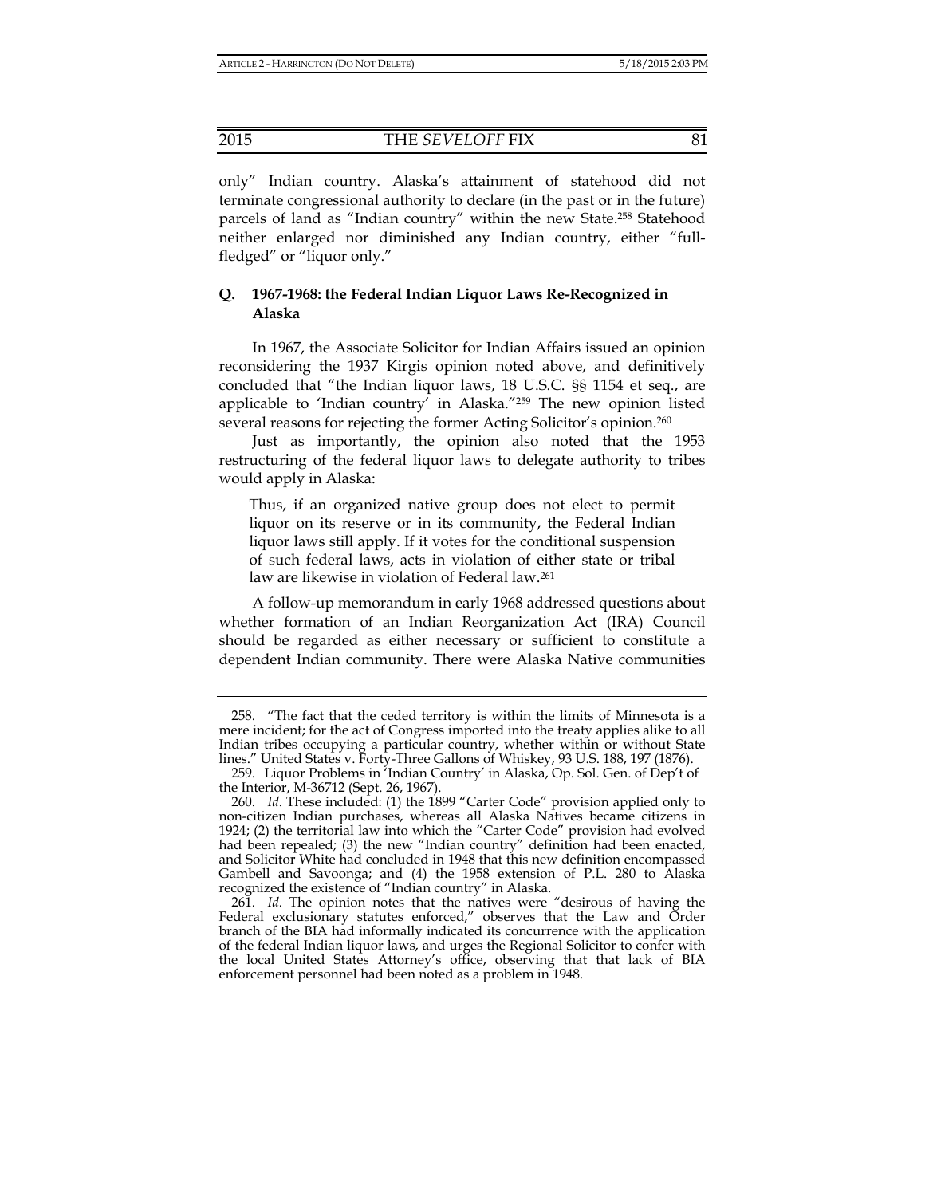only" Indian country. Alaska's attainment of statehood did not terminate congressional authority to declare (in the past or in the future) parcels of land as "Indian country" within the new State.[258] Statehood neither enlarged nor diminished any Indian country, either "full-fledged" or "liquor only."

### Q. 1967-1968: the Federal Indian Liquor Laws Re-Recognized in Alaska

In 1967, the Associate Solicitor for Indian Affairs issued an opinion reconsidering the 1937 Kirgis opinion noted above, and definitively concluded that "the Indian liquor laws, 18 U.S.C. §§ 1154 et seq., are applicable to 'Indian country' in Alaska."[259] The new opinion listed several reasons for rejecting the former Acting Solicitor's opinion.[260]

Just as importantly, the opinion also noted that the 1953 restructuring of the federal liquor laws to delegate authority to tribes would apply in Alaska:

> Thus, if an organized native group does not elect to permit liquor on its reserve or in its community, the Federal Indian liquor laws still apply. If it votes for the conditional suspension of such federal laws, acts in violation of either state or tribal law are likewise in violation of Federal law.[261]

A follow-up memorandum in early 1968 addressed questions about whether formation of an Indian Reorganization Act (IRA) Council should be regarded as either necessary or sufficient to constitute a dependent Indian community. There were Alaska Native communities

---

258. "The fact that the ceded territory is within the limits of Minnesota is a mere incident; for the act of Congress imported into the treaty applies alike to all Indian tribes occupying a particular country, whether within or without State lines." United States v. Forty-Three Gallons of Whiskey, 93 U.S. 188, 197 (1876).

259. Liquor Problems in 'Indian Country' in Alaska, Op. Sol. Gen. of Dep't of the Interior, M-36712 (Sept. 26, 1967).

260. *Id*. These included: (1) the 1899 "Carter Code" provision applied only to non-citizen Indian purchases, whereas all Alaska Natives became citizens in 1924; (2) the territorial law into which the "Carter Code" provision had evolved had been repealed; (3) the new "Indian country" definition had been enacted, and Solicitor White had concluded in 1948 that this new definition encompassed Gambell and Savoonga; and (4) the 1958 extension of P.L. 280 to Alaska recognized the existence of "Indian country" in Alaska.

261. *Id*. The opinion notes that the natives were "desirous of having the Federal exclusionary statutes enforced," observes that the Law and Order branch of the BIA had informally indicated its concurrence with the application of the federal Indian liquor laws, and urges the Regional Solicitor to confer with the local United States Attorney's office, observing that that lack of BIA enforcement personnel had been noted as a problem in 1948.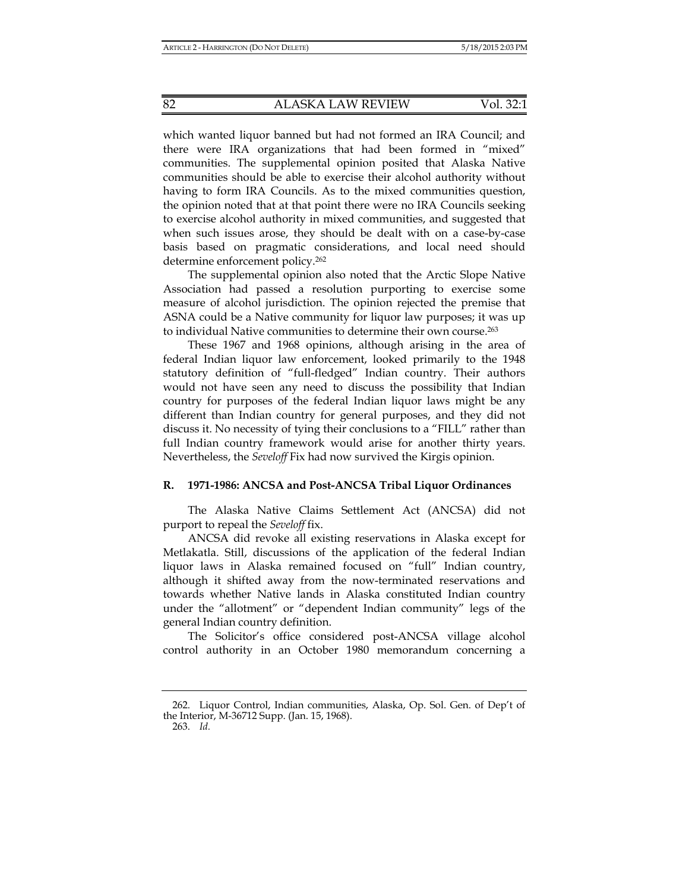which wanted liquor banned but had not formed an IRA Council; and there were IRA organizations that had been formed in "mixed" communities. The supplemental opinion posited that Alaska Native communities should be able to exercise their alcohol authority without having to form IRA Councils. As to the mixed communities question, the opinion noted that at that point there were no IRA Councils seeking to exercise alcohol authority in mixed communities, and suggested that when such issues arose, they should be dealt with on a case-by-case basis based on pragmatic considerations, and local need should determine enforcement policy.[262]

The supplemental opinion also noted that the Arctic Slope Native Association had passed a resolution purporting to exercise some measure of alcohol jurisdiction. The opinion rejected the premise that ASNA could be a Native community for liquor law purposes; it was up to individual Native communities to determine their own course.[263]

These 1967 and 1968 opinions, although arising in the area of federal Indian liquor law enforcement, looked primarily to the 1948 statutory definition of "full-fledged" Indian country. Their authors would not have seen any need to discuss the possibility that Indian country for purposes of the federal Indian liquor laws might be any different than Indian country for general purposes, and they did not discuss it. No necessity of tying their conclusions to a "FILL" rather than full Indian country framework would arise for another thirty years. Nevertheless, the *Seveloff* Fix had now survived the Kirgis opinion.

### R. 1971-1986: ANCSA and Post-ANCSA Tribal Liquor Ordinances

The Alaska Native Claims Settlement Act (ANCSA) did not purport to repeal the *Seveloff* fix.

ANCSA did revoke all existing reservations in Alaska except for Metlakatla. Still, discussions of the application of the federal Indian liquor laws in Alaska remained focused on "full" Indian country, although it shifted away from the now-terminated reservations and towards whether Native lands in Alaska constituted Indian country under the "allotment" or "dependent Indian community" legs of the general Indian country definition.

The Solicitor's office considered post-ANCSA village alcohol control authority in an October 1980 memorandum concerning a

---

262. Liquor Control, Indian communities, Alaska, Op. Sol. Gen. of Dep't of the Interior, M-36712 Supp. (Jan. 15, 1968).

263. *Id.*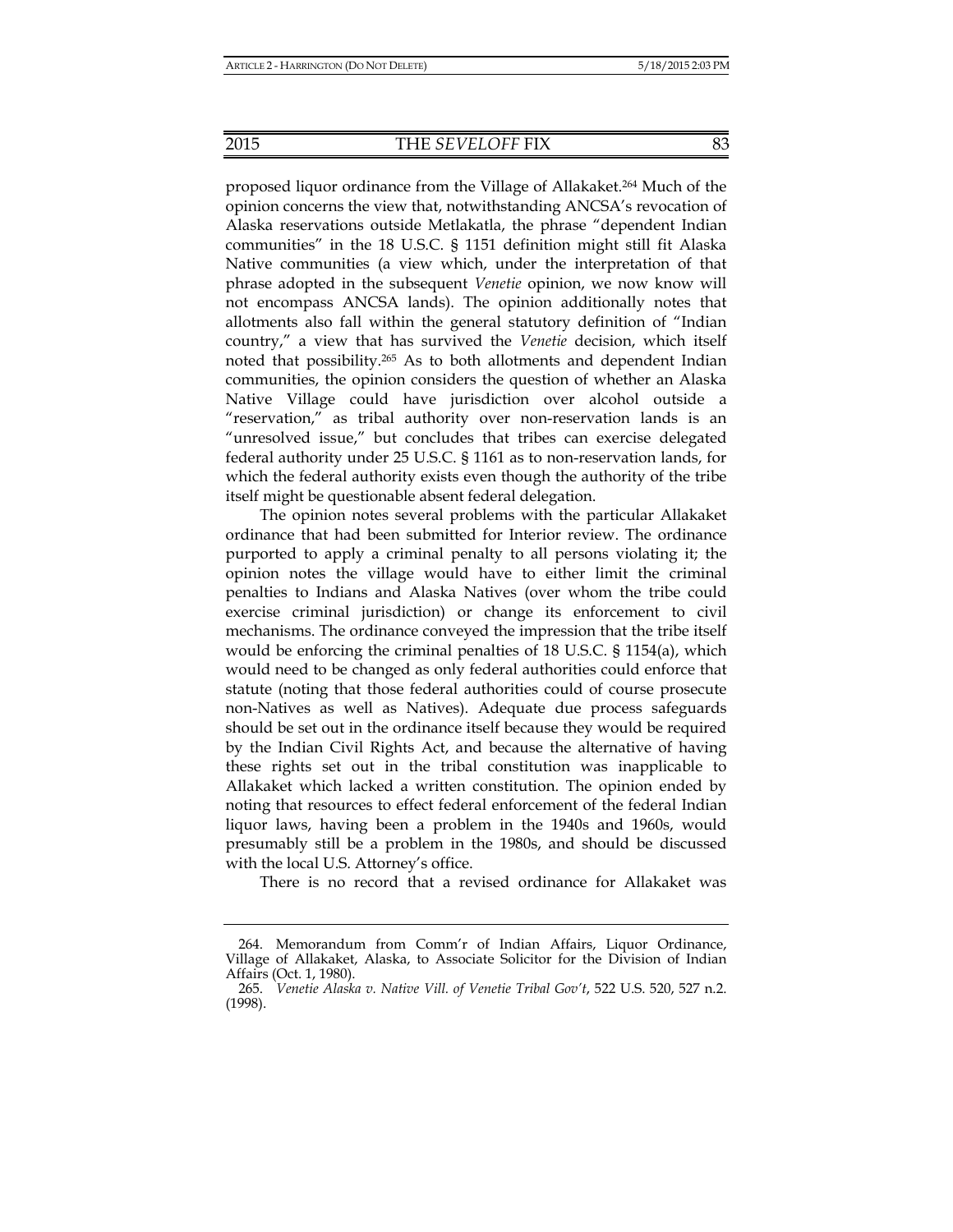proposed liquor ordinance from the Village of Allakaket.[264] Much of the opinion concerns the view that, notwithstanding ANCSA's revocation of Alaska reservations outside Metlakatla, the phrase "dependent Indian communities" in the 18 U.S.C. § 1151 definition might still fit Alaska Native communities (a view which, under the interpretation of that phrase adopted in the subsequent *Venetie* opinion, we now know will not encompass ANCSA lands). The opinion additionally notes that allotments also fall within the general statutory definition of "Indian country," a view that has survived the *Venetie* decision, which itself noted that possibility.[265] As to both allotments and dependent Indian communities, the opinion considers the question of whether an Alaska Native Village could have jurisdiction over alcohol outside a "reservation," as tribal authority over non-reservation lands is an "unresolved issue," but concludes that tribes can exercise delegated federal authority under 25 U.S.C. § 1161 as to non-reservation lands, for which the federal authority exists even though the authority of the tribe itself might be questionable absent federal delegation.

The opinion notes several problems with the particular Allakaket ordinance that had been submitted for Interior review. The ordinance purported to apply a criminal penalty to all persons violating it; the opinion notes the village would have to either limit the criminal penalties to Indians and Alaska Natives (over whom the tribe could exercise criminal jurisdiction) or change its enforcement to civil mechanisms. The ordinance conveyed the impression that the tribe itself would be enforcing the criminal penalties of 18 U.S.C. § 1154(a), which would need to be changed as only federal authorities could enforce that statute (noting that those federal authorities could of course prosecute non-Natives as well as Natives). Adequate due process safeguards should be set out in the ordinance itself because they would be required by the Indian Civil Rights Act, and because the alternative of having these rights set out in the tribal constitution was inapplicable to Allakaket which lacked a written constitution. The opinion ended by noting that resources to effect federal enforcement of the federal Indian liquor laws, having been a problem in the 1940s and 1960s, would presumably still be a problem in the 1980s, and should be discussed with the local U.S. Attorney's office.

There is no record that a revised ordinance for Allakaket was

---

264. Memorandum from Comm'r of Indian Affairs, Liquor Ordinance, Village of Allakaket, Alaska, to Associate Solicitor for the Division of Indian Affairs (Oct. 1, 1980).

265. *Venetie Alaska v. Native Vill. of Venetie Tribal Gov't*, 522 U.S. 520, 527 n.2. (1998).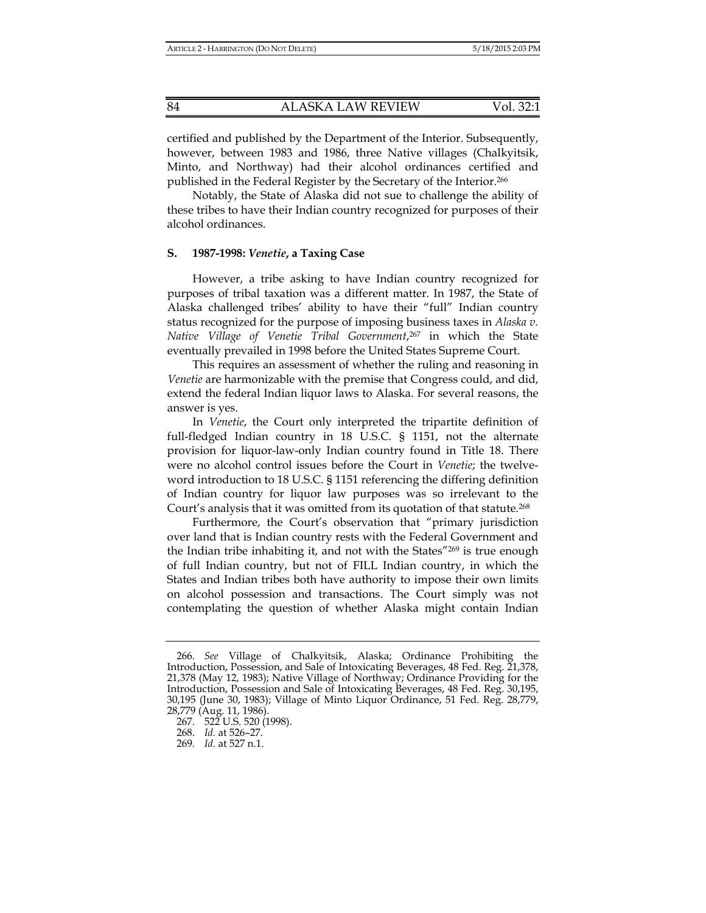certified and published by the Department of the Interior. Subsequently, however, between 1983 and 1986, three Native villages (Chalkyitsik, Minto, and Northway) had their alcohol ordinances certified and published in the Federal Register by the Secretary of the Interior.[266]

Notably, the State of Alaska did not sue to challenge the ability of these tribes to have their Indian country recognized for purposes of their alcohol ordinances.

### S. 1987-1998: *Venetie*, a Taxing Case

However, a tribe asking to have Indian country recognized for purposes of tribal taxation was a different matter. In 1987, the State of Alaska challenged tribes' ability to have their "full" Indian country status recognized for the purpose of imposing business taxes in *Alaska v. Native Village of Venetie Tribal Government*,[267] in which the State eventually prevailed in 1998 before the United States Supreme Court.

This requires an assessment of whether the ruling and reasoning in *Venetie* are harmonizable with the premise that Congress could, and did, extend the federal Indian liquor laws to Alaska. For several reasons, the answer is yes.

In *Venetie*, the Court only interpreted the tripartite definition of full-fledged Indian country in 18 U.S.C. § 1151, not the alternate provision for liquor-law-only Indian country found in Title 18. There were no alcohol control issues before the Court in *Venetie*; the twelve-word introduction to 18 U.S.C. § 1151 referencing the differing definition of Indian country for liquor law purposes was so irrelevant to the Court's analysis that it was omitted from its quotation of that statute.[268]

Furthermore, the Court's observation that "primary jurisdiction over land that is Indian country rests with the Federal Government and the Indian tribe inhabiting it, and not with the States"[269] is true enough of full Indian country, but not of FILL Indian country, in which the States and Indian tribes both have authority to impose their own limits on alcohol possession and transactions. The Court simply was not contemplating the question of whether Alaska might contain Indian

---

266. *See* Village of Chalkyitsik, Alaska; Ordinance Prohibiting the Introduction, Possession, and Sale of Intoxicating Beverages, 48 Fed. Reg. 21,378, 21,378 (May 12, 1983); Native Village of Northway; Ordinance Providing for the Introduction, Possession and Sale of Intoxicating Beverages, 48 Fed. Reg. 30,195, 30,195 (June 30, 1983); Village of Minto Liquor Ordinance, 51 Fed. Reg. 28,779, 28,779 (Aug. 11, 1986).

267. 522 U.S. 520 (1998).

268. *Id.* at 526–27.

269. *Id.* at 527 n.1.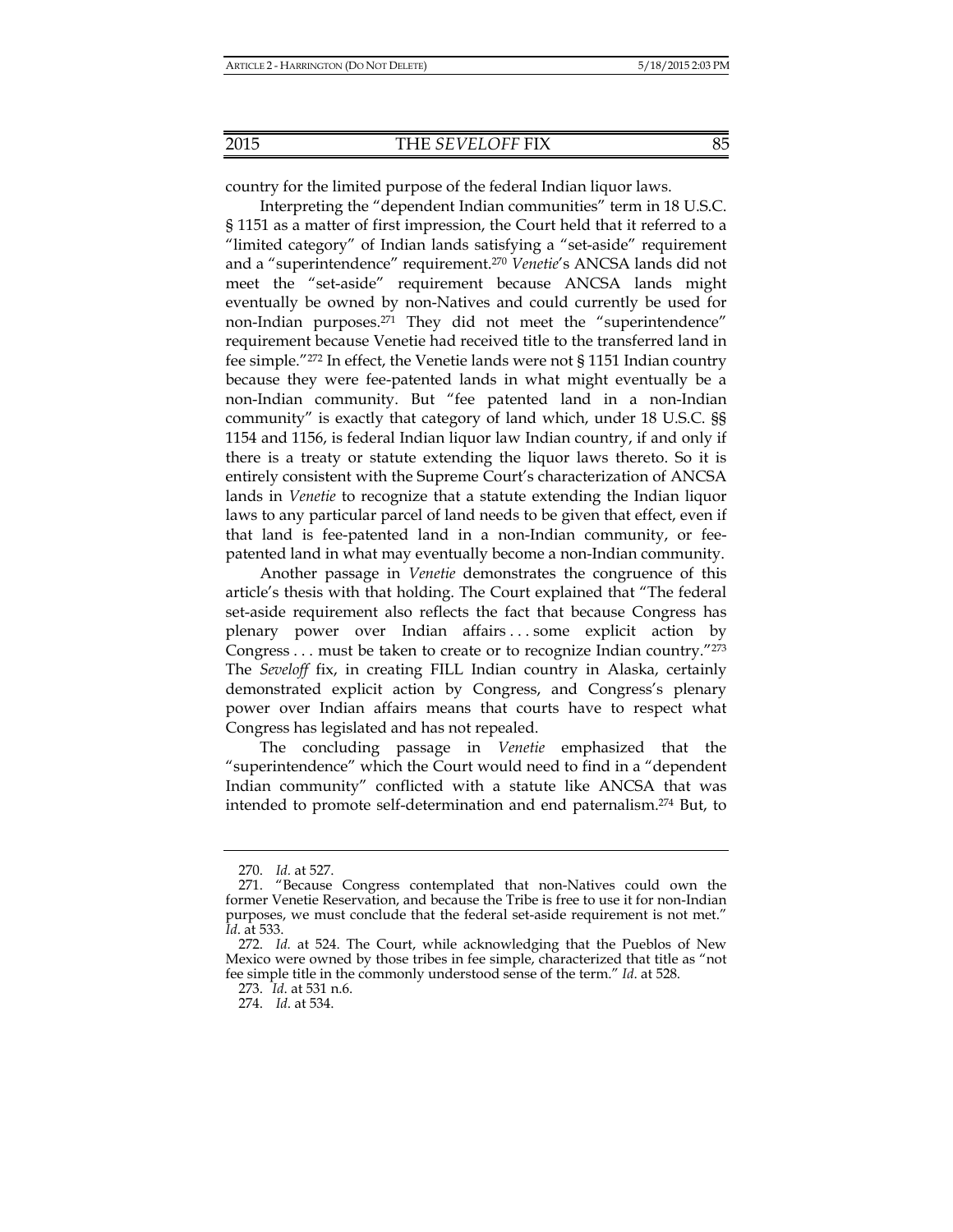country for the limited purpose of the federal Indian liquor laws.

Interpreting the "dependent Indian communities" term in 18 U.S.C. § 1151 as a matter of first impression, the Court held that it referred to a "limited category" of Indian lands satisfying a "set-aside" requirement and a "superintendence" requirement.[270] *Venetie*'s ANCSA lands did not meet the "set-aside" requirement because ANCSA lands might eventually be owned by non-Natives and could currently be used for non-Indian purposes.[271] They did not meet the "superintendence" requirement because Venetie had received title to the transferred land in fee simple."[272] In effect, the Venetie lands were not § 1151 Indian country because they were fee-patented lands in what might eventually be a non-Indian community. But "fee patented land in a non-Indian community" is exactly that category of land which, under 18 U.S.C. §§ 1154 and 1156, is federal Indian liquor law Indian country, if and only if there is a treaty or statute extending the liquor laws thereto. So it is entirely consistent with the Supreme Court's characterization of ANCSA lands in *Venetie* to recognize that a statute extending the Indian liquor laws to any particular parcel of land needs to be given that effect, even if that land is fee-patented land in a non-Indian community, or fee-patented land in what may eventually become a non-Indian community.

Another passage in *Venetie* demonstrates the congruence of this article's thesis with that holding. The Court explained that "The federal set-aside requirement also reflects the fact that because Congress has plenary power over Indian affairs . . . some explicit action by Congress . . . must be taken to create or to recognize Indian country."[273] The *Seveloff* fix, in creating FILL Indian country in Alaska, certainly demonstrated explicit action by Congress, and Congress's plenary power over Indian affairs means that courts have to respect what Congress has legislated and has not repealed.

The concluding passage in *Venetie* emphasized that the "superintendence" which the Court would need to find in a "dependent Indian community" conflicted with a statute like ANCSA that was intended to promote self-determination and end paternalism.[274] But, to

---

270. *Id.* at 527.

271. "Because Congress contemplated that non-Natives could own the former Venetie Reservation, and because the Tribe is free to use it for non-Indian purposes, we must conclude that the federal set-aside requirement is not met." *Id.* at 533.

272. *Id.* at 524. The Court, while acknowledging that the Pueblos of New Mexico were owned by those tribes in fee simple, characterized that title as "not fee simple title in the commonly understood sense of the term." *Id.* at 528.

273. *Id.* at 531 n.6.

274. *Id.* at 534.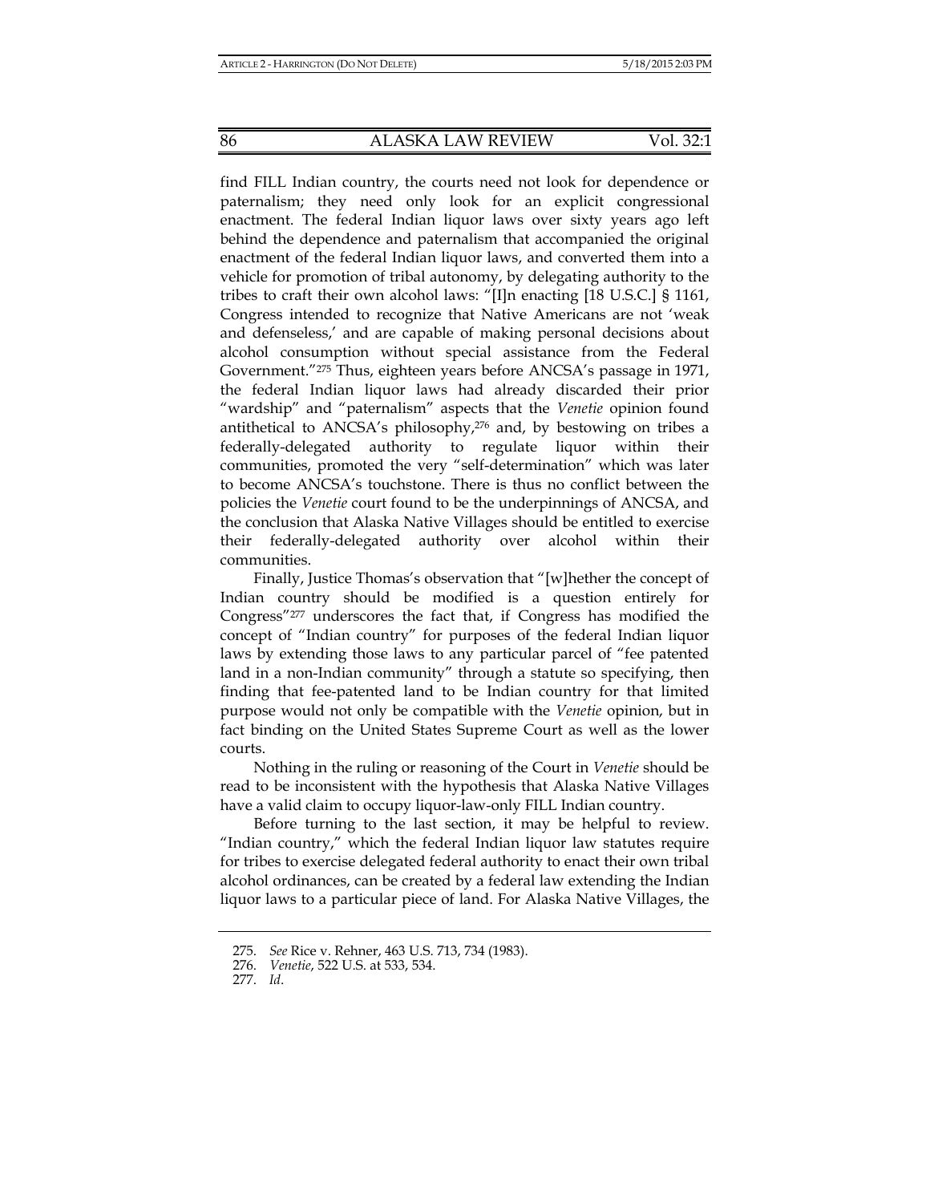find FILL Indian country, the courts need not look for dependence or paternalism; they need only look for an explicit congressional enactment. The federal Indian liquor laws over sixty years ago left behind the dependence and paternalism that accompanied the original enactment of the federal Indian liquor laws, and converted them into a vehicle for promotion of tribal autonomy, by delegating authority to the tribes to craft their own alcohol laws: "[I]n enacting [18 U.S.C.] § 1161, Congress intended to recognize that Native Americans are not 'weak and defenseless,' and are capable of making personal decisions about alcohol consumption without special assistance from the Federal Government."[275] Thus, eighteen years before ANCSA's passage in 1971, the federal Indian liquor laws had already discarded their prior "wardship" and "paternalism" aspects that the *Venetie* opinion found antithetical to ANCSA's philosophy,[276] and, by bestowing on tribes a federally-delegated authority to regulate liquor within their communities, promoted the very "self-determination" which was later to become ANCSA's touchstone. There is thus no conflict between the policies the *Venetie* court found to be the underpinnings of ANCSA, and the conclusion that Alaska Native Villages should be entitled to exercise their federally-delegated authority over alcohol within their communities.

Finally, Justice Thomas's observation that "[w]hether the concept of Indian country should be modified is a question entirely for Congress"[277] underscores the fact that, if Congress has modified the concept of "Indian country" for purposes of the federal Indian liquor laws by extending those laws to any particular parcel of "fee patented land in a non-Indian community" through a statute so specifying, then finding that fee-patented land to be Indian country for that limited purpose would not only be compatible with the *Venetie* opinion, but in fact binding on the United States Supreme Court as well as the lower courts.

Nothing in the ruling or reasoning of the Court in *Venetie* should be read to be inconsistent with the hypothesis that Alaska Native Villages have a valid claim to occupy liquor-law-only FILL Indian country.

Before turning to the last section, it may be helpful to review. "Indian country," which the federal Indian liquor law statutes require for tribes to exercise delegated federal authority to enact their own tribal alcohol ordinances, can be created by a federal law extending the Indian liquor laws to a particular piece of land. For Alaska Native Villages, the

---

275. *See* Rice v. Rehner, 463 U.S. 713, 734 (1983).

276. *Venetie*, 522 U.S. at 533, 534.

277. *Id*.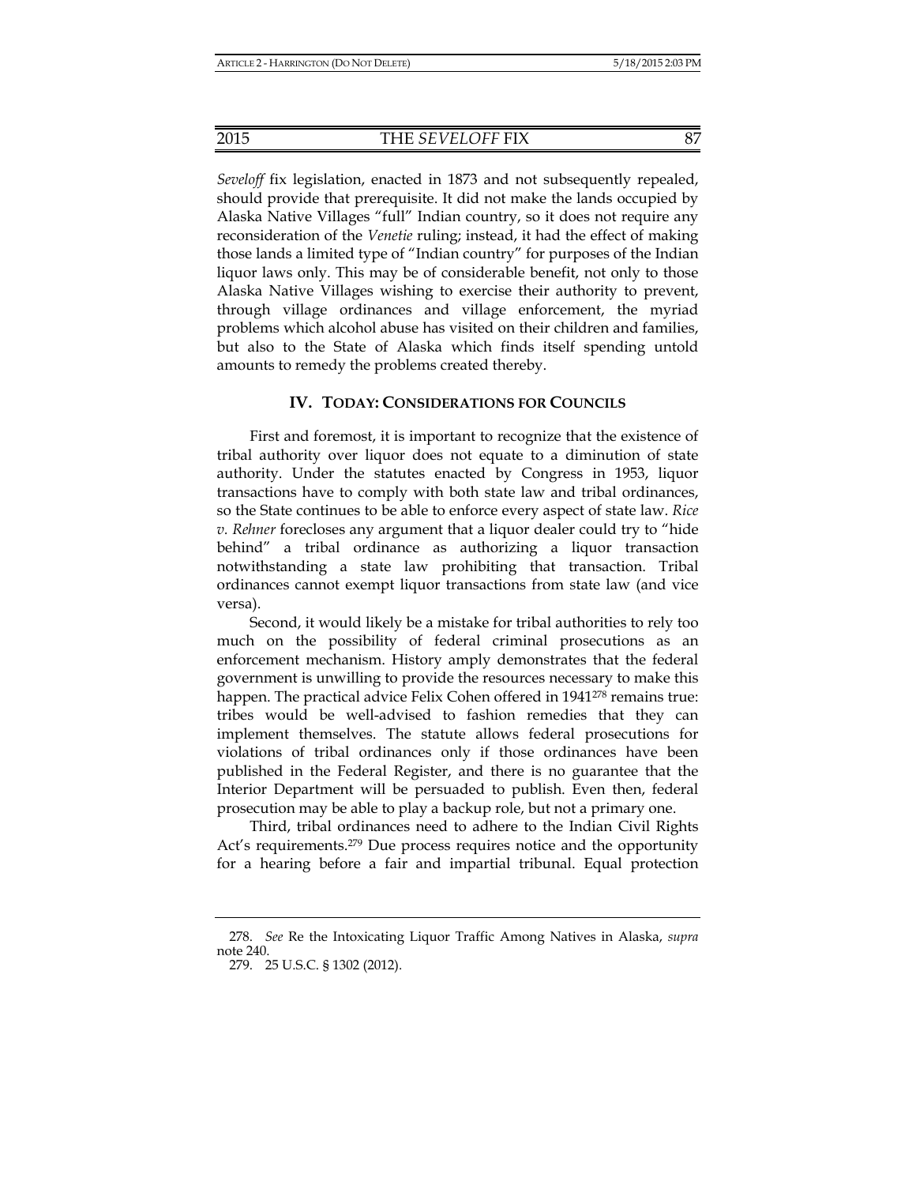*Seveloff* fix legislation, enacted in 1873 and not subsequently repealed, should provide that prerequisite. It did not make the lands occupied by Alaska Native Villages "full" Indian country, so it does not require any reconsideration of the *Venetie* ruling; instead, it had the effect of making those lands a limited type of "Indian country" for purposes of the Indian liquor laws only. This may be of considerable benefit, not only to those Alaska Native Villages wishing to exercise their authority to prevent, through village ordinances and village enforcement, the myriad problems which alcohol abuse has visited on their children and families, but also to the State of Alaska which finds itself spending untold amounts to remedy the problems created thereby.

## IV. TODAY: CONSIDERATIONS FOR COUNCILS

First and foremost, it is important to recognize that the existence of tribal authority over liquor does not equate to a diminution of state authority. Under the statutes enacted by Congress in 1953, liquor transactions have to comply with both state law and tribal ordinances, so the State continues to be able to enforce every aspect of state law. *Rice v. Rehner* forecloses any argument that a liquor dealer could try to "hide behind" a tribal ordinance as authorizing a liquor transaction notwithstanding a state law prohibiting that transaction. Tribal ordinances cannot exempt liquor transactions from state law (and vice versa).

Second, it would likely be a mistake for tribal authorities to rely too much on the possibility of federal criminal prosecutions as an enforcement mechanism. History amply demonstrates that the federal government is unwilling to provide the resources necessary to make this happen. The practical advice Felix Cohen offered in 1941[278] remains true: tribes would be well-advised to fashion remedies that they can implement themselves. The statute allows federal prosecutions for violations of tribal ordinances only if those ordinances have been published in the Federal Register, and there is no guarantee that the Interior Department will be persuaded to publish. Even then, federal prosecution may be able to play a backup role, but not a primary one.

Third, tribal ordinances need to adhere to the Indian Civil Rights Act's requirements.[279] Due process requires notice and the opportunity for a hearing before a fair and impartial tribunal. Equal protection

---

278. *See* Re the Intoxicating Liquor Traffic Among Natives in Alaska, *supra* note 240.

279. 25 U.S.C. § 1302 (2012).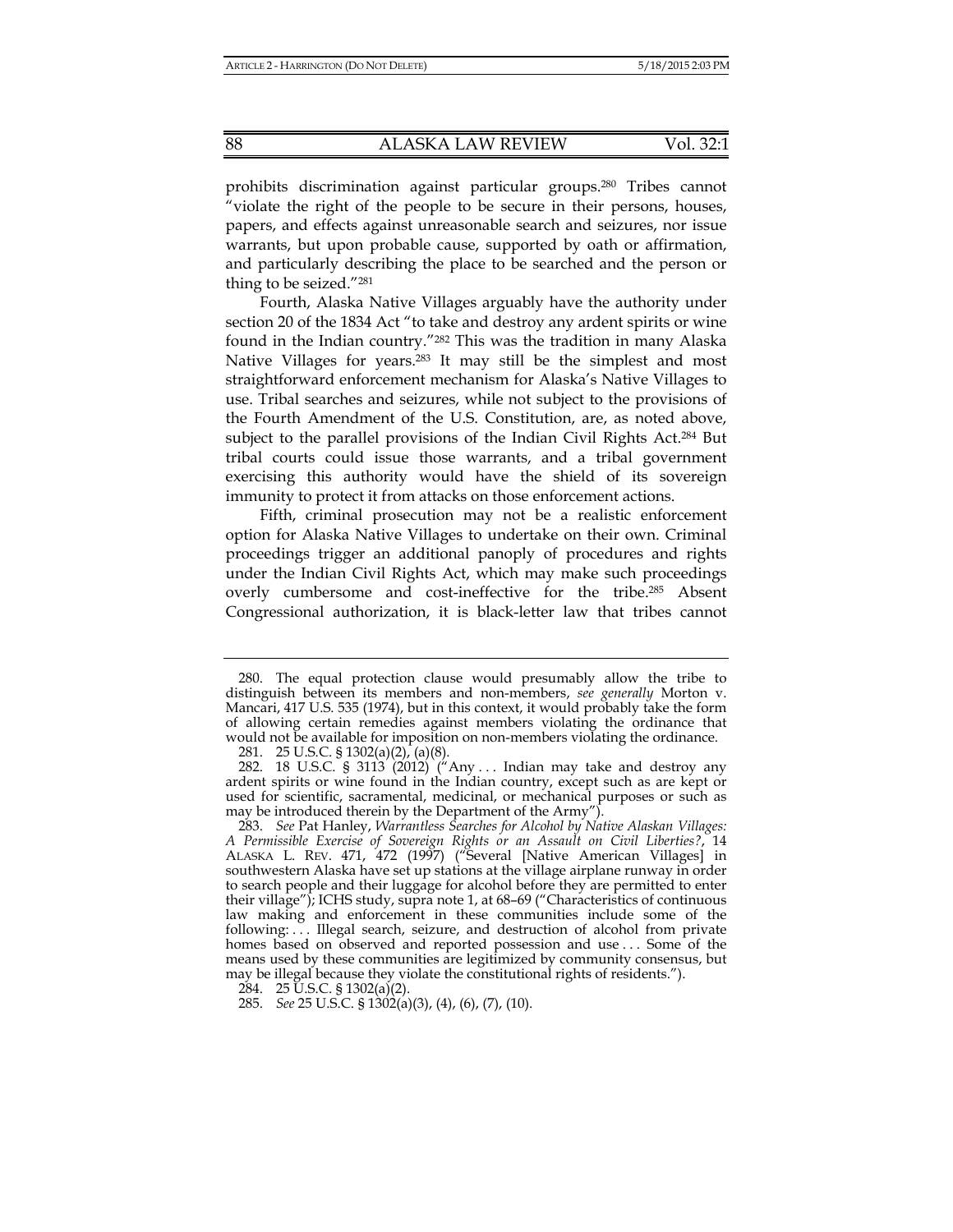prohibits discrimination against particular groups.[280] Tribes cannot "violate the right of the people to be secure in their persons, houses, papers, and effects against unreasonable search and seizures, nor issue warrants, but upon probable cause, supported by oath or affirmation, and particularly describing the place to be searched and the person or thing to be seized."[281]

Fourth, Alaska Native Villages arguably have the authority under section 20 of the 1834 Act "to take and destroy any ardent spirits or wine found in the Indian country."[282] This was the tradition in many Alaska Native Villages for years.[283] It may still be the simplest and most straightforward enforcement mechanism for Alaska's Native Villages to use. Tribal searches and seizures, while not subject to the provisions of the Fourth Amendment of the U.S. Constitution, are, as noted above, subject to the parallel provisions of the Indian Civil Rights Act.[284] But tribal courts could issue those warrants, and a tribal government exercising this authority would have the shield of its sovereign immunity to protect it from attacks on those enforcement actions.

Fifth, criminal prosecution may not be a realistic enforcement option for Alaska Native Villages to undertake on their own. Criminal proceedings trigger an additional panoply of procedures and rights under the Indian Civil Rights Act, which may make such proceedings overly cumbersome and cost-ineffective for the tribe.[285] Absent Congressional authorization, it is black-letter law that tribes cannot

---

280. The equal protection clause would presumably allow the tribe to distinguish between its members and non-members, *see generally* Morton v. Mancari, 417 U.S. 535 (1974), but in this context, it would probably take the form of allowing certain remedies against members violating the ordinance that would not be available for imposition on non-members violating the ordinance.

281. 25 U.S.C. § 1302(a)(2), (a)(8).

282. 18 U.S.C. § 3113 (2012) ("Any . . . Indian may take and destroy any ardent spirits or wine found in the Indian country, except such as are kept or used for scientific, sacramental, medicinal, or mechanical purposes or such as may be introduced therein by the Department of the Army").

283. *See* Pat Hanley, *Warrantless Searches for Alcohol by Native Alaskan Villages: A Permissible Exercise of Sovereign Rights or an Assault on Civil Liberties?*, 14 ALASKA L. REV. 471, 472 (1997) ("Several [Native American Villages] in southwestern Alaska have set up stations at the village airplane runway in order to search people and their luggage for alcohol before they are permitted to enter their village"); ICHS study, supra note 1, at 68–69 ("Characteristics of continuous law making and enforcement in these communities include some of the following: . . . Illegal search, seizure, and destruction of alcohol from private homes based on observed and reported possession and use . . . Some of the means used by these communities are legitimized by community consensus, but may be illegal because they violate the constitutional rights of residents.").

284. 25 U.S.C. § 1302(a)(2).

285. *See* 25 U.S.C. § 1302(a)(3), (4), (6), (7), (10).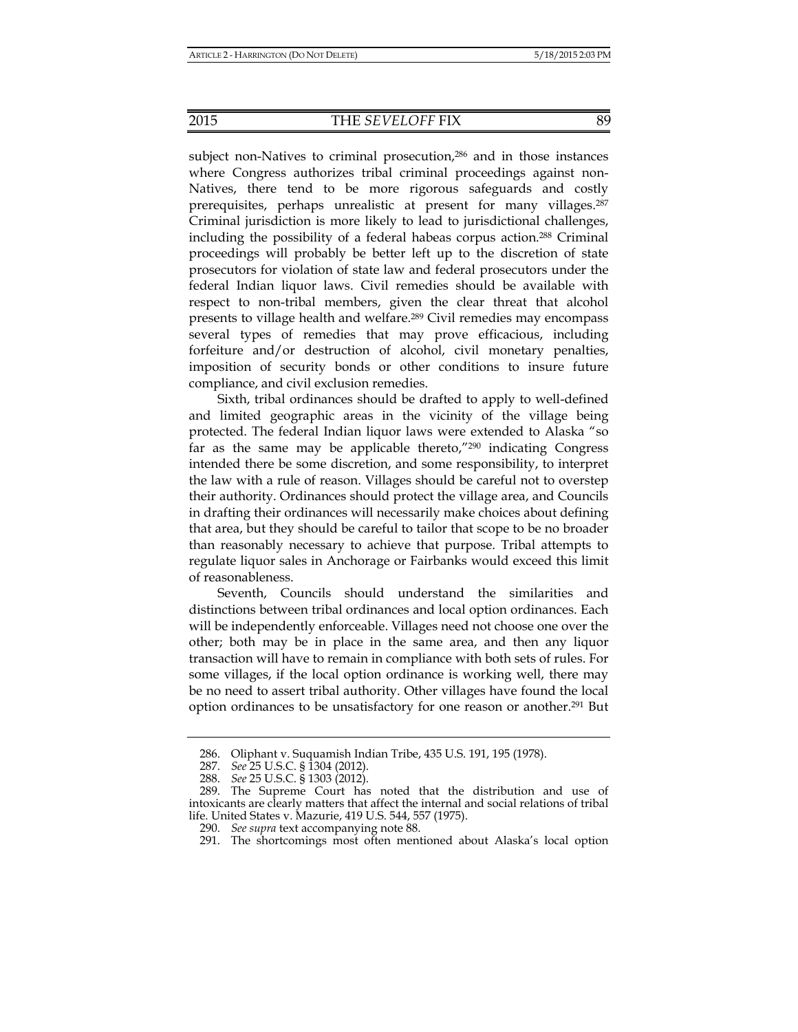subject non-Natives to criminal prosecution,[286] and in those instances where Congress authorizes tribal criminal proceedings against non-Natives, there tend to be more rigorous safeguards and costly prerequisites, perhaps unrealistic at present for many villages.[287] Criminal jurisdiction is more likely to lead to jurisdictional challenges, including the possibility of a federal habeas corpus action.[288] Criminal proceedings will probably be better left up to the discretion of state prosecutors for violation of state law and federal prosecutors under the federal Indian liquor laws. Civil remedies should be available with respect to non-tribal members, given the clear threat that alcohol presents to village health and welfare.[289] Civil remedies may encompass several types of remedies that may prove efficacious, including forfeiture and/or destruction of alcohol, civil monetary penalties, imposition of security bonds or other conditions to insure future compliance, and civil exclusion remedies.

Sixth, tribal ordinances should be drafted to apply to well-defined and limited geographic areas in the vicinity of the village being protected. The federal Indian liquor laws were extended to Alaska "so far as the same may be applicable thereto,"[290] indicating Congress intended there be some discretion, and some responsibility, to interpret the law with a rule of reason. Villages should be careful not to overstep their authority. Ordinances should protect the village area, and Councils in drafting their ordinances will necessarily make choices about defining that area, but they should be careful to tailor that scope to be no broader than reasonably necessary to achieve that purpose. Tribal attempts to regulate liquor sales in Anchorage or Fairbanks would exceed this limit of reasonableness.

Seventh, Councils should understand the similarities and distinctions between tribal ordinances and local option ordinances. Each will be independently enforceable. Villages need not choose one over the other; both may be in place in the same area, and then any liquor transaction will have to remain in compliance with both sets of rules. For some villages, if the local option ordinance is working well, there may be no need to assert tribal authority. Other villages have found the local option ordinances to be unsatisfactory for one reason or another.[291] But

---

286. Oliphant v. Suquamish Indian Tribe, 435 U.S. 191, 195 (1978).

287. *See* 25 U.S.C. § 1304 (2012).

288. *See* 25 U.S.C. § 1303 (2012).

289. The Supreme Court has noted that the distribution and use of intoxicants are clearly matters that affect the internal and social relations of tribal life. United States v. Mazurie, 419 U.S. 544, 557 (1975).

290. *See supra* text accompanying note 88.

291. The shortcomings most often mentioned about Alaska's local option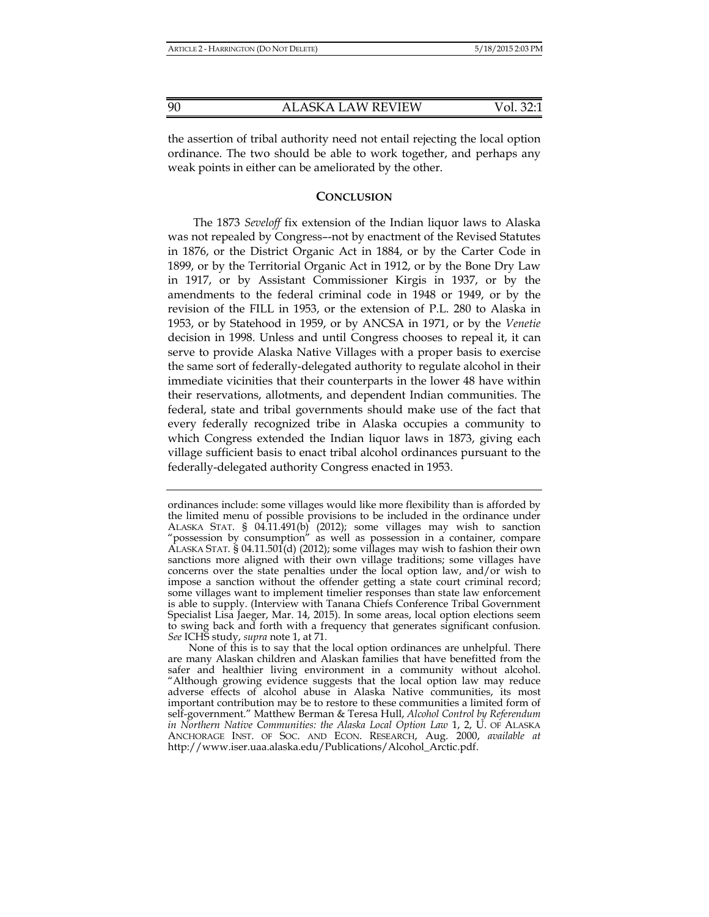the assertion of tribal authority need not entail rejecting the local option ordinance. The two should be able to work together, and perhaps any weak points in either can be ameliorated by the other.

## CONCLUSION

The 1873 *Seveloff* fix extension of the Indian liquor laws to Alaska was not repealed by Congress–-not by enactment of the Revised Statutes in 1876, or the District Organic Act in 1884, or by the Carter Code in 1899, or by the Territorial Organic Act in 1912, or by the Bone Dry Law in 1917, or by Assistant Commissioner Kirgis in 1937, or by the amendments to the federal criminal code in 1948 or 1949, or by the revision of the FILL in 1953, or the extension of P.L. 280 to Alaska in 1953, or by Statehood in 1959, or by ANCSA in 1971, or by the *Venetie* decision in 1998. Unless and until Congress chooses to repeal it, it can serve to provide Alaska Native Villages with a proper basis to exercise the same sort of federally-delegated authority to regulate alcohol in their immediate vicinities that their counterparts in the lower 48 have within their reservations, allotments, and dependent Indian communities. The federal, state and tribal governments should make use of the fact that every federally recognized tribe in Alaska occupies a community to which Congress extended the Indian liquor laws in 1873, giving each village sufficient basis to enact tribal alcohol ordinances pursuant to the federally-delegated authority Congress enacted in 1953.

---

ordinances include: some villages would like more flexibility than is afforded by the limited menu of possible provisions to be included in the ordinance under ALASKA STAT. § 04.11.491(b) (2012); some villages may wish to sanction "possession by consumption" as well as possession in a container, compare ALASKA STAT. § 04.11.501(d) (2012); some villages may wish to fashion their own sanctions more aligned with their own village traditions; some villages have concerns over the state penalties under the local option law, and/or wish to impose a sanction without the offender getting a state court criminal record; some villages want to implement timelier responses than state law enforcement is able to supply. (Interview with Tanana Chiefs Conference Tribal Government Specialist Lisa Jaeger, Mar. 14, 2015). In some areas, local option elections seem to swing back and forth with a frequency that generates significant confusion. *See* ICHS study, *supra* note 1, at 71.

None of this is to say that the local option ordinances are unhelpful. There are many Alaskan children and Alaskan families that have benefitted from the safer and healthier living environment in a community without alcohol. "Although growing evidence suggests that the local option law may reduce adverse effects of alcohol abuse in Alaska Native communities, its most important contribution may be to restore to these communities a limited form of self-government." Matthew Berman & Teresa Hull, *Alcohol Control by Referendum in Northern Native Communities: the Alaska Local Option Law* 1, 2, U. OF ALASKA ANCHORAGE INST. OF SOC. AND ECON. RESEARCH, Aug. 2000, *available at* http://www.iser.uaa.alaska.edu/Publications/Alcohol_Arctic.pdf.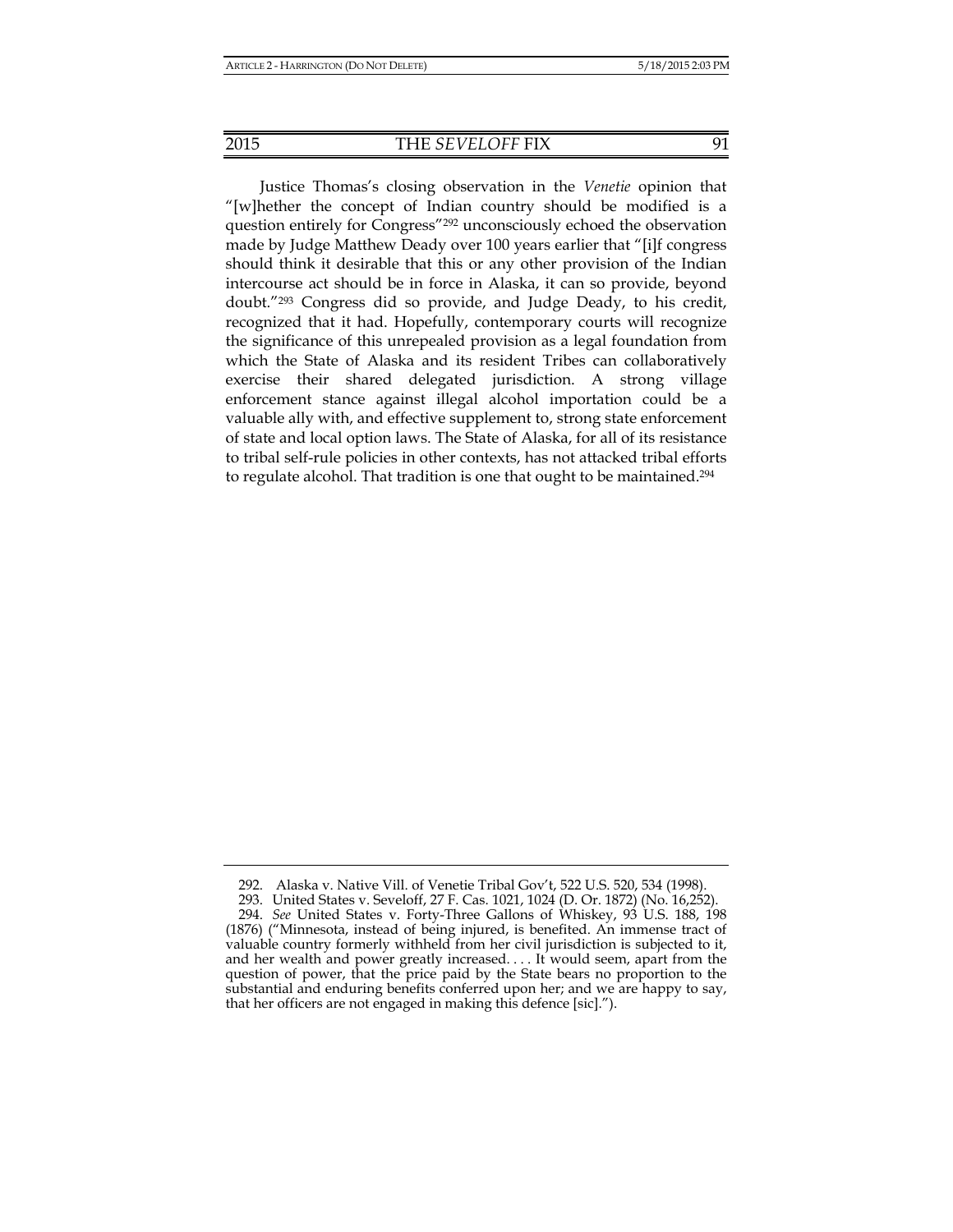Justice Thomas's closing observation in the *Venetie* opinion that "[w]hether the concept of Indian country should be modified is a question entirely for Congress"[292] unconsciously echoed the observation made by Judge Matthew Deady over 100 years earlier that "[i]f congress should think it desirable that this or any other provision of the Indian intercourse act should be in force in Alaska, it can so provide, beyond doubt."[293] Congress did so provide, and Judge Deady, to his credit, recognized that it had. Hopefully, contemporary courts will recognize the significance of this unrepealed provision as a legal foundation from which the State of Alaska and its resident Tribes can collaboratively exercise their shared delegated jurisdiction. A strong village enforcement stance against illegal alcohol importation could be a valuable ally with, and effective supplement to, strong state enforcement of state and local option laws. The State of Alaska, for all of its resistance to tribal self-rule policies in other contexts, has not attacked tribal efforts to regulate alcohol. That tradition is one that ought to be maintained.[294]

292. Alaska v. Native Vill. of Venetie Tribal Gov't, 522 U.S. 520, 534 (1998).

293. United States v. Seveloff, 27 F. Cas. 1021, 1024 (D. Or. 1872) (No. 16,252).

294. *See* United States v. Forty-Three Gallons of Whiskey, 93 U.S. 188, 198 (1876) ("Minnesota, instead of being injured, is benefited. An immense tract of valuable country formerly withheld from her civil jurisdiction is subjected to it, and her wealth and power greatly increased. . . . It would seem, apart from the question of power, that the price paid by the State bears no proportion to the substantial and enduring benefits conferred upon her; and we are happy to say, that her officers are not engaged in making this defence [sic].").